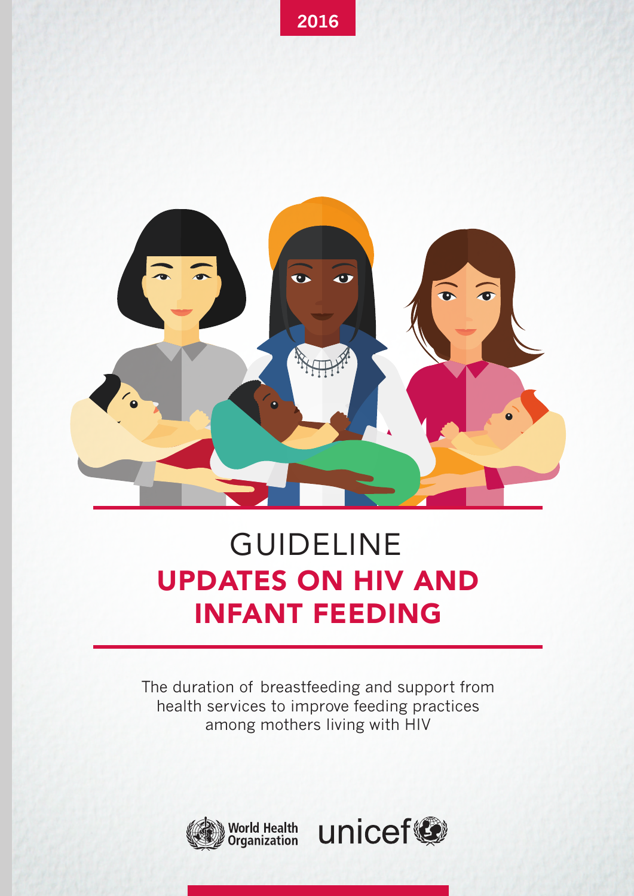2016

# GUIDELINE

# UPDATES ON HIV AND INFANT FEEDING

The duration of breastfeeding and support from health services to improve feeding practices among mothers living with HIV

World Health Organization unicef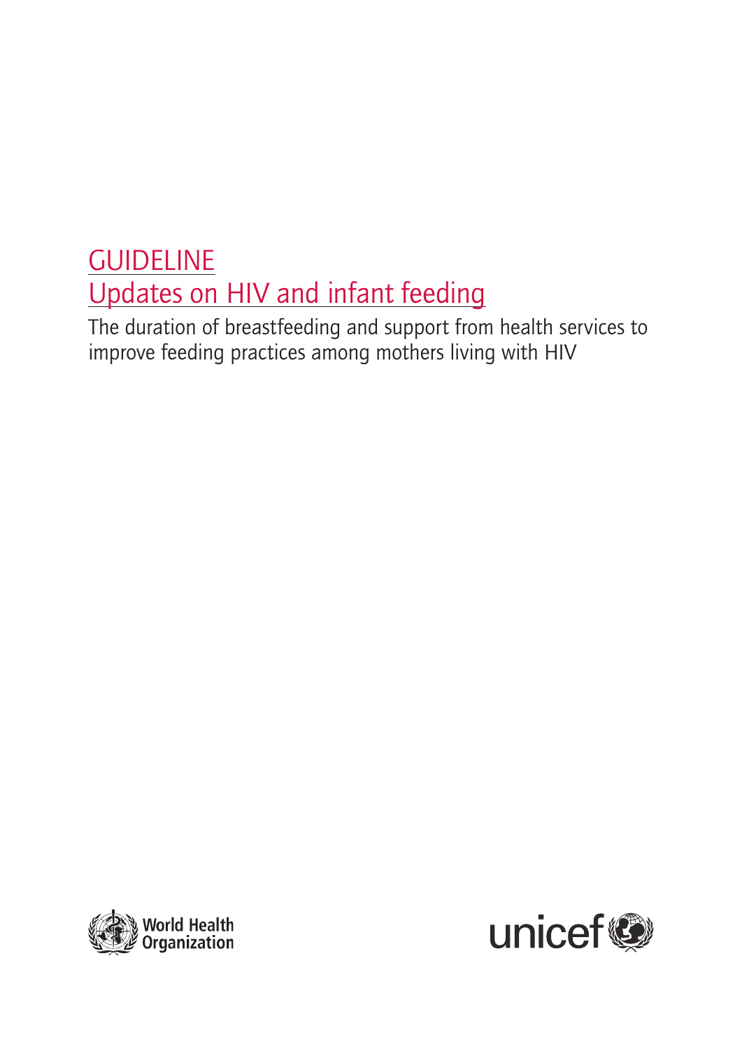# GUIDELINE

# Updates on HIV and infant feeding

The duration of breastfeeding and support from health services to improve feeding practices among mothers living with HIV

World Health Organization

unicef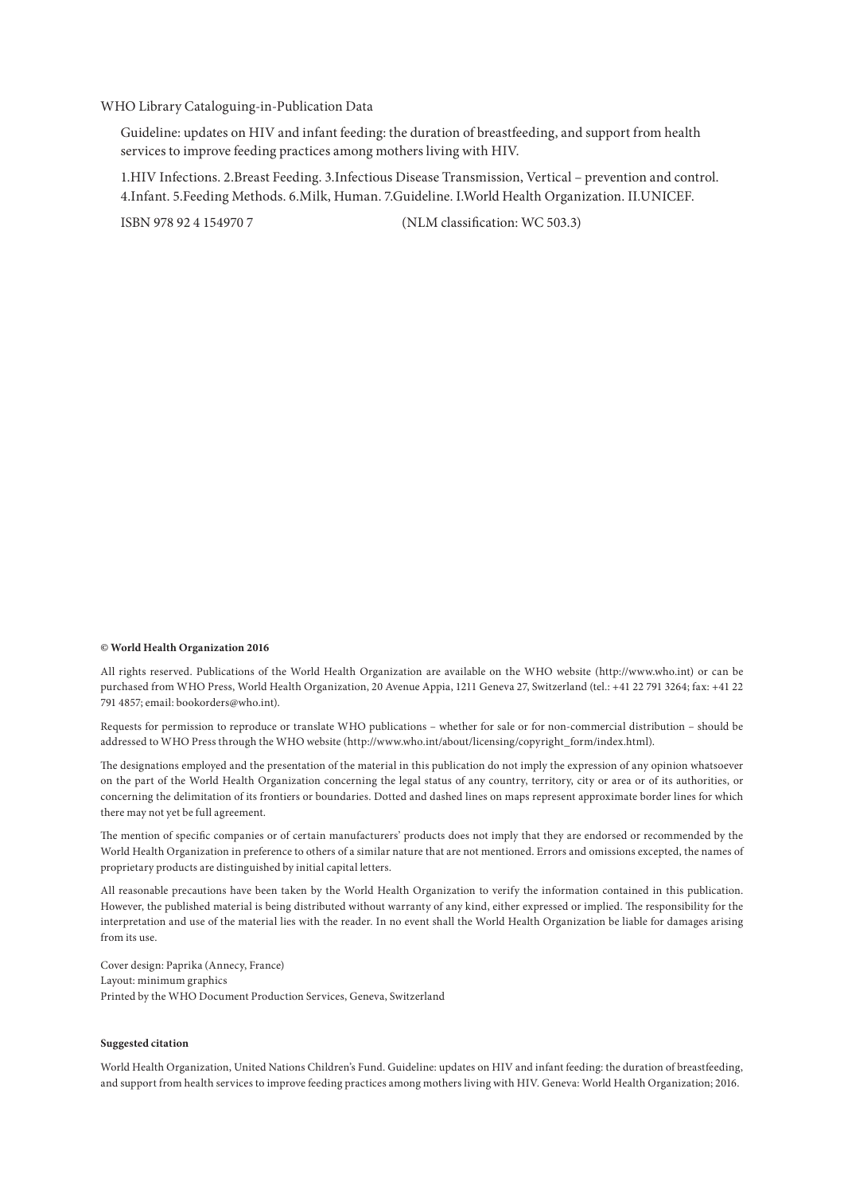WHO Library Cataloguing-in-Publication Data

Guideline: updates on HIV and infant feeding: the duration of breastfeeding, and support from health services to improve feeding practices among mothers living with HIV.

1.HIV Infections. 2.Breast Feeding. 3.Infectious Disease Transmission, Vertical – prevention and control. 4.Infant. 5.Feeding Methods. 6.Milk, Human. 7.Guideline. I.World Health Organization. II.UNICEF.

ISBN 978 92 4 154970 7 (NLM classification: WC 503.3)

**© World Health Organization 2016**

All rights reserved. Publications of the World Health Organization are available on the WHO website (http://www.who.int) or can be purchased from WHO Press, World Health Organization, 20 Avenue Appia, 1211 Geneva 27, Switzerland (tel.: +41 22 791 3264; fax: +41 22 791 4857; email: bookorders@who.int).

Requests for permission to reproduce or translate WHO publications – whether for sale or for non-commercial distribution – should be addressed to WHO Press through the WHO website (http://www.who.int/about/licensing/copyright_form/index.html).

The designations employed and the presentation of the material in this publication do not imply the expression of any opinion whatsoever on the part of the World Health Organization concerning the legal status of any country, territory, city or area or of its authorities, or concerning the delimitation of its frontiers or boundaries. Dotted and dashed lines on maps represent approximate border lines for which there may not yet be full agreement.

The mention of specific companies or of certain manufacturers' products does not imply that they are endorsed or recommended by the World Health Organization in preference to others of a similar nature that are not mentioned. Errors and omissions excepted, the names of proprietary products are distinguished by initial capital letters.

All reasonable precautions have been taken by the World Health Organization to verify the information contained in this publication. However, the published material is being distributed without warranty of any kind, either expressed or implied. The responsibility for the interpretation and use of the material lies with the reader. In no event shall the World Health Organization be liable for damages arising from its use.

Cover design: Paprika (Annecy, France)
Layout: minimum graphics
Printed by the WHO Document Production Services, Geneva, Switzerland

**Suggested citation**

World Health Organization, United Nations Children's Fund. Guideline: updates on HIV and infant feeding: the duration of breastfeeding, and support from health services to improve feeding practices among mothers living with HIV. Geneva: World Health Organization; 2016.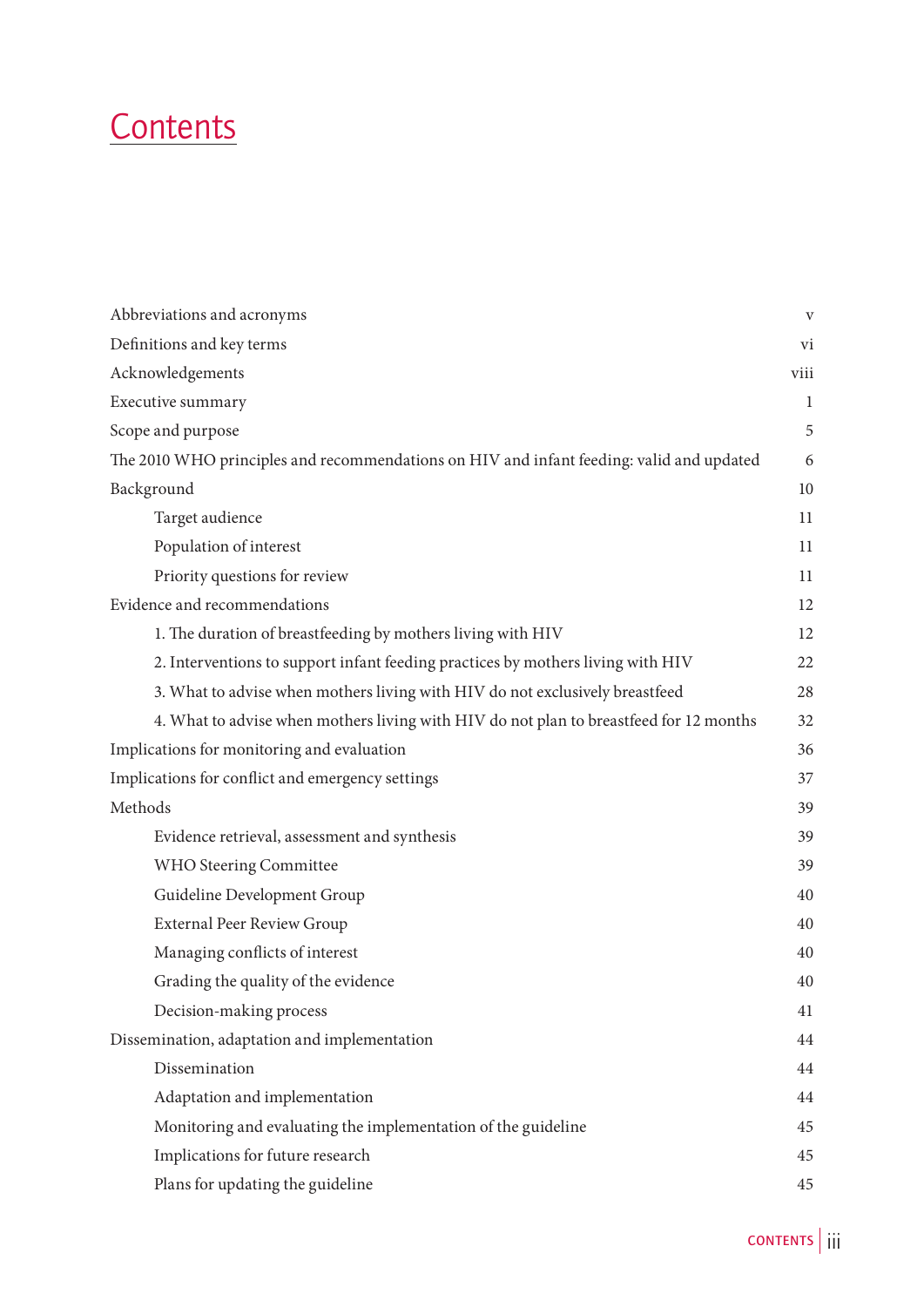# Contents

| | |
|---|---|
| Abbreviations and acronyms | v |
| Definitions and key terms | vi |
| Acknowledgements | viii |
| Executive summary | 1 |
| Scope and purpose | 5 |
| The 2010 WHO principles and recommendations on HIV and infant feeding: valid and updated | 6 |
| Background | 10 |
| Target audience | 11 |
| Population of interest | 11 |
| Priority questions for review | 11 |
| Evidence and recommendations | 12 |
| 1. The duration of breastfeeding by mothers living with HIV | 12 |
| 2. Interventions to support infant feeding practices by mothers living with HIV | 22 |
| 3. What to advise when mothers living with HIV do not exclusively breastfeed | 28 |
| 4. What to advise when mothers living with HIV do not plan to breastfeed for 12 months | 32 |
| Implications for monitoring and evaluation | 36 |
| Implications for conflict and emergency settings | 37 |
| Methods | 39 |
| Evidence retrieval, assessment and synthesis | 39 |
| WHO Steering Committee | 39 |
| Guideline Development Group | 40 |
| External Peer Review Group | 40 |
| Managing conflicts of interest | 40 |
| Grading the quality of the evidence | 40 |
| Decision-making process | 41 |
| Dissemination, adaptation and implementation | 44 |
| Dissemination | 44 |
| Adaptation and implementation | 44 |
| Monitoring and evaluating the implementation of the guideline | 45 |
| Implications for future research | 45 |
| Plans for updating the guideline | 45 |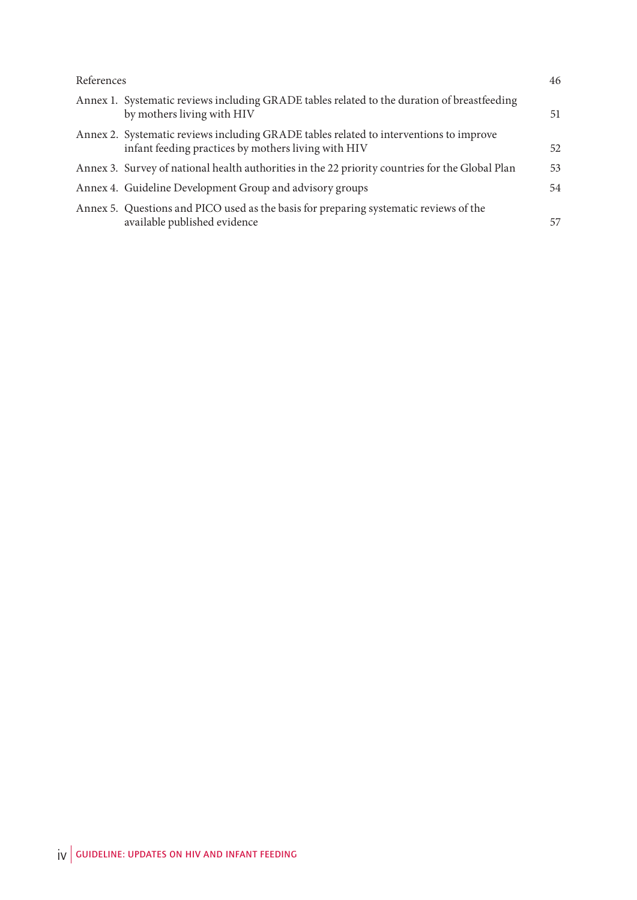| | |
|---|---|
| References | 46 |
| Annex 1. Systematic reviews including GRADE tables related to the duration of breastfeeding by mothers living with HIV | 51 |
| Annex 2. Systematic reviews including GRADE tables related to interventions to improve infant feeding practices by mothers living with HIV | 52 |
| Annex 3. Survey of national health authorities in the 22 priority countries for the Global Plan | 53 |
| Annex 4. Guideline Development Group and advisory groups | 54 |
| Annex 5. Questions and PICO used as the basis for preparing systematic reviews of the available published evidence | 57 |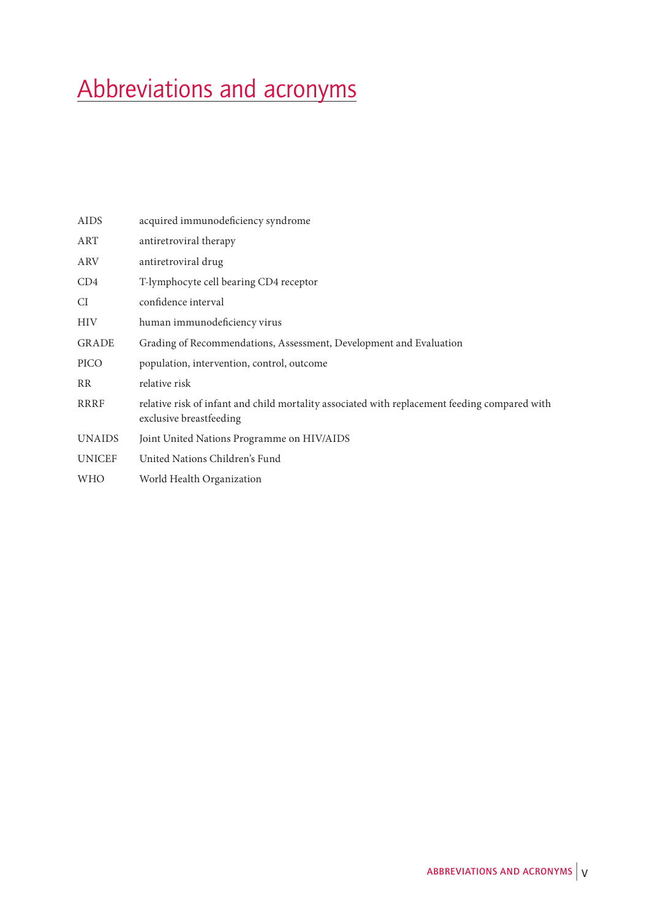# Abbreviations and acronyms

| | |
|---|---|
| AIDS | acquired immunodeficiency syndrome |
| ART | antiretroviral therapy |
| ARV | antiretroviral drug |
| CD4 | T-lymphocyte cell bearing CD4 receptor |
| CI | confidence interval |
| HIV | human immunodeficiency virus |
| GRADE | Grading of Recommendations, Assessment, Development and Evaluation |
| PICO | population, intervention, control, outcome |
| RR | relative risk |
| RRRF | relative risk of infant and child mortality associated with replacement feeding compared with exclusive breastfeeding |
| UNAIDS | Joint United Nations Programme on HIV/AIDS |
| UNICEF | United Nations Children's Fund |
| WHO | World Health Organization |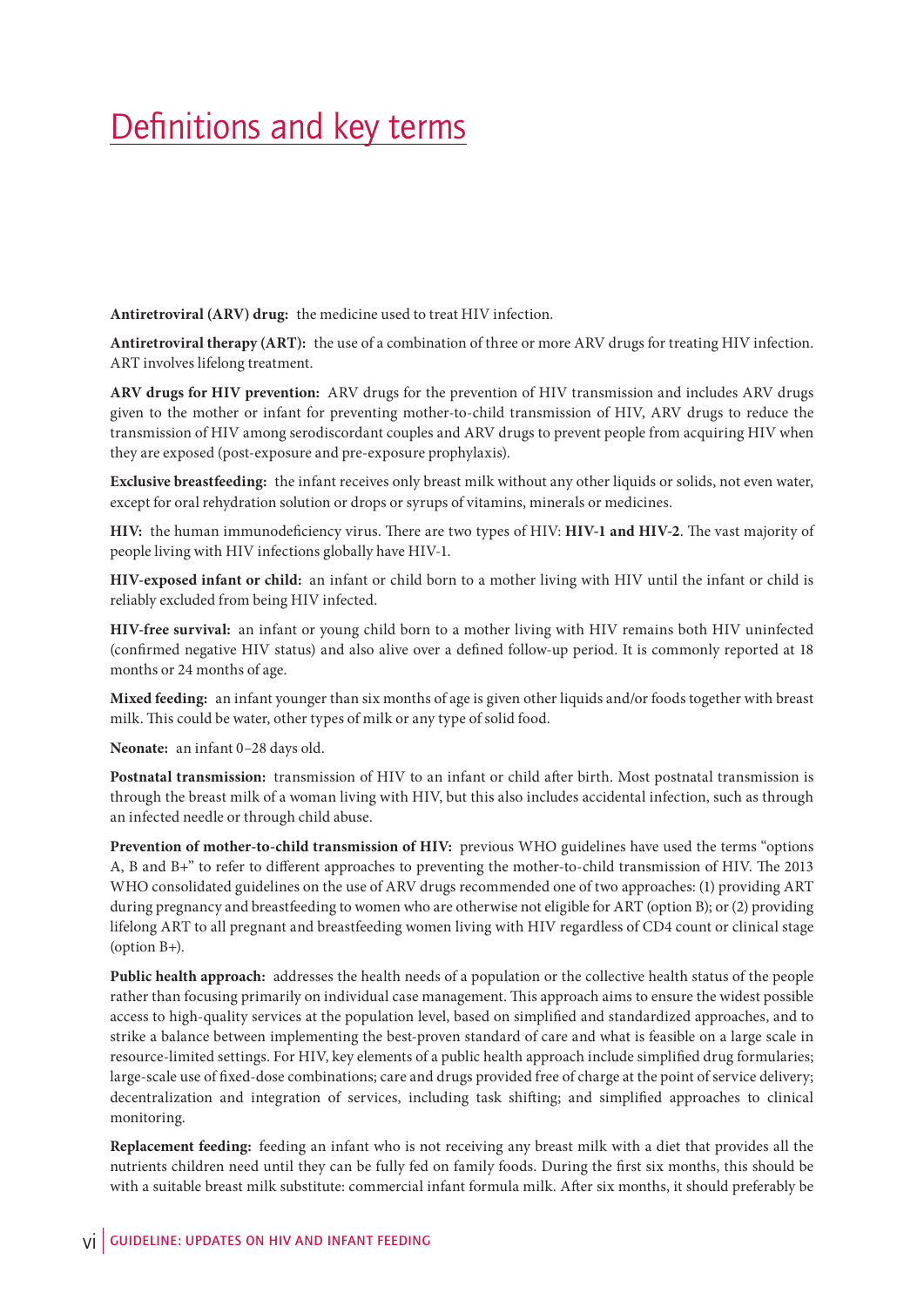# Definitions and key terms

**Antiretroviral (ARV) drug:** the medicine used to treat HIV infection.

**Antiretroviral therapy (ART):** the use of a combination of three or more ARV drugs for treating HIV infection. ART involves lifelong treatment.

**ARV drugs for HIV prevention:** ARV drugs for the prevention of HIV transmission and includes ARV drugs given to the mother or infant for preventing mother-to-child transmission of HIV, ARV drugs to reduce the transmission of HIV among serodiscordant couples and ARV drugs to prevent people from acquiring HIV when they are exposed (post-exposure and pre-exposure prophylaxis).

**Exclusive breastfeeding:** the infant receives only breast milk without any other liquids or solids, not even water, except for oral rehydration solution or drops or syrups of vitamins, minerals or medicines.

**HIV:** the human immunodeficiency virus. There are two types of HIV: **HIV-1 and HIV-2**. The vast majority of people living with HIV infections globally have HIV-1.

**HIV-exposed infant or child:** an infant or child born to a mother living with HIV until the infant or child is reliably excluded from being HIV infected.

**HIV-free survival:** an infant or young child born to a mother living with HIV remains both HIV uninfected (confirmed negative HIV status) and also alive over a defined follow-up period. It is commonly reported at 18 months or 24 months of age.

**Mixed feeding:** an infant younger than six months of age is given other liquids and/or foods together with breast milk. This could be water, other types of milk or any type of solid food.

**Neonate:** an infant 0–28 days old.

**Postnatal transmission:** transmission of HIV to an infant or child after birth. Most postnatal transmission is through the breast milk of a woman living with HIV, but this also includes accidental infection, such as through an infected needle or through child abuse.

**Prevention of mother-to-child transmission of HIV:** previous WHO guidelines have used the terms "options A, B and B+" to refer to different approaches to preventing the mother-to-child transmission of HIV. The 2013 WHO consolidated guidelines on the use of ARV drugs recommended one of two approaches: (1) providing ART during pregnancy and breastfeeding to women who are otherwise not eligible for ART (option B); or (2) providing lifelong ART to all pregnant and breastfeeding women living with HIV regardless of CD4 count or clinical stage (option B+).

**Public health approach:** addresses the health needs of a population or the collective health status of the people rather than focusing primarily on individual case management. This approach aims to ensure the widest possible access to high-quality services at the population level, based on simplified and standardized approaches, and to strike a balance between implementing the best-proven standard of care and what is feasible on a large scale in resource-limited settings. For HIV, key elements of a public health approach include simplified drug formularies; large-scale use of fixed-dose combinations; care and drugs provided free of charge at the point of service delivery; decentralization and integration of services, including task shifting; and simplified approaches to clinical monitoring.

**Replacement feeding:** feeding an infant who is not receiving any breast milk with a diet that provides all the nutrients children need until they can be fully fed on family foods. During the first six months, this should be with a suitable breast milk substitute: commercial infant formula milk. After six months, it should preferably be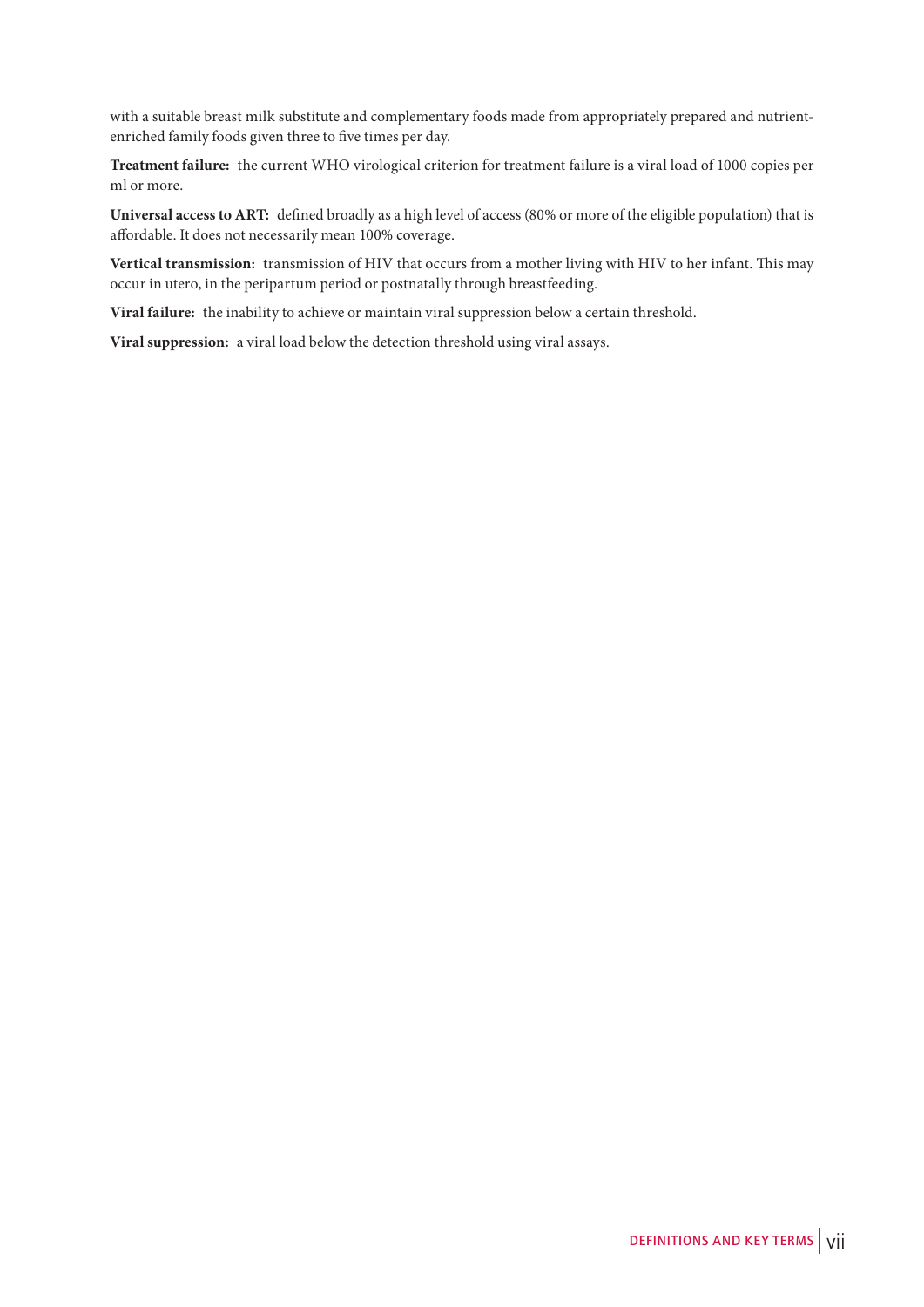with a suitable breast milk substitute and complementary foods made from appropriately prepared and nutrient-enriched family foods given three to five times per day.

**Treatment failure:** the current WHO virological criterion for treatment failure is a viral load of 1000 copies per ml or more.

**Universal access to ART:** defined broadly as a high level of access (80% or more of the eligible population) that is affordable. It does not necessarily mean 100% coverage.

**Vertical transmission:** transmission of HIV that occurs from a mother living with HIV to her infant. This may occur in utero, in the peripartum period or postnatally through breastfeeding.

**Viral failure:** the inability to achieve or maintain viral suppression below a certain threshold.

**Viral suppression:** a viral load below the detection threshold using viral assays.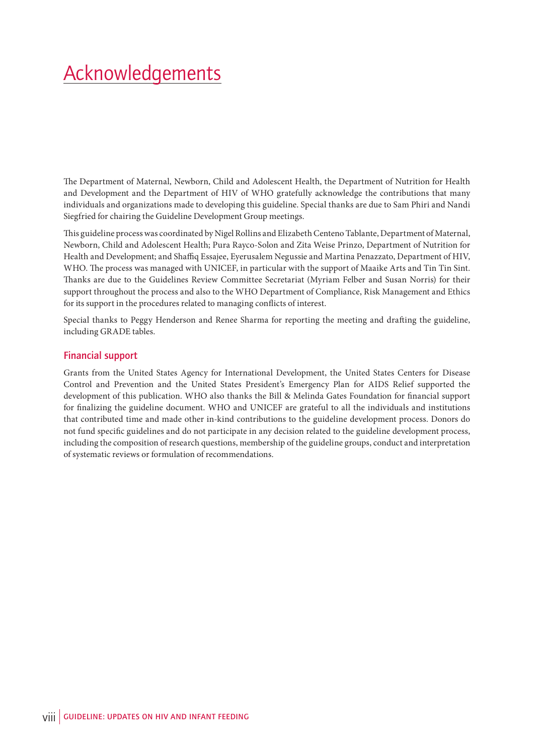# Acknowledgements

The Department of Maternal, Newborn, Child and Adolescent Health, the Department of Nutrition for Health and Development and the Department of HIV of WHO gratefully acknowledge the contributions that many individuals and organizations made to developing this guideline. Special thanks are due to Sam Phiri and Nandi Siegfried for chairing the Guideline Development Group meetings.

This guideline process was coordinated by Nigel Rollins and Elizabeth Centeno Tablante, Department of Maternal, Newborn, Child and Adolescent Health; Pura Rayco-Solon and Zita Weise Prinzo, Department of Nutrition for Health and Development; and Shaffiq Essajee, Eyerusalem Negussie and Martina Penazzato, Department of HIV, WHO. The process was managed with UNICEF, in particular with the support of Maaike Arts and Tin Tin Sint. Thanks are due to the Guidelines Review Committee Secretariat (Myriam Felber and Susan Norris) for their support throughout the process and also to the WHO Department of Compliance, Risk Management and Ethics for its support in the procedures related to managing conflicts of interest.

Special thanks to Peggy Henderson and Renee Sharma for reporting the meeting and drafting the guideline, including GRADE tables.

## Financial support

Grants from the United States Agency for International Development, the United States Centers for Disease Control and Prevention and the United States President's Emergency Plan for AIDS Relief supported the development of this publication. WHO also thanks the Bill & Melinda Gates Foundation for financial support for finalizing the guideline document. WHO and UNICEF are grateful to all the individuals and institutions that contributed time and made other in-kind contributions to the guideline development process. Donors do not fund specific guidelines and do not participate in any decision related to the guideline development process, including the composition of research questions, membership of the guideline groups, conduct and interpretation of systematic reviews or formulation of recommendations.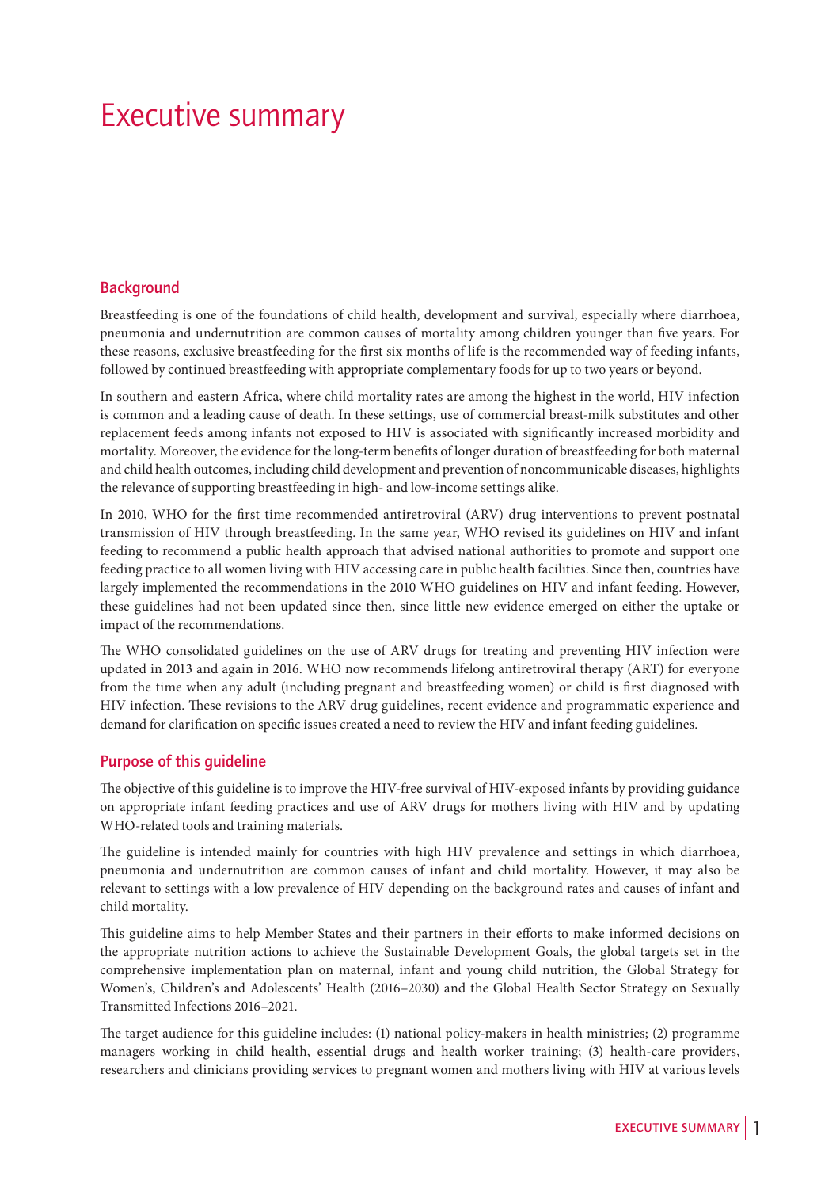# Executive summary

## Background

Breastfeeding is one of the foundations of child health, development and survival, especially where diarrhoea, pneumonia and undernutrition are common causes of mortality among children younger than five years. For these reasons, exclusive breastfeeding for the first six months of life is the recommended way of feeding infants, followed by continued breastfeeding with appropriate complementary foods for up to two years or beyond.

In southern and eastern Africa, where child mortality rates are among the highest in the world, HIV infection is common and a leading cause of death. In these settings, use of commercial breast-milk substitutes and other replacement feeds among infants not exposed to HIV is associated with significantly increased morbidity and mortality. Moreover, the evidence for the long-term benefits of longer duration of breastfeeding for both maternal and child health outcomes, including child development and prevention of noncommunicable diseases, highlights the relevance of supporting breastfeeding in high- and low-income settings alike.

In 2010, WHO for the first time recommended antiretroviral (ARV) drug interventions to prevent postnatal transmission of HIV through breastfeeding. In the same year, WHO revised its guidelines on HIV and infant feeding to recommend a public health approach that advised national authorities to promote and support one feeding practice to all women living with HIV accessing care in public health facilities. Since then, countries have largely implemented the recommendations in the 2010 WHO guidelines on HIV and infant feeding. However, these guidelines had not been updated since then, since little new evidence emerged on either the uptake or impact of the recommendations.

The WHO consolidated guidelines on the use of ARV drugs for treating and preventing HIV infection were updated in 2013 and again in 2016. WHO now recommends lifelong antiretroviral therapy (ART) for everyone from the time when any adult (including pregnant and breastfeeding women) or child is first diagnosed with HIV infection. These revisions to the ARV drug guidelines, recent evidence and programmatic experience and demand for clarification on specific issues created a need to review the HIV and infant feeding guidelines.

## Purpose of this guideline

The objective of this guideline is to improve the HIV-free survival of HIV-exposed infants by providing guidance on appropriate infant feeding practices and use of ARV drugs for mothers living with HIV and by updating WHO-related tools and training materials.

The guideline is intended mainly for countries with high HIV prevalence and settings in which diarrhoea, pneumonia and undernutrition are common causes of infant and child mortality. However, it may also be relevant to settings with a low prevalence of HIV depending on the background rates and causes of infant and child mortality.

This guideline aims to help Member States and their partners in their efforts to make informed decisions on the appropriate nutrition actions to achieve the Sustainable Development Goals, the global targets set in the comprehensive implementation plan on maternal, infant and young child nutrition, the Global Strategy for Women's, Children's and Adolescents' Health (2016–2030) and the Global Health Sector Strategy on Sexually Transmitted Infections 2016–2021.

The target audience for this guideline includes: (1) national policy-makers in health ministries; (2) programme managers working in child health, essential drugs and health worker training; (3) health-care providers, researchers and clinicians providing services to pregnant women and mothers living with HIV at various levels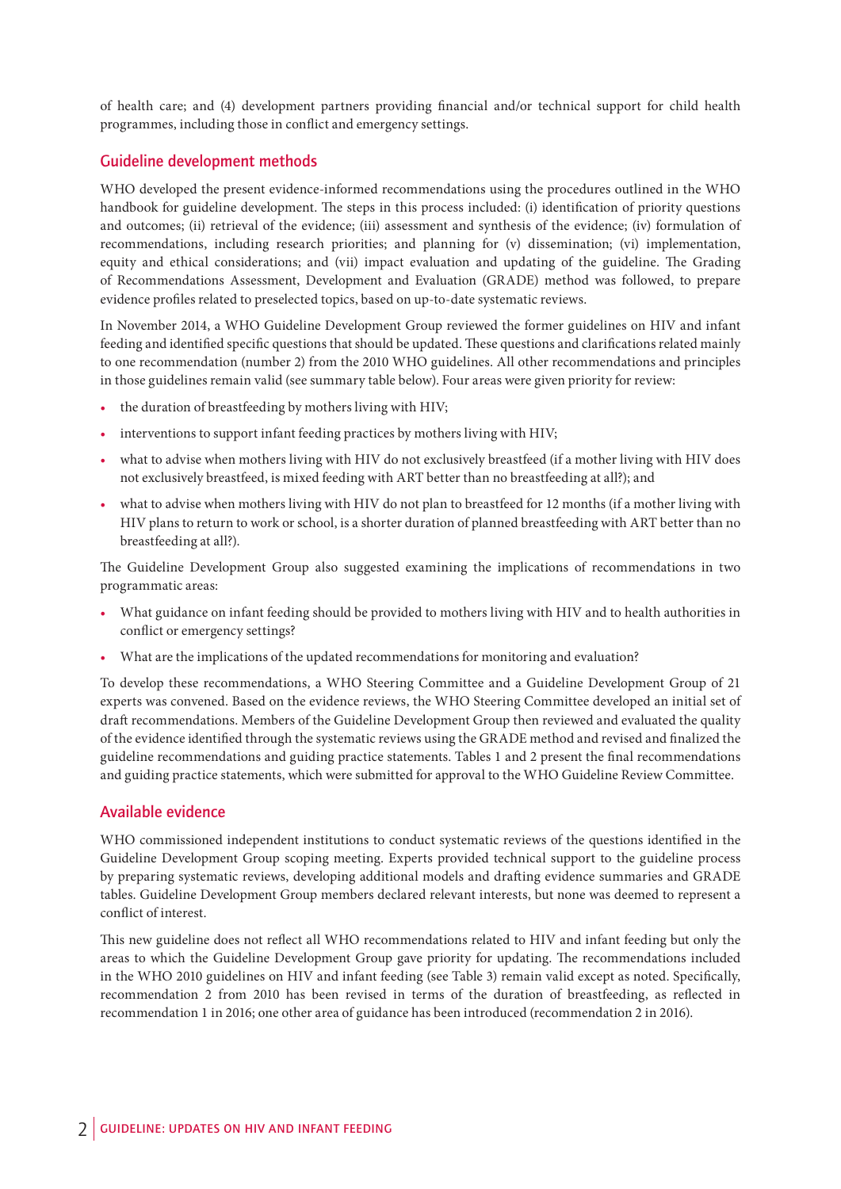of health care; and (4) development partners providing financial and/or technical support for child health programmes, including those in conflict and emergency settings.

## Guideline development methods

WHO developed the present evidence-informed recommendations using the procedures outlined in the WHO handbook for guideline development. The steps in this process included: (i) identification of priority questions and outcomes; (ii) retrieval of the evidence; (iii) assessment and synthesis of the evidence; (iv) formulation of recommendations, including research priorities; and planning for (v) dissemination; (vi) implementation, equity and ethical considerations; and (vii) impact evaluation and updating of the guideline. The Grading of Recommendations Assessment, Development and Evaluation (GRADE) method was followed, to prepare evidence profiles related to preselected topics, based on up-to-date systematic reviews.

In November 2014, a WHO Guideline Development Group reviewed the former guidelines on HIV and infant feeding and identified specific questions that should be updated. These questions and clarifications related mainly to one recommendation (number 2) from the 2010 WHO guidelines. All other recommendations and principles in those guidelines remain valid (see summary table below). Four areas were given priority for review:

- the duration of breastfeeding by mothers living with HIV;
- interventions to support infant feeding practices by mothers living with HIV;
- what to advise when mothers living with HIV do not exclusively breastfeed (if a mother living with HIV does not exclusively breastfeed, is mixed feeding with ART better than no breastfeeding at all?); and
- what to advise when mothers living with HIV do not plan to breastfeed for 12 months (if a mother living with HIV plans to return to work or school, is a shorter duration of planned breastfeeding with ART better than no breastfeeding at all?).

The Guideline Development Group also suggested examining the implications of recommendations in two programmatic areas:

- What guidance on infant feeding should be provided to mothers living with HIV and to health authorities in conflict or emergency settings?
- What are the implications of the updated recommendations for monitoring and evaluation?

To develop these recommendations, a WHO Steering Committee and a Guideline Development Group of 21 experts was convened. Based on the evidence reviews, the WHO Steering Committee developed an initial set of draft recommendations. Members of the Guideline Development Group then reviewed and evaluated the quality of the evidence identified through the systematic reviews using the GRADE method and revised and finalized the guideline recommendations and guiding practice statements. Tables 1 and 2 present the final recommendations and guiding practice statements, which were submitted for approval to the WHO Guideline Review Committee.

## Available evidence

WHO commissioned independent institutions to conduct systematic reviews of the questions identified in the Guideline Development Group scoping meeting. Experts provided technical support to the guideline process by preparing systematic reviews, developing additional models and drafting evidence summaries and GRADE tables. Guideline Development Group members declared relevant interests, but none was deemed to represent a conflict of interest.

This new guideline does not reflect all WHO recommendations related to HIV and infant feeding but only the areas to which the Guideline Development Group gave priority for updating. The recommendations included in the WHO 2010 guidelines on HIV and infant feeding (see Table 3) remain valid except as noted. Specifically, recommendation 2 from 2010 has been revised in terms of the duration of breastfeeding, as reflected in recommendation 1 in 2016; one other area of guidance has been introduced (recommendation 2 in 2016).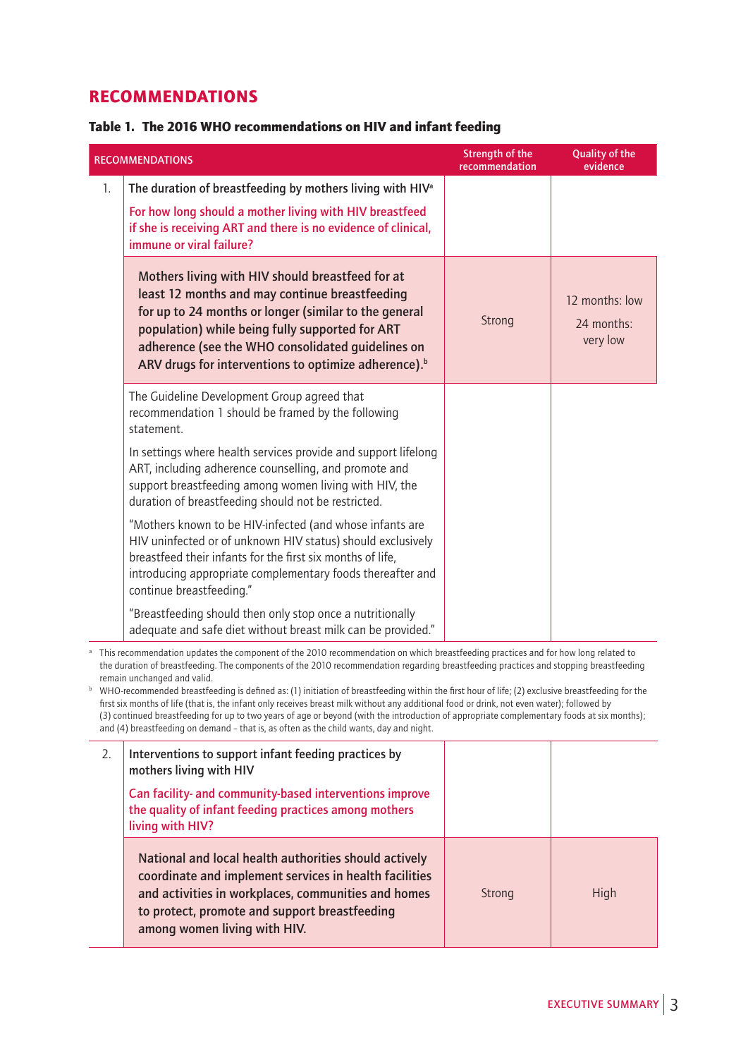## RECOMMENDATIONS

**Table 1. The 2016 WHO recommendations on HIV and infant feeding**

| | RECOMMENDATIONS | Strength of the recommendation | Quality of the evidence |
|---|---|---|---|
| 1. | The duration of breastfeeding by mothers living with HIV[a] <br><br> For how long should a mother living with HIV breastfeed if she is receiving ART and there is no evidence of clinical, immune or viral failure? | | |
| | **Mothers living with HIV should breastfeed for at least 12 months and may continue breastfeeding for up to 24 months or longer (similar to the general population) while being fully supported for ART adherence (see the WHO consolidated guidelines on ARV drugs for interventions to optimize adherence).[b]** | Strong | 12 months: low <br><br> 24 months: very low |
| | The Guideline Development Group agreed that recommendation 1 should be framed by the following statement. <br><br> In settings where health services provide and support lifelong ART, including adherence counselling, and promote and support breastfeeding among women living with HIV, the duration of breastfeeding should not be restricted. <br><br> "Mothers known to be HIV-infected (and whose infants are HIV uninfected or of unknown HIV status) should exclusively breastfeed their infants for the first six months of life, introducing appropriate complementary foods thereafter and continue breastfeeding." <br><br> "Breastfeeding should then only stop once a nutritionally adequate and safe diet without breast milk can be provided." | | |
| 2. | Interventions to support infant feeding practices by mothers living with HIV <br><br> Can facility- and community-based interventions improve the quality of infant feeding practices among mothers living with HIV? | | |
| | **National and local health authorities should actively coordinate and implement services in health facilities and activities in workplaces, communities and homes to protect, promote and support breastfeeding among women living with HIV.** | Strong | High |

[a] This recommendation updates the component of the 2010 recommendation on which breastfeeding practices and for how long related to the duration of breastfeeding. The components of the 2010 recommendation regarding breastfeeding practices and stopping breastfeeding remain unchanged and valid.

[b] WHO-recommended breastfeeding is defined as: (1) initiation of breastfeeding within the first hour of life; (2) exclusive breastfeeding for the first six months of life (that is, the infant only receives breast milk without any additional food or drink, not even water); followed by (3) continued breastfeeding for up to two years of age or beyond (with the introduction of appropriate complementary foods at six months); and (4) breastfeeding on demand – that is, as often as the child wants, day and night.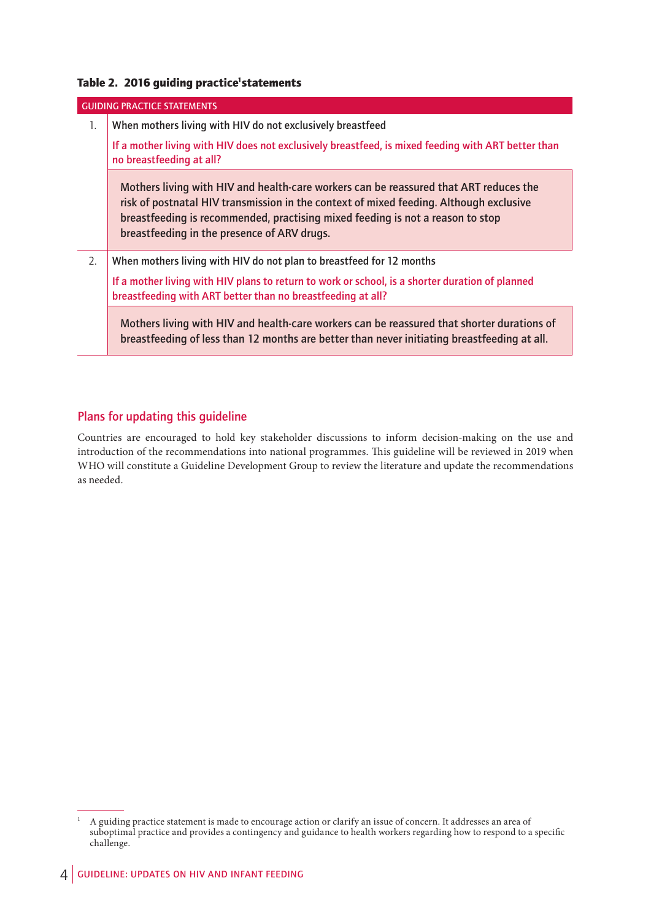**Table 2. 2016 guiding practice[1] statements**

| | GUIDING PRACTICE STATEMENTS |
|---|---|
| 1. | When mothers living with HIV do not exclusively breastfeed<br><br>If a mother living with HIV does not exclusively breastfeed, is mixed feeding with ART better than no breastfeeding at all? |
| | Mothers living with HIV and health-care workers can be reassured that ART reduces the risk of postnatal HIV transmission in the context of mixed feeding. Although exclusive breastfeeding is recommended, practising mixed feeding is not a reason to stop breastfeeding in the presence of ARV drugs. |
| 2. | When mothers living with HIV do not plan to breastfeed for 12 months<br><br>If a mother living with HIV plans to return to work or school, is a shorter duration of planned breastfeeding with ART better than no breastfeeding at all? |
| | Mothers living with HIV and health-care workers can be reassured that shorter durations of breastfeeding of less than 12 months are better than never initiating breastfeeding at all. |

## Plans for updating this guideline

Countries are encouraged to hold key stakeholder discussions to inform decision-making on the use and introduction of the recommendations into national programmes. This guideline will be reviewed in 2019 when WHO will constitute a Guideline Development Group to review the literature and update the recommendations as needed.

[1] A guiding practice statement is made to encourage action or clarify an issue of concern. It addresses an area of suboptimal practice and provides a contingency and guidance to health workers regarding how to respond to a specific challenge.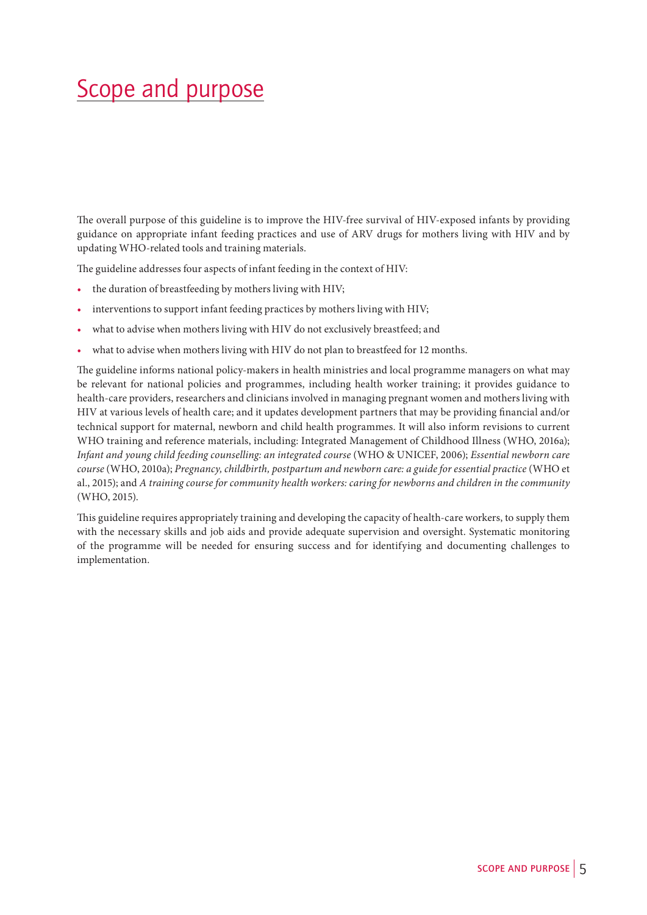# Scope and purpose

The overall purpose of this guideline is to improve the HIV-free survival of HIV-exposed infants by providing guidance on appropriate infant feeding practices and use of ARV drugs for mothers living with HIV and by updating WHO-related tools and training materials.

The guideline addresses four aspects of infant feeding in the context of HIV:

- the duration of breastfeeding by mothers living with HIV;
- interventions to support infant feeding practices by mothers living with HIV;
- what to advise when mothers living with HIV do not exclusively breastfeed; and
- what to advise when mothers living with HIV do not plan to breastfeed for 12 months.

The guideline informs national policy-makers in health ministries and local programme managers on what may be relevant for national policies and programmes, including health worker training; it provides guidance to health-care providers, researchers and clinicians involved in managing pregnant women and mothers living with HIV at various levels of health care; and it updates development partners that may be providing financial and/or technical support for maternal, newborn and child health programmes. It will also inform revisions to current WHO training and reference materials, including: Integrated Management of Childhood Illness (WHO, 2016a); *Infant and young child feeding counselling: an integrated course* (WHO & UNICEF, 2006); *Essential newborn care course* (WHO, 2010a); *Pregnancy, childbirth, postpartum and newborn care: a guide for essential practice* (WHO et al., 2015); and *A training course for community health workers: caring for newborns and children in the community* (WHO, 2015).

This guideline requires appropriately training and developing the capacity of health-care workers, to supply them with the necessary skills and job aids and provide adequate supervision and oversight. Systematic monitoring of the programme will be needed for ensuring success and for identifying and documenting challenges to implementation.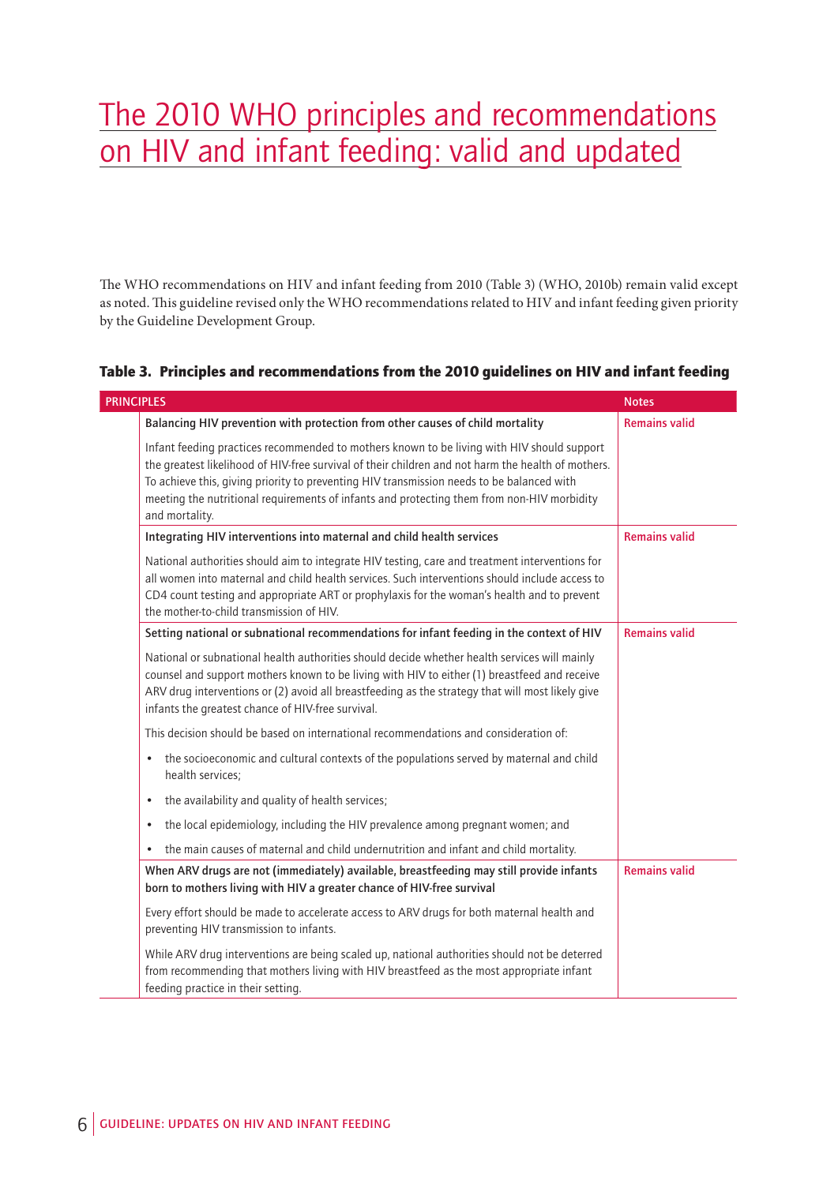# The 2010 WHO principles and recommendations on HIV and infant feeding: valid and updated

The WHO recommendations on HIV and infant feeding from 2010 (Table 3) (WHO, 2010b) remain valid except as noted. This guideline revised only the WHO recommendations related to HIV and infant feeding given priority by the Guideline Development Group.

**Table 3. Principles and recommendations from the 2010 guidelines on HIV and infant feeding**

| PRINCIPLES | Notes |
|---|---|
| **Balancing HIV prevention with protection from other causes of child mortality**<br><br>Infant feeding practices recommended to mothers known to be living with HIV should support the greatest likelihood of HIV-free survival of their children and not harm the health of mothers. To achieve this, giving priority to preventing HIV transmission needs to be balanced with meeting the nutritional requirements of infants and protecting them from non-HIV morbidity and mortality. | Remains valid |
| **Integrating HIV interventions into maternal and child health services**<br><br>National authorities should aim to integrate HIV testing, care and treatment interventions for all women into maternal and child health services. Such interventions should include access to CD4 count testing and appropriate ART or prophylaxis for the woman's health and to prevent the mother-to-child transmission of HIV. | Remains valid |
| **Setting national or subnational recommendations for infant feeding in the context of HIV**<br><br>National or subnational health authorities should decide whether health services will mainly counsel and support mothers known to be living with HIV to either (1) breastfeed and receive ARV drug interventions or (2) avoid all breastfeeding as the strategy that will most likely give infants the greatest chance of HIV-free survival.<br><br>This decision should be based on international recommendations and consideration of:<br>• the socioeconomic and cultural contexts of the populations served by maternal and child health services;<br>• the availability and quality of health services;<br>• the local epidemiology, including the HIV prevalence among pregnant women; and<br>• the main causes of maternal and child undernutrition and infant and child mortality. | Remains valid |
| **When ARV drugs are not (immediately) available, breastfeeding may still provide infants born to mothers living with HIV a greater chance of HIV-free survival**<br><br>Every effort should be made to accelerate access to ARV drugs for both maternal health and preventing HIV transmission to infants.<br><br>While ARV drug interventions are being scaled up, national authorities should not be deterred from recommending that mothers living with HIV breastfeed as the most appropriate infant feeding practice in their setting. | Remains valid |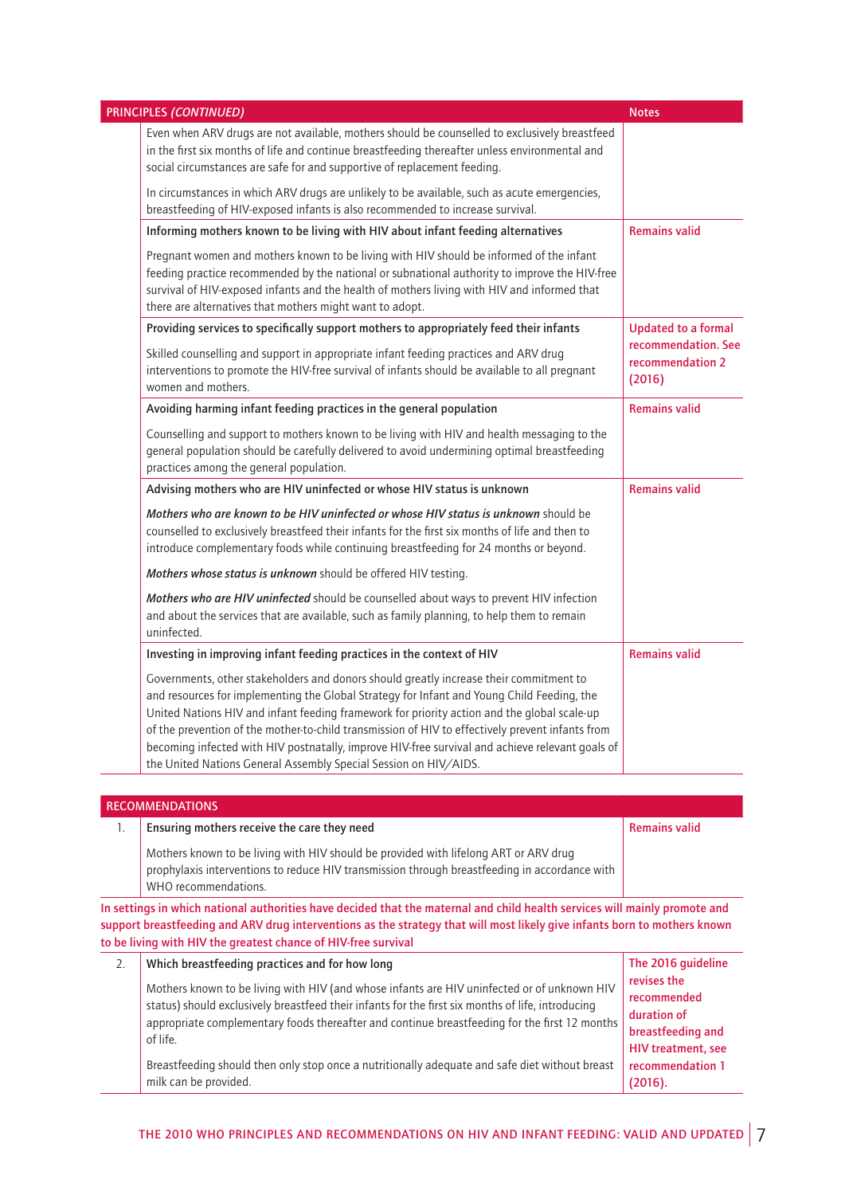| PRINCIPLES *(CONTINUED)* | Notes |
|---|---|
| Even when ARV drugs are not available, mothers should be counselled to exclusively breastfeed in the first six months of life and continue breastfeeding thereafter unless environmental and social circumstances are safe for and supportive of replacement feeding.<br><br>In circumstances in which ARV drugs are unlikely to be available, such as acute emergencies, breastfeeding of HIV-exposed infants is also recommended to increase survival. | |
| **Informing mothers known to be living with HIV about infant feeding alternatives**<br><br>Pregnant women and mothers known to be living with HIV should be informed of the infant feeding practice recommended by the national or subnational authority to improve the HIV-free survival of HIV-exposed infants and the health of mothers living with HIV and informed that there are alternatives that mothers might want to adopt. | Remains valid |
| **Providing services to specifically support mothers to appropriately feed their infants**<br><br>Skilled counselling and support in appropriate infant feeding practices and ARV drug interventions to promote the HIV-free survival of infants should be available to all pregnant women and mothers. | Updated to a formal recommendation. See recommendation 2 (2016) |
| **Avoiding harming infant feeding practices in the general population**<br><br>Counselling and support to mothers known to be living with HIV and health messaging to the general population should be carefully delivered to avoid undermining optimal breastfeeding practices among the general population. | Remains valid |
| **Advising mothers who are HIV uninfected or whose HIV status is unknown**<br><br>***Mothers who are known to be HIV uninfected or whose HIV status is unknown*** should be counselled to exclusively breastfeed their infants for the first six months of life and then to introduce complementary foods while continuing breastfeeding for 24 months or beyond.<br><br>***Mothers whose status is unknown*** should be offered HIV testing.<br><br>***Mothers who are HIV uninfected*** should be counselled about ways to prevent HIV infection and about the services that are available, such as family planning, to help them to remain uninfected. | Remains valid |
| **Investing in improving infant feeding practices in the context of HIV**<br><br>Governments, other stakeholders and donors should greatly increase their commitment to and resources for implementing the Global Strategy for Infant and Young Child Feeding, the United Nations HIV and infant feeding framework for priority action and the global scale-up of the prevention of the mother-to-child transmission of HIV to effectively prevent infants from becoming infected with HIV postnatally, improve HIV-free survival and achieve relevant goals of the United Nations General Assembly Special Session on HIV/AIDS. | Remains valid |

| | RECOMMENDATIONS | |
|---|---|---|
| 1. | **Ensuring mothers receive the care they need**<br><br>Mothers known to be living with HIV should be provided with lifelong ART or ARV drug prophylaxis interventions to reduce HIV transmission through breastfeeding in accordance with WHO recommendations. | Remains valid |

**In settings in which national authorities have decided that the maternal and child health services will mainly promote and support breastfeeding and ARV drug interventions as the strategy that will most likely give infants born to mothers known to be living with HIV the greatest chance of HIV-free survival**

| | | |
|---|---|---|
| 2. | **Which breastfeeding practices and for how long**<br><br>Mothers known to be living with HIV (and whose infants are HIV uninfected or of unknown HIV status) should exclusively breastfeed their infants for the first six months of life, introducing appropriate complementary foods thereafter and continue breastfeeding for the first 12 months of life.<br><br>Breastfeeding should then only stop once a nutritionally adequate and safe diet without breast milk can be provided. | The 2016 guideline revises the recommended duration of breastfeeding and HIV treatment, see recommendation 1 (2016). |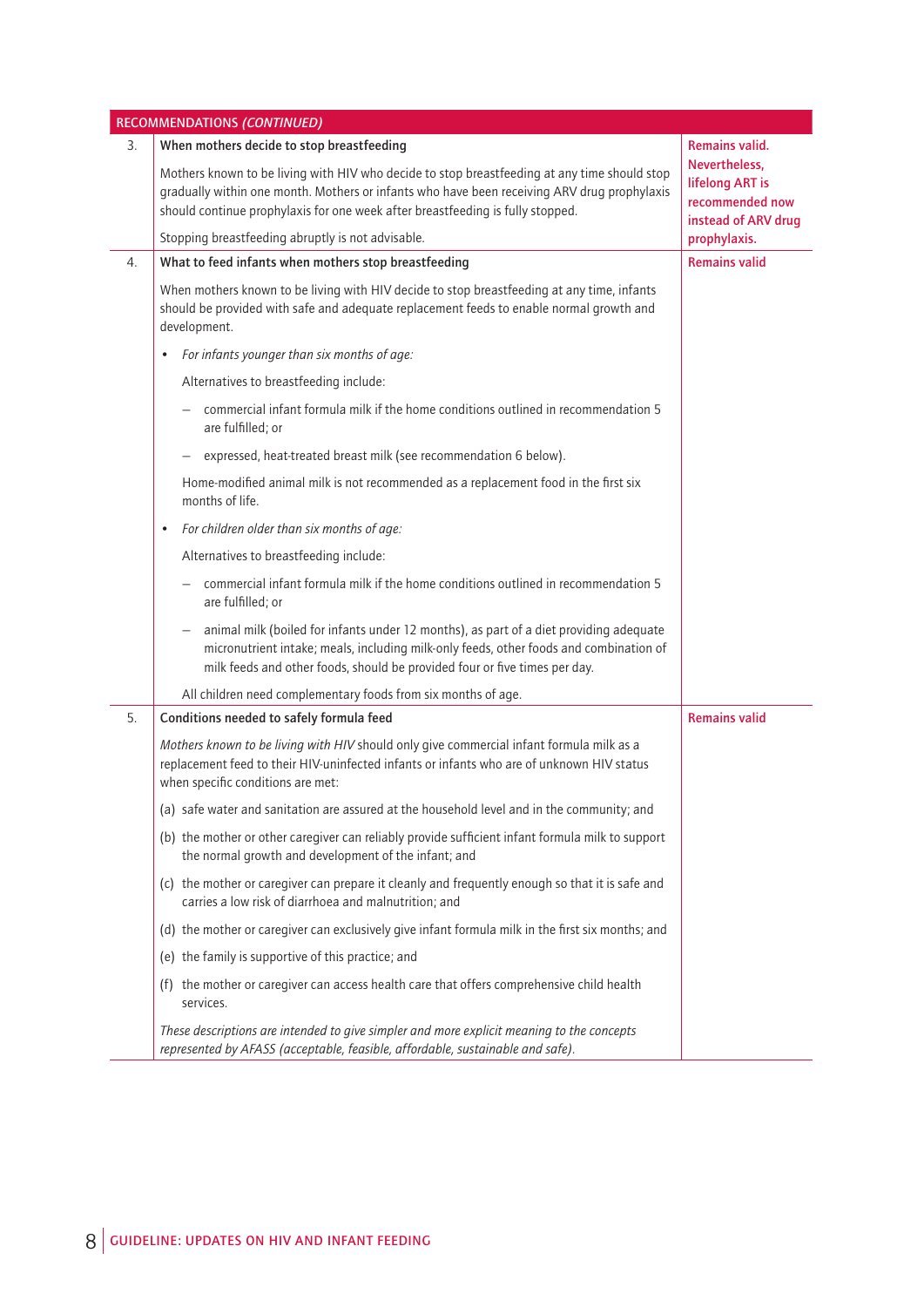| RECOMMENDATIONS *(CONTINUED)* | | |
|---|---|---|
| 3. | **When mothers decide to stop breastfeeding**<br><br>Mothers known to be living with HIV who decide to stop breastfeeding at any time should stop gradually within one month. Mothers or infants who have been receiving ARV drug prophylaxis should continue prophylaxis for one week after breastfeeding is fully stopped.<br><br>Stopping breastfeeding abruptly is not advisable. | **Remains valid. Nevertheless, lifelong ART is recommended now instead of ARV drug prophylaxis.** |
| 4. | **What to feed infants when mothers stop breastfeeding**<br><br>When mothers known to be living with HIV decide to stop breastfeeding at any time, infants should be provided with safe and adequate replacement feeds to enable normal growth and development.<br><br>• *For infants younger than six months of age:*<br><br>Alternatives to breastfeeding include:<br><br>– commercial infant formula milk if the home conditions outlined in recommendation 5 are fulfilled; or<br><br>– expressed, heat-treated breast milk (see recommendation 6 below).<br><br>Home-modified animal milk is not recommended as a replacement food in the first six months of life.<br><br>• *For children older than six months of age:*<br><br>Alternatives to breastfeeding include:<br><br>– commercial infant formula milk if the home conditions outlined in recommendation 5 are fulfilled; or<br><br>– animal milk (boiled for infants under 12 months), as part of a diet providing adequate micronutrient intake; meals, including milk-only feeds, other foods and combination of milk feeds and other foods, should be provided four or five times per day.<br><br>All children need complementary foods from six months of age. | **Remains valid** |
| 5. | **Conditions needed to safely formula feed**<br><br>*Mothers known to be living with HIV* should only give commercial infant formula milk as a replacement feed to their HIV-uninfected infants or infants who are of unknown HIV status when specific conditions are met:<br><br>(a) safe water and sanitation are assured at the household level and in the community; and<br><br>(b) the mother or other caregiver can reliably provide sufficient infant formula milk to support the normal growth and development of the infant; and<br><br>(c) the mother or caregiver can prepare it cleanly and frequently enough so that it is safe and carries a low risk of diarrhoea and malnutrition; and<br><br>(d) the mother or caregiver can exclusively give infant formula milk in the first six months; and<br><br>(e) the family is supportive of this practice; and<br><br>(f) the mother or caregiver can access health care that offers comprehensive child health services.<br><br>*These descriptions are intended to give simpler and more explicit meaning to the concepts represented by AFASS (acceptable, feasible, affordable, sustainable and safe).* | **Remains valid** |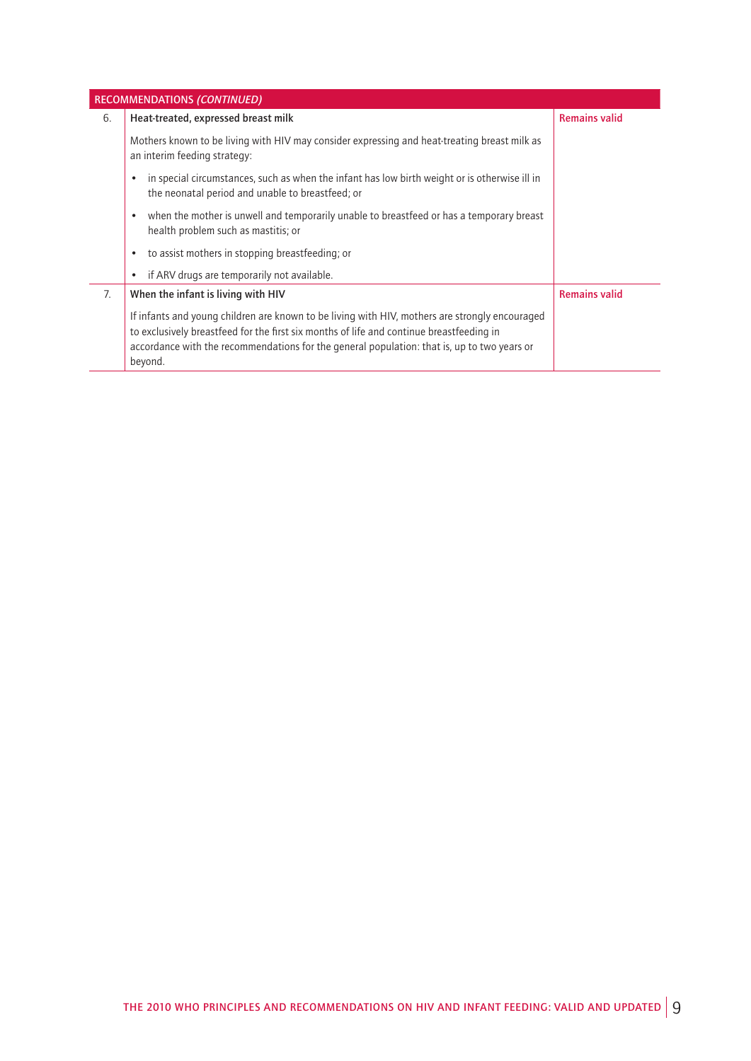| RECOMMENDATIONS *(CONTINUED)* | | |
|---|---|---|
| 6. | **Heat-treated, expressed breast milk**<br><br>Mothers known to be living with HIV may consider expressing and heat-treating breast milk as an interim feeding strategy:<br><br>• in special circumstances, such as when the infant has low birth weight or is otherwise ill in the neonatal period and unable to breastfeed; or<br><br>• when the mother is unwell and temporarily unable to breastfeed or has a temporary breast health problem such as mastitis; or<br><br>• to assist mothers in stopping breastfeeding; or<br><br>• if ARV drugs are temporarily not available. | **Remains valid** |
| 7. | **When the infant is living with HIV**<br><br>If infants and young children are known to be living with HIV, mothers are strongly encouraged to exclusively breastfeed for the first six months of life and continue breastfeeding in accordance with the recommendations for the general population: that is, up to two years or beyond. | **Remains valid** |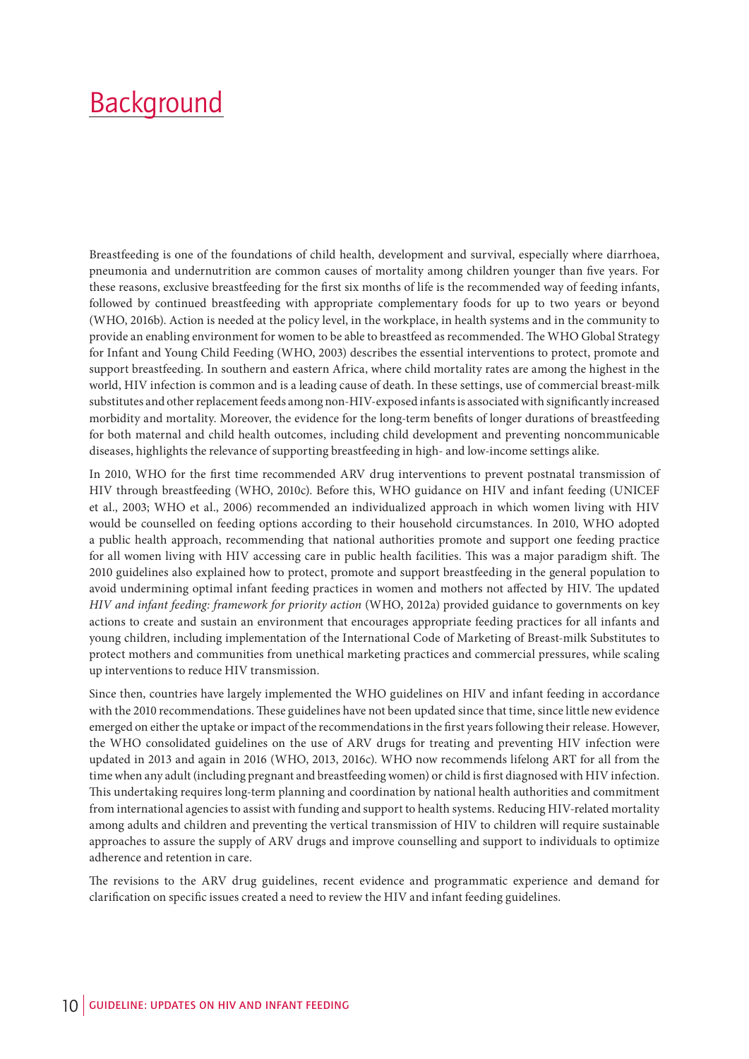# Background

Breastfeeding is one of the foundations of child health, development and survival, especially where diarrhoea, pneumonia and undernutrition are common causes of mortality among children younger than five years. For these reasons, exclusive breastfeeding for the first six months of life is the recommended way of feeding infants, followed by continued breastfeeding with appropriate complementary foods for up to two years or beyond (WHO, 2016b). Action is needed at the policy level, in the workplace, in health systems and in the community to provide an enabling environment for women to be able to breastfeed as recommended. The WHO Global Strategy for Infant and Young Child Feeding (WHO, 2003) describes the essential interventions to protect, promote and support breastfeeding. In southern and eastern Africa, where child mortality rates are among the highest in the world, HIV infection is common and is a leading cause of death. In these settings, use of commercial breast-milk substitutes and other replacement feeds among non-HIV-exposed infants is associated with significantly increased morbidity and mortality. Moreover, the evidence for the long-term benefits of longer durations of breastfeeding for both maternal and child health outcomes, including child development and preventing noncommunicable diseases, highlights the relevance of supporting breastfeeding in high- and low-income settings alike.

In 2010, WHO for the first time recommended ARV drug interventions to prevent postnatal transmission of HIV through breastfeeding (WHO, 2010c). Before this, WHO guidance on HIV and infant feeding (UNICEF et al., 2003; WHO et al., 2006) recommended an individualized approach in which women living with HIV would be counselled on feeding options according to their household circumstances. In 2010, WHO adopted a public health approach, recommending that national authorities promote and support one feeding practice for all women living with HIV accessing care in public health facilities. This was a major paradigm shift. The 2010 guidelines also explained how to protect, promote and support breastfeeding in the general population to avoid undermining optimal infant feeding practices in women and mothers not affected by HIV. The updated *HIV and infant feeding: framework for priority action* (WHO, 2012a) provided guidance to governments on key actions to create and sustain an environment that encourages appropriate feeding practices for all infants and young children, including implementation of the International Code of Marketing of Breast-milk Substitutes to protect mothers and communities from unethical marketing practices and commercial pressures, while scaling up interventions to reduce HIV transmission.

Since then, countries have largely implemented the WHO guidelines on HIV and infant feeding in accordance with the 2010 recommendations. These guidelines have not been updated since that time, since little new evidence emerged on either the uptake or impact of the recommendations in the first years following their release. However, the WHO consolidated guidelines on the use of ARV drugs for treating and preventing HIV infection were updated in 2013 and again in 2016 (WHO, 2013, 2016c). WHO now recommends lifelong ART for all from the time when any adult (including pregnant and breastfeeding women) or child is first diagnosed with HIV infection. This undertaking requires long-term planning and coordination by national health authorities and commitment from international agencies to assist with funding and support to health systems. Reducing HIV-related mortality among adults and children and preventing the vertical transmission of HIV to children will require sustainable approaches to assure the supply of ARV drugs and improve counselling and support to individuals to optimize adherence and retention in care.

The revisions to the ARV drug guidelines, recent evidence and programmatic experience and demand for clarification on specific issues created a need to review the HIV and infant feeding guidelines.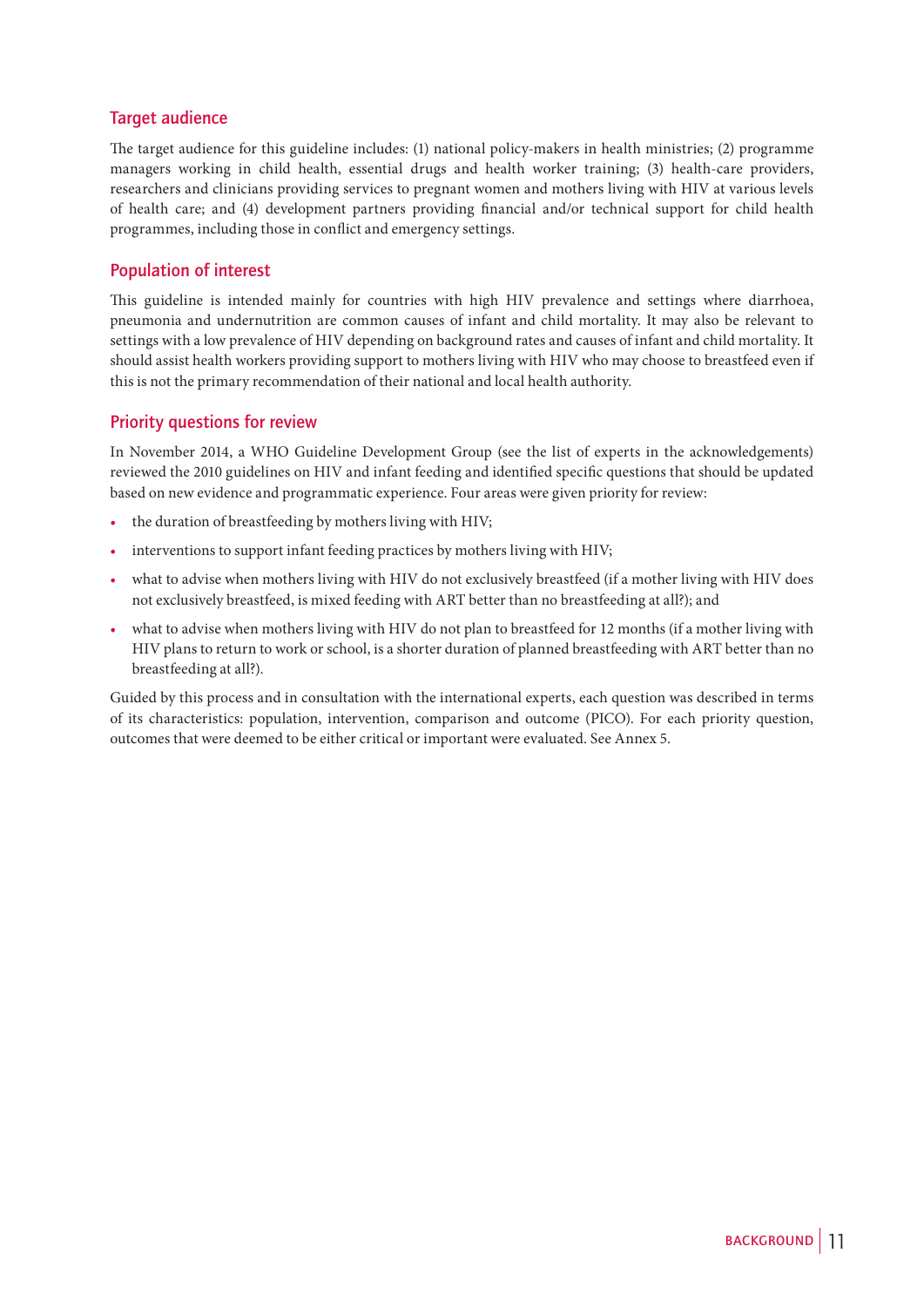## Target audience

The target audience for this guideline includes: (1) national policy-makers in health ministries; (2) programme managers working in child health, essential drugs and health worker training; (3) health-care providers, researchers and clinicians providing services to pregnant women and mothers living with HIV at various levels of health care; and (4) development partners providing financial and/or technical support for child health programmes, including those in conflict and emergency settings.

## Population of interest

This guideline is intended mainly for countries with high HIV prevalence and settings where diarrhoea, pneumonia and undernutrition are common causes of infant and child mortality. It may also be relevant to settings with a low prevalence of HIV depending on background rates and causes of infant and child mortality. It should assist health workers providing support to mothers living with HIV who may choose to breastfeed even if this is not the primary recommendation of their national and local health authority.

## Priority questions for review

In November 2014, a WHO Guideline Development Group (see the list of experts in the acknowledgements) reviewed the 2010 guidelines on HIV and infant feeding and identified specific questions that should be updated based on new evidence and programmatic experience. Four areas were given priority for review:

- the duration of breastfeeding by mothers living with HIV;
- interventions to support infant feeding practices by mothers living with HIV;
- what to advise when mothers living with HIV do not exclusively breastfeed (if a mother living with HIV does not exclusively breastfeed, is mixed feeding with ART better than no breastfeeding at all?); and
- what to advise when mothers living with HIV do not plan to breastfeed for 12 months (if a mother living with HIV plans to return to work or school, is a shorter duration of planned breastfeeding with ART better than no breastfeeding at all?).

Guided by this process and in consultation with the international experts, each question was described in terms of its characteristics: population, intervention, comparison and outcome (PICO). For each priority question, outcomes that were deemed to be either critical or important were evaluated. See Annex 5.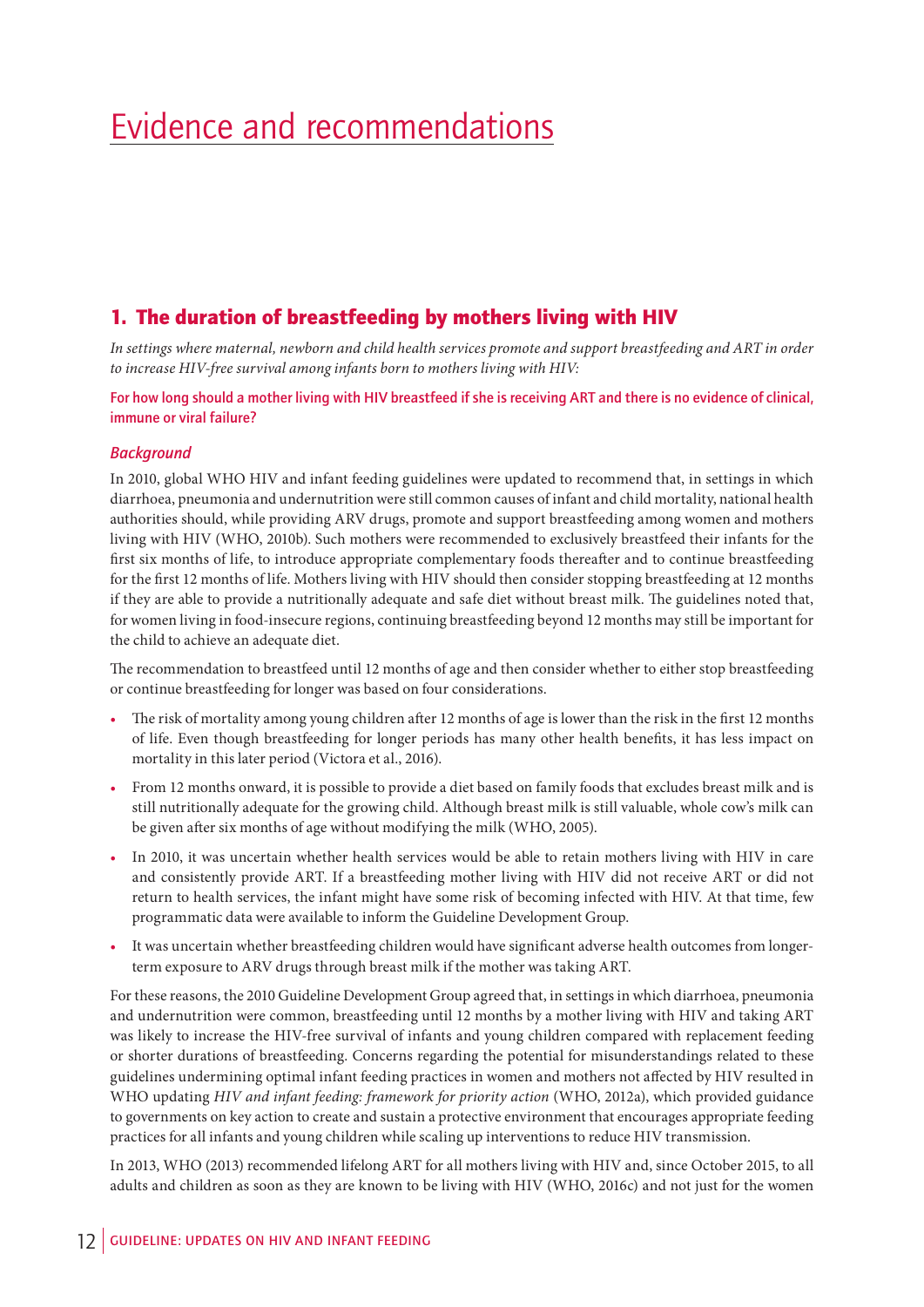# Evidence and recommendations

## 1. The duration of breastfeeding by mothers living with HIV

*In settings where maternal, newborn and child health services promote and support breastfeeding and ART in order to increase HIV-free survival among infants born to mothers living with HIV:*

**For how long should a mother living with HIV breastfeed if she is receiving ART and there is no evidence of clinical, immune or viral failure?**

### *Background*

In 2010, global WHO HIV and infant feeding guidelines were updated to recommend that, in settings in which diarrhoea, pneumonia and undernutrition were still common causes of infant and child mortality, national health authorities should, while providing ARV drugs, promote and support breastfeeding among women and mothers living with HIV (WHO, 2010b). Such mothers were recommended to exclusively breastfeed their infants for the first six months of life, to introduce appropriate complementary foods thereafter and to continue breastfeeding for the first 12 months of life. Mothers living with HIV should then consider stopping breastfeeding at 12 months if they are able to provide a nutritionally adequate and safe diet without breast milk. The guidelines noted that, for women living in food-insecure regions, continuing breastfeeding beyond 12 months may still be important for the child to achieve an adequate diet.

The recommendation to breastfeed until 12 months of age and then consider whether to either stop breastfeeding or continue breastfeeding for longer was based on four considerations.

- The risk of mortality among young children after 12 months of age is lower than the risk in the first 12 months of life. Even though breastfeeding for longer periods has many other health benefits, it has less impact on mortality in this later period (Victora et al., 2016).
- From 12 months onward, it is possible to provide a diet based on family foods that excludes breast milk and is still nutritionally adequate for the growing child. Although breast milk is still valuable, whole cow's milk can be given after six months of age without modifying the milk (WHO, 2005).
- In 2010, it was uncertain whether health services would be able to retain mothers living with HIV in care and consistently provide ART. If a breastfeeding mother living with HIV did not receive ART or did not return to health services, the infant might have some risk of becoming infected with HIV. At that time, few programmatic data were available to inform the Guideline Development Group.
- It was uncertain whether breastfeeding children would have significant adverse health outcomes from longer-term exposure to ARV drugs through breast milk if the mother was taking ART.

For these reasons, the 2010 Guideline Development Group agreed that, in settings in which diarrhoea, pneumonia and undernutrition were common, breastfeeding until 12 months by a mother living with HIV and taking ART was likely to increase the HIV-free survival of infants and young children compared with replacement feeding or shorter durations of breastfeeding. Concerns regarding the potential for misunderstandings related to these guidelines undermining optimal infant feeding practices in women and mothers not affected by HIV resulted in WHO updating *HIV and infant feeding: framework for priority action* (WHO, 2012a), which provided guidance to governments on key action to create and sustain a protective environment that encourages appropriate feeding practices for all infants and young children while scaling up interventions to reduce HIV transmission.

In 2013, WHO (2013) recommended lifelong ART for all mothers living with HIV and, since October 2015, to all adults and children as soon as they are known to be living with HIV (WHO, 2016c) and not just for the women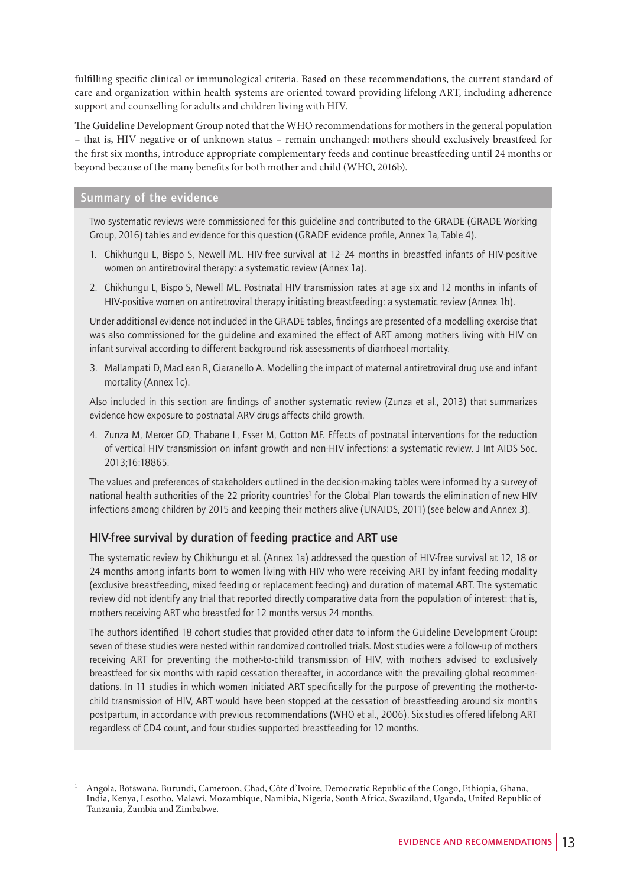fulfilling specific clinical or immunological criteria. Based on these recommendations, the current standard of care and organization within health systems are oriented toward providing lifelong ART, including adherence support and counselling for adults and children living with HIV.

The Guideline Development Group noted that the WHO recommendations for mothers in the general population – that is, HIV negative or of unknown status – remain unchanged: mothers should exclusively breastfeed for the first six months, introduce appropriate complementary feeds and continue breastfeeding until 24 months or beyond because of the many benefits for both mother and child (WHO, 2016b).

## Summary of the evidence

Two systematic reviews were commissioned for this guideline and contributed to the GRADE (GRADE Working Group, 2016) tables and evidence for this question (GRADE evidence profile, Annex 1a, Table 4).

1. Chikhungu L, Bispo S, Newell ML. HIV-free survival at 12–24 months in breastfed infants of HIV-positive women on antiretroviral therapy: a systematic review (Annex 1a).
2. Chikhungu L, Bispo S, Newell ML. Postnatal HIV transmission rates at age six and 12 months in infants of HIV-positive women on antiretroviral therapy initiating breastfeeding: a systematic review (Annex 1b).

Under additional evidence not included in the GRADE tables, findings are presented of a modelling exercise that was also commissioned for the guideline and examined the effect of ART among mothers living with HIV on infant survival according to different background risk assessments of diarrhoeal mortality.

3. Mallampati D, MacLean R, Ciaranello A. Modelling the impact of maternal antiretroviral drug use and infant mortality (Annex 1c).

Also included in this section are findings of another systematic review (Zunza et al., 2013) that summarizes evidence how exposure to postnatal ARV drugs affects child growth.

4. Zunza M, Mercer GD, Thabane L, Esser M, Cotton MF. Effects of postnatal interventions for the reduction of vertical HIV transmission on infant growth and non-HIV infections: a systematic review. J Int AIDS Soc. 2013;16:18865.

The values and preferences of stakeholders outlined in the decision-making tables were informed by a survey of national health authorities of the 22 priority countries[1] for the Global Plan towards the elimination of new HIV infections among children by 2015 and keeping their mothers alive (UNAIDS, 2011) (see below and Annex 3).

### HIV-free survival by duration of feeding practice and ART use

The systematic review by Chikhungu et al. (Annex 1a) addressed the question of HIV-free survival at 12, 18 or 24 months among infants born to women living with HIV who were receiving ART by infant feeding modality (exclusive breastfeeding, mixed feeding or replacement feeding) and duration of maternal ART. The systematic review did not identify any trial that reported directly comparative data from the population of interest: that is, mothers receiving ART who breastfed for 12 months versus 24 months.

The authors identified 18 cohort studies that provided other data to inform the Guideline Development Group: seven of these studies were nested within randomized controlled trials. Most studies were a follow-up of mothers receiving ART for preventing the mother-to-child transmission of HIV, with mothers advised to exclusively breastfeed for six months with rapid cessation thereafter, in accordance with the prevailing global recommendations. In 11 studies in which women initiated ART specifically for the purpose of preventing the mother-to-child transmission of HIV, ART would have been stopped at the cessation of breastfeeding around six months postpartum, in accordance with previous recommendations (WHO et al., 2006). Six studies offered lifelong ART regardless of CD4 count, and four studies supported breastfeeding for 12 months.

[1] Angola, Botswana, Burundi, Cameroon, Chad, Côte d'Ivoire, Democratic Republic of the Congo, Ethiopia, Ghana, India, Kenya, Lesotho, Malawi, Mozambique, Namibia, Nigeria, South Africa, Swaziland, Uganda, United Republic of Tanzania, Zambia and Zimbabwe.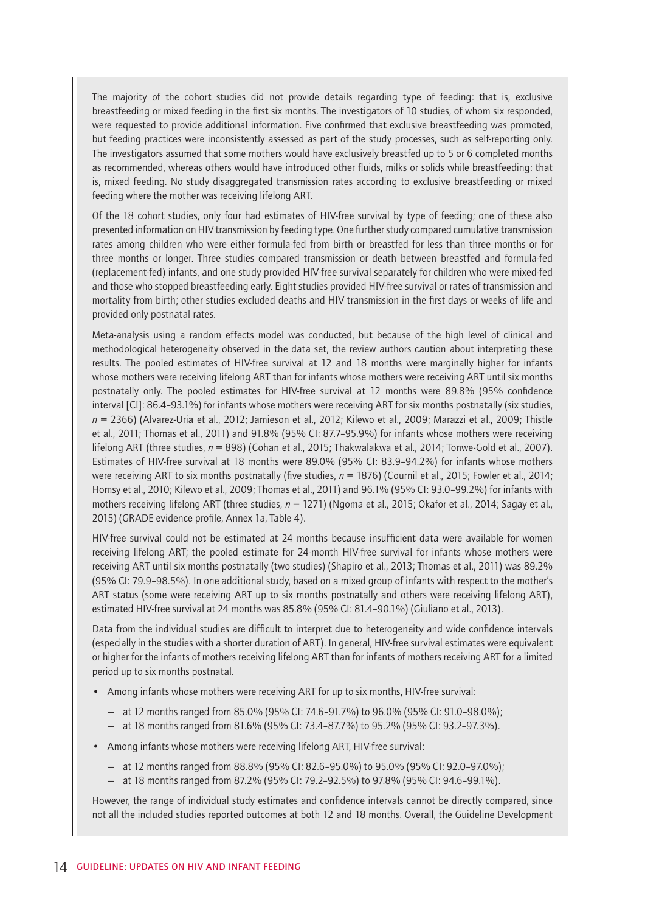The majority of the cohort studies did not provide details regarding type of feeding: that is, exclusive breastfeeding or mixed feeding in the first six months. The investigators of 10 studies, of whom six responded, were requested to provide additional information. Five confirmed that exclusive breastfeeding was promoted, but feeding practices were inconsistently assessed as part of the study processes, such as self-reporting only. The investigators assumed that some mothers would have exclusively breastfed up to 5 or 6 completed months as recommended, whereas others would have introduced other fluids, milks or solids while breastfeeding: that is, mixed feeding. No study disaggregated transmission rates according to exclusive breastfeeding or mixed feeding where the mother was receiving lifelong ART.

Of the 18 cohort studies, only four had estimates of HIV-free survival by type of feeding; one of these also presented information on HIV transmission by feeding type. One further study compared cumulative transmission rates among children who were either formula-fed from birth or breastfed for less than three months or for three months or longer. Three studies compared transmission or death between breastfed and formula-fed (replacement-fed) infants, and one study provided HIV-free survival separately for children who were mixed-fed and those who stopped breastfeeding early. Eight studies provided HIV-free survival or rates of transmission and mortality from birth; other studies excluded deaths and HIV transmission in the first days or weeks of life and provided only postnatal rates.

Meta-analysis using a random effects model was conducted, but because of the high level of clinical and methodological heterogeneity observed in the data set, the review authors caution about interpreting these results. The pooled estimates of HIV-free survival at 12 and 18 months were marginally higher for infants whose mothers were receiving lifelong ART than for infants whose mothers were receiving ART until six months postnatally only. The pooled estimates for HIV-free survival at 12 months were 89.8% (95% confidence interval [CI]: 86.4–93.1%) for infants whose mothers were receiving ART for six months postnatally (six studies, *n* = 2366) (Alvarez-Uria et al., 2012; Jamieson et al., 2012; Kilewo et al., 2009; Marazzi et al., 2009; Thistle et al., 2011; Thomas et al., 2011) and 91.8% (95% CI: 87.7–95.9%) for infants whose mothers were receiving lifelong ART (three studies, *n* = 898) (Cohan et al., 2015; Thakwalakwa et al., 2014; Tonwe-Gold et al., 2007). Estimates of HIV-free survival at 18 months were 89.0% (95% CI: 83.9–94.2%) for infants whose mothers were receiving ART to six months postnatally (five studies, *n* = 1876) (Cournil et al., 2015; Fowler et al., 2014; Homsy et al., 2010; Kilewo et al., 2009; Thomas et al., 2011) and 96.1% (95% CI: 93.0–99.2%) for infants with mothers receiving lifelong ART (three studies, *n* = 1271) (Ngoma et al., 2015; Okafor et al., 2014; Sagay et al., 2015) (GRADE evidence profile, Annex 1a, Table 4).

HIV-free survival could not be estimated at 24 months because insufficient data were available for women receiving lifelong ART; the pooled estimate for 24-month HIV-free survival for infants whose mothers were receiving ART until six months postnatally (two studies) (Shapiro et al., 2013; Thomas et al., 2011) was 89.2% (95% CI: 79.9–98.5%). In one additional study, based on a mixed group of infants with respect to the mother's ART status (some were receiving ART up to six months postnatally and others were receiving lifelong ART), estimated HIV-free survival at 24 months was 85.8% (95% CI: 81.4–90.1%) (Giuliano et al., 2013).

Data from the individual studies are difficult to interpret due to heterogeneity and wide confidence intervals (especially in the studies with a shorter duration of ART). In general, HIV-free survival estimates were equivalent or higher for the infants of mothers receiving lifelong ART than for infants of mothers receiving ART for a limited period up to six months postnatal.

- Among infants whose mothers were receiving ART for up to six months, HIV-free survival:
  - at 12 months ranged from 85.0% (95% CI: 74.6–91.7%) to 96.0% (95% CI: 91.0–98.0%);
  - at 18 months ranged from 81.6% (95% CI: 73.4–87.7%) to 95.2% (95% CI: 93.2–97.3%).
- Among infants whose mothers were receiving lifelong ART, HIV-free survival:
  - at 12 months ranged from 88.8% (95% CI: 82.6–95.0%) to 95.0% (95% CI: 92.0–97.0%);
  - at 18 months ranged from 87.2% (95% CI: 79.2–92.5%) to 97.8% (95% CI: 94.6–99.1%).

However, the range of individual study estimates and confidence intervals cannot be directly compared, since not all the included studies reported outcomes at both 12 and 18 months. Overall, the Guideline Development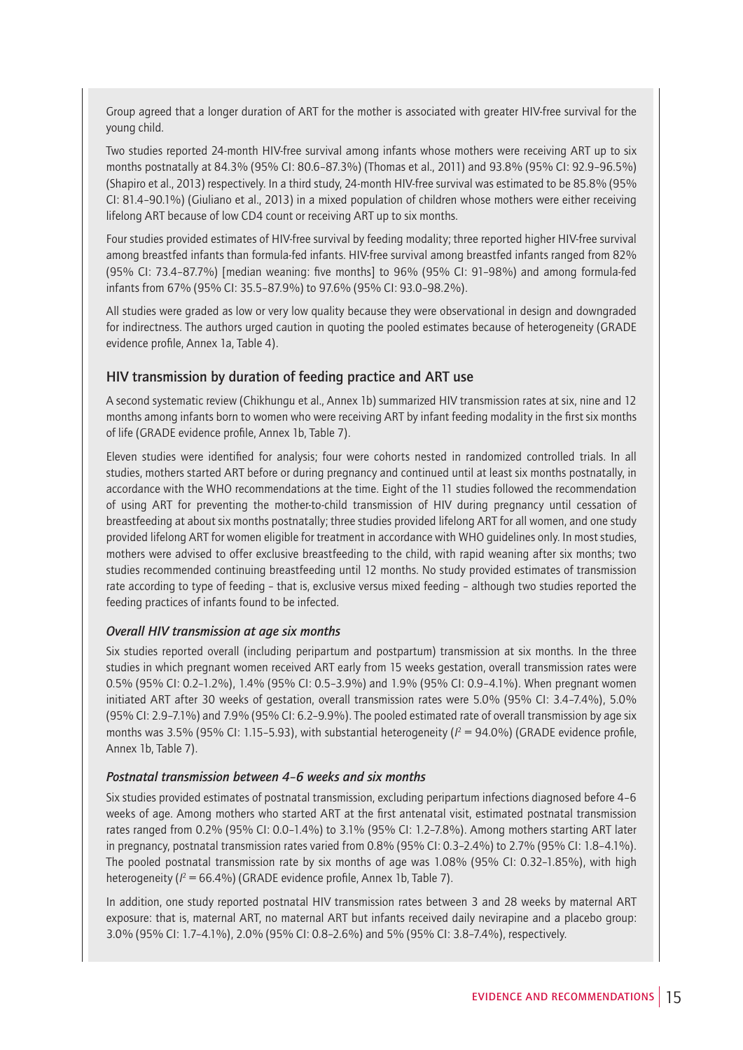Group agreed that a longer duration of ART for the mother is associated with greater HIV-free survival for the young child.

Two studies reported 24-month HIV-free survival among infants whose mothers were receiving ART up to six months postnatally at 84.3% (95% CI: 80.6–87.3%) (Thomas et al., 2011) and 93.8% (95% CI: 92.9–96.5%) (Shapiro et al., 2013) respectively. In a third study, 24-month HIV-free survival was estimated to be 85.8% (95% CI: 81.4–90.1%) (Giuliano et al., 2013) in a mixed population of children whose mothers were either receiving lifelong ART because of low CD4 count or receiving ART up to six months.

Four studies provided estimates of HIV-free survival by feeding modality; three reported higher HIV-free survival among breastfed infants than formula-fed infants. HIV-free survival among breastfed infants ranged from 82% (95% CI: 73.4–87.7%) [median weaning: five months] to 96% (95% CI: 91–98%) and among formula-fed infants from 67% (95% CI: 35.5–87.9%) to 97.6% (95% CI: 93.0–98.2%).

All studies were graded as low or very low quality because they were observational in design and downgraded for indirectness. The authors urged caution in quoting the pooled estimates because of heterogeneity (GRADE evidence profile, Annex 1a, Table 4).

### HIV transmission by duration of feeding practice and ART use

A second systematic review (Chikhungu et al., Annex 1b) summarized HIV transmission rates at six, nine and 12 months among infants born to women who were receiving ART by infant feeding modality in the first six months of life (GRADE evidence profile, Annex 1b, Table 7).

Eleven studies were identified for analysis; four were cohorts nested in randomized controlled trials. In all studies, mothers started ART before or during pregnancy and continued until at least six months postnatally, in accordance with the WHO recommendations at the time. Eight of the 11 studies followed the recommendation of using ART for preventing the mother-to-child transmission of HIV during pregnancy until cessation of breastfeeding at about six months postnatally; three studies provided lifelong ART for all women, and one study provided lifelong ART for women eligible for treatment in accordance with WHO guidelines only. In most studies, mothers were advised to offer exclusive breastfeeding to the child, with rapid weaning after six months; two studies recommended continuing breastfeeding until 12 months. No study provided estimates of transmission rate according to type of feeding – that is, exclusive versus mixed feeding – although two studies reported the feeding practices of infants found to be infected.

#### *Overall HIV transmission at age six months*

Six studies reported overall (including peripartum and postpartum) transmission at six months. In the three studies in which pregnant women received ART early from 15 weeks gestation, overall transmission rates were 0.5% (95% CI: 0.2–1.2%), 1.4% (95% CI: 0.5–3.9%) and 1.9% (95% CI: 0.9–4.1%). When pregnant women initiated ART after 30 weeks of gestation, overall transmission rates were 5.0% (95% CI: 3.4–7.4%), 5.0% (95% CI: 2.9–7.1%) and 7.9% (95% CI: 6.2–9.9%). The pooled estimated rate of overall transmission by age six months was 3.5% (95% CI: 1.15–5.93), with substantial heterogeneity ($I^2$ = 94.0%) (GRADE evidence profile, Annex 1b, Table 7).

#### *Postnatal transmission between 4–6 weeks and six months*

Six studies provided estimates of postnatal transmission, excluding peripartum infections diagnosed before 4–6 weeks of age. Among mothers who started ART at the first antenatal visit, estimated postnatal transmission rates ranged from 0.2% (95% CI: 0.0–1.4%) to 3.1% (95% CI: 1.2–7.8%). Among mothers starting ART later in pregnancy, postnatal transmission rates varied from 0.8% (95% CI: 0.3–2.4%) to 2.7% (95% CI: 1.8–4.1%). The pooled postnatal transmission rate by six months of age was 1.08% (95% CI: 0.32–1.85%), with high heterogeneity ($I^2$ = 66.4%) (GRADE evidence profile, Annex 1b, Table 7).

In addition, one study reported postnatal HIV transmission rates between 3 and 28 weeks by maternal ART exposure: that is, maternal ART, no maternal ART but infants received daily nevirapine and a placebo group: 3.0% (95% CI: 1.7–4.1%), 2.0% (95% CI: 0.8–2.6%) and 5% (95% CI: 3.8–7.4%), respectively.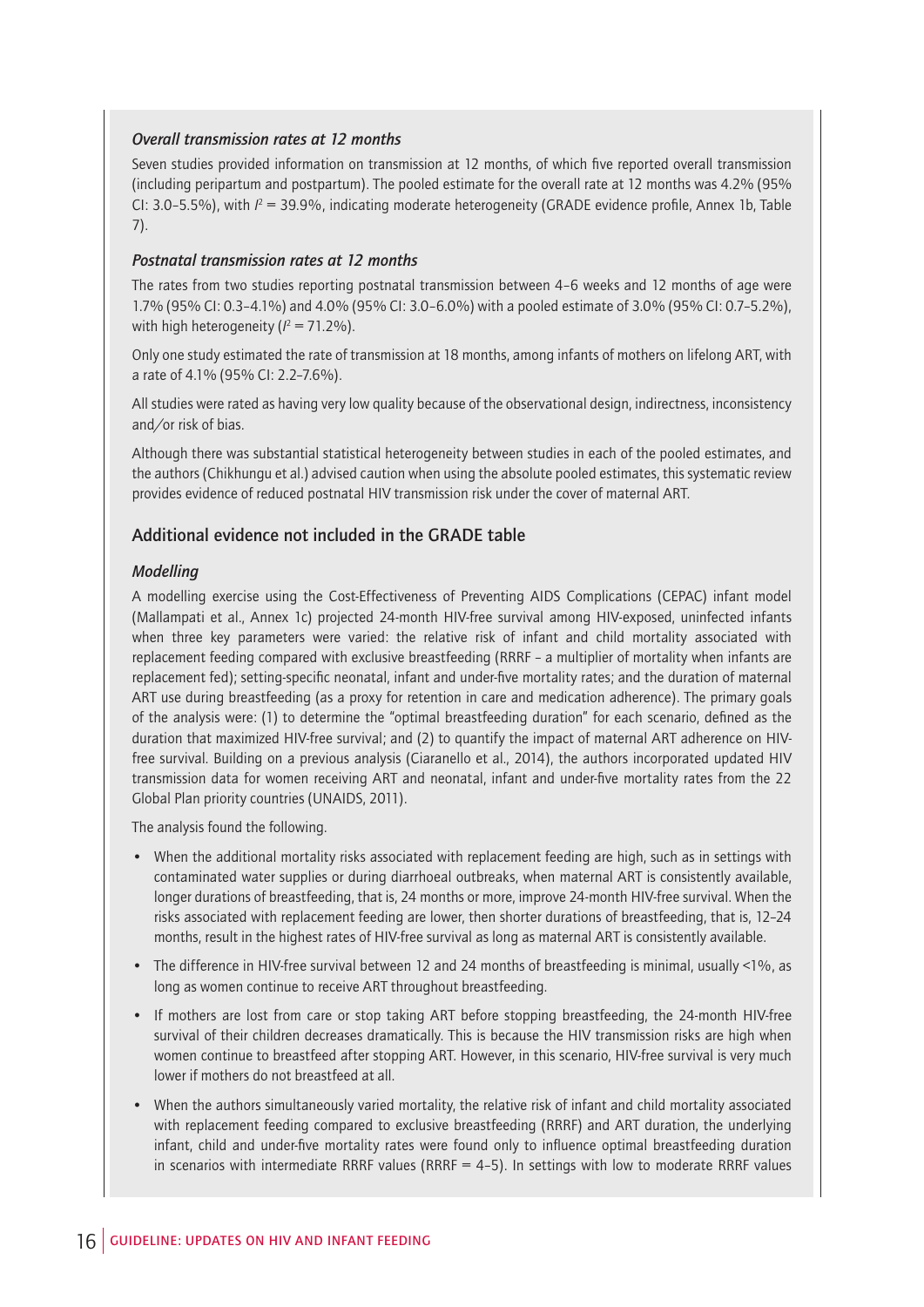#### *Overall transmission rates at 12 months*

Seven studies provided information on transmission at 12 months, of which five reported overall transmission (including peripartum and postpartum). The pooled estimate for the overall rate at 12 months was 4.2% (95% CI: 3.0–5.5%), with $I^2$ = 39.9%, indicating moderate heterogeneity (GRADE evidence profile, Annex 1b, Table 7).

#### *Postnatal transmission rates at 12 months*

The rates from two studies reporting postnatal transmission between 4–6 weeks and 12 months of age were 1.7% (95% CI: 0.3–4.1%) and 4.0% (95% CI: 3.0–6.0%) with a pooled estimate of 3.0% (95% CI: 0.7–5.2%), with high heterogeneity ($I^2$ = 71.2%).

Only one study estimated the rate of transmission at 18 months, among infants of mothers on lifelong ART, with a rate of 4.1% (95% CI: 2.2–7.6%).

All studies were rated as having very low quality because of the observational design, indirectness, inconsistency and/or risk of bias.

Although there was substantial statistical heterogeneity between studies in each of the pooled estimates, and the authors (Chikhungu et al.) advised caution when using the absolute pooled estimates, this systematic review provides evidence of reduced postnatal HIV transmission risk under the cover of maternal ART.

### Additional evidence not included in the GRADE table

#### *Modelling*

A modelling exercise using the Cost-Effectiveness of Preventing AIDS Complications (CEPAC) infant model (Mallampati et al., Annex 1c) projected 24-month HIV-free survival among HIV-exposed, uninfected infants when three key parameters were varied: the relative risk of infant and child mortality associated with replacement feeding compared with exclusive breastfeeding (RRRF – a multiplier of mortality when infants are replacement fed); setting-specific neonatal, infant and under-five mortality rates; and the duration of maternal ART use during breastfeeding (as a proxy for retention in care and medication adherence). The primary goals of the analysis were: (1) to determine the "optimal breastfeeding duration" for each scenario, defined as the duration that maximized HIV-free survival; and (2) to quantify the impact of maternal ART adherence on HIV-free survival. Building on a previous analysis (Ciaranello et al., 2014), the authors incorporated updated HIV transmission data for women receiving ART and neonatal, infant and under-five mortality rates from the 22 Global Plan priority countries (UNAIDS, 2011).

The analysis found the following.

- When the additional mortality risks associated with replacement feeding are high, such as in settings with contaminated water supplies or during diarrhoeal outbreaks, when maternal ART is consistently available, longer durations of breastfeeding, that is, 24 months or more, improve 24-month HIV-free survival. When the risks associated with replacement feeding are lower, then shorter durations of breastfeeding, that is, 12–24 months, result in the highest rates of HIV-free survival as long as maternal ART is consistently available.
- The difference in HIV-free survival between 12 and 24 months of breastfeeding is minimal, usually <1%, as long as women continue to receive ART throughout breastfeeding.
- If mothers are lost from care or stop taking ART before stopping breastfeeding, the 24-month HIV-free survival of their children decreases dramatically. This is because the HIV transmission risks are high when women continue to breastfeed after stopping ART. However, in this scenario, HIV-free survival is very much lower if mothers do not breastfeed at all.
- When the authors simultaneously varied mortality, the relative risk of infant and child mortality associated with replacement feeding compared to exclusive breastfeeding (RRRF) and ART duration, the underlying infant, child and under-five mortality rates were found only to influence optimal breastfeeding duration in scenarios with intermediate RRRF values (RRRF = 4–5). In settings with low to moderate RRRF values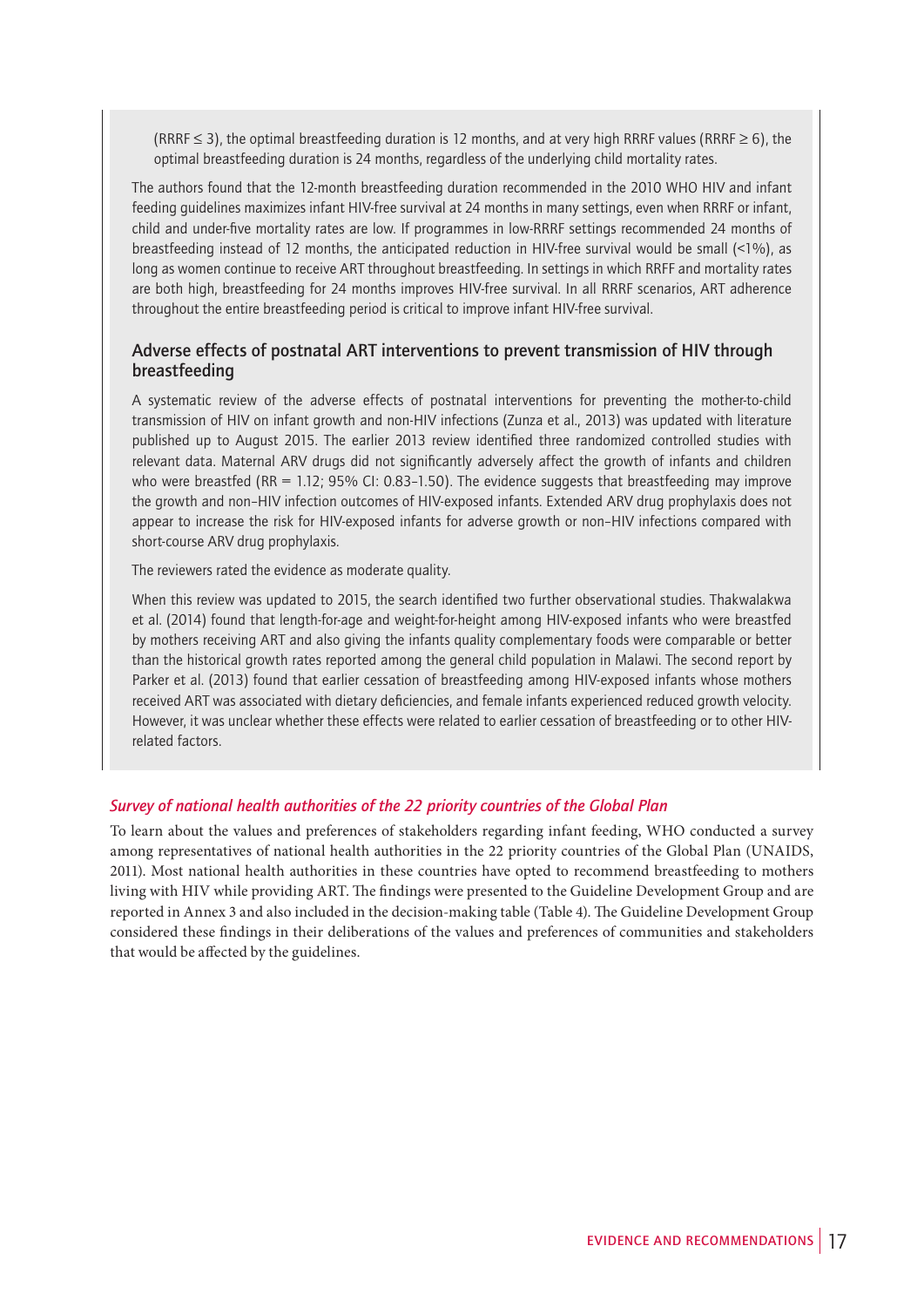(RRRF ≤ 3), the optimal breastfeeding duration is 12 months, and at very high RRRF values (RRRF ≥ 6), the optimal breastfeeding duration is 24 months, regardless of the underlying child mortality rates.

The authors found that the 12-month breastfeeding duration recommended in the 2010 WHO HIV and infant feeding guidelines maximizes infant HIV-free survival at 24 months in many settings, even when RRRF or infant, child and under-five mortality rates are low. If programmes in low-RRRF settings recommended 24 months of breastfeeding instead of 12 months, the anticipated reduction in HIV-free survival would be small (<1%), as long as women continue to receive ART throughout breastfeeding. In settings in which RRFF and mortality rates are both high, breastfeeding for 24 months improves HIV-free survival. In all RRRF scenarios, ART adherence throughout the entire breastfeeding period is critical to improve infant HIV-free survival.

### Adverse effects of postnatal ART interventions to prevent transmission of HIV through breastfeeding

A systematic review of the adverse effects of postnatal interventions for preventing the mother-to-child transmission of HIV on infant growth and non-HIV infections (Zunza et al., 2013) was updated with literature published up to August 2015. The earlier 2013 review identified three randomized controlled studies with relevant data. Maternal ARV drugs did not significantly adversely affect the growth of infants and children who were breastfed (RR = 1.12; 95% CI: 0.83–1.50). The evidence suggests that breastfeeding may improve the growth and non–HIV infection outcomes of HIV-exposed infants. Extended ARV drug prophylaxis does not appear to increase the risk for HIV-exposed infants for adverse growth or non–HIV infections compared with short-course ARV drug prophylaxis.

The reviewers rated the evidence as moderate quality.

When this review was updated to 2015, the search identified two further observational studies. Thakwalakwa et al. (2014) found that length-for-age and weight-for-height among HIV-exposed infants who were breastfed by mothers receiving ART and also giving the infants quality complementary foods were comparable or better than the historical growth rates reported among the general child population in Malawi. The second report by Parker et al. (2013) found that earlier cessation of breastfeeding among HIV-exposed infants whose mothers received ART was associated with dietary deficiencies, and female infants experienced reduced growth velocity. However, it was unclear whether these effects were related to earlier cessation of breastfeeding or to other HIV-related factors.

### *Survey of national health authorities of the 22 priority countries of the Global Plan*

To learn about the values and preferences of stakeholders regarding infant feeding, WHO conducted a survey among representatives of national health authorities in the 22 priority countries of the Global Plan (UNAIDS, 2011). Most national health authorities in these countries have opted to recommend breastfeeding to mothers living with HIV while providing ART. The findings were presented to the Guideline Development Group and are reported in Annex 3 and also included in the decision-making table (Table 4). The Guideline Development Group considered these findings in their deliberations of the values and preferences of communities and stakeholders that would be affected by the guidelines.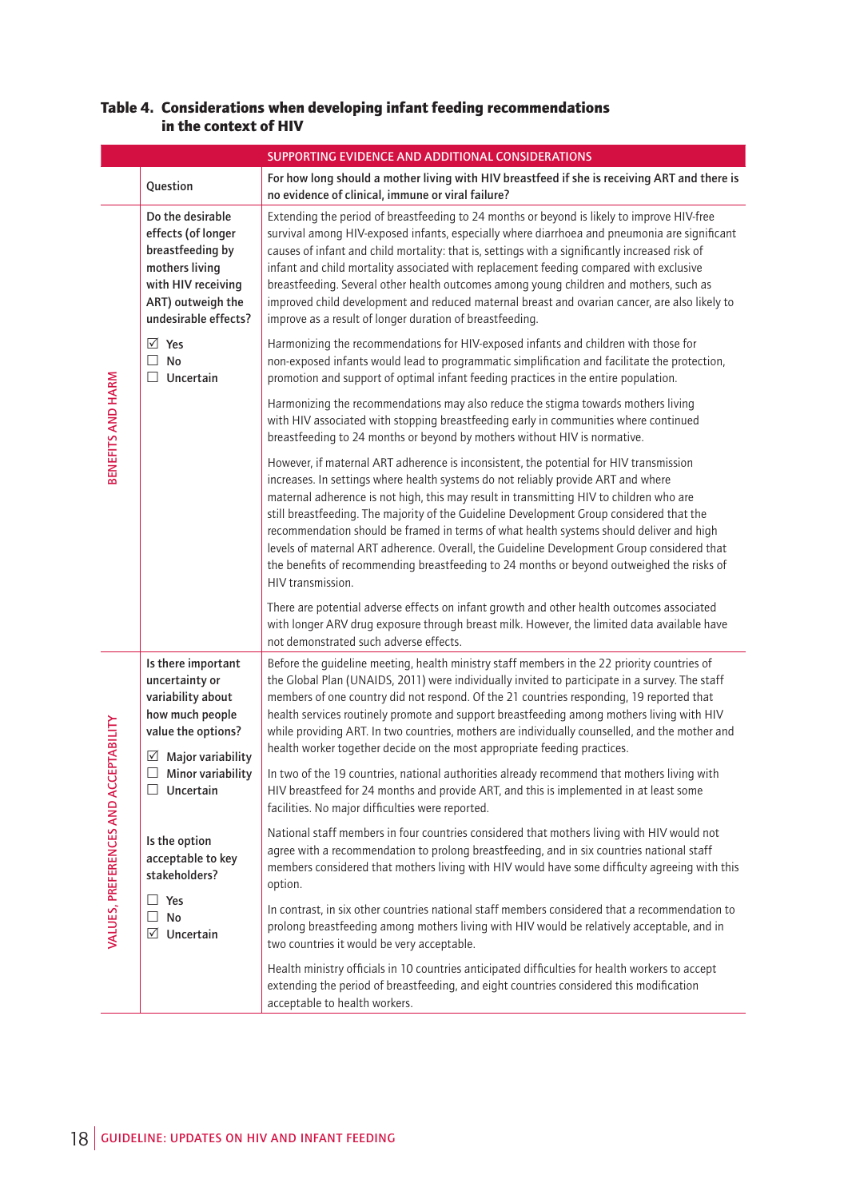**Table 4. Considerations when developing infant feeding recommendations in the context of HIV**

| | | SUPPORTING EVIDENCE AND ADDITIONAL CONSIDERATIONS |
|---|---|---|
| | Question | For how long should a mother living with HIV breastfeed if she is receiving ART and there is no evidence of clinical, immune or viral failure? |
| BENEFITS AND HARM | Do the desirable effects (of longer breastfeeding by mothers living with HIV receiving ART) outweigh the undesirable effects?<br><br>☑ Yes<br>☐ No<br>☐ Uncertain | Extending the period of breastfeeding to 24 months or beyond is likely to improve HIV-free survival among HIV-exposed infants, especially where diarrhoea and pneumonia are significant causes of infant and child mortality: that is, settings with a significantly increased risk of infant and child mortality associated with replacement feeding compared with exclusive breastfeeding. Several other health outcomes among young children and mothers, such as improved child development and reduced maternal breast and ovarian cancer, are also likely to improve as a result of longer duration of breastfeeding.<br><br>Harmonizing the recommendations for HIV-exposed infants and children with those for non-exposed infants would lead to programmatic simplification and facilitate the protection, promotion and support of optimal infant feeding practices in the entire population.<br><br>Harmonizing the recommendations may also reduce the stigma towards mothers living with HIV associated with stopping breastfeeding early in communities where continued breastfeeding to 24 months or beyond by mothers without HIV is normative.<br><br>However, if maternal ART adherence is inconsistent, the potential for HIV transmission increases. In settings where health systems do not reliably provide ART and where maternal adherence is not high, this may result in transmitting HIV to children who are still breastfeeding. The majority of the Guideline Development Group considered that the recommendation should be framed in terms of what health systems should deliver and high levels of maternal ART adherence. Overall, the Guideline Development Group considered that the benefits of recommending breastfeeding to 24 months or beyond outweighed the risks of HIV transmission.<br><br>There are potential adverse effects on infant growth and other health outcomes associated with longer ARV drug exposure through breast milk. However, the limited data available have not demonstrated such adverse effects. |
| VALUES, PREFERENCES AND ACCEPTABILITY | Is there important uncertainty or variability about how much people value the options?<br><br>☑ Major variability<br>☐ Minor variability<br>☐ Uncertain<br><br>Is the option acceptable to key stakeholders?<br><br>☐ Yes<br>☐ No<br>☑ Uncertain | Before the guideline meeting, health ministry staff members in the 22 priority countries of the Global Plan (UNAIDS, 2011) were individually invited to participate in a survey. The staff members of one country did not respond. Of the 21 countries responding, 19 reported that health services routinely promote and support breastfeeding among mothers living with HIV while providing ART. In two countries, mothers are individually counselled, and the mother and health worker together decide on the most appropriate feeding practices.<br><br>In two of the 19 countries, national authorities already recommend that mothers living with HIV breastfeed for 24 months and provide ART, and this is implemented in at least some facilities. No major difficulties were reported.<br><br>National staff members in four countries considered that mothers living with HIV would not agree with a recommendation to prolong breastfeeding, and in six countries national staff members considered that mothers living with HIV would have some difficulty agreeing with this option.<br><br>In contrast, in six other countries national staff members considered that a recommendation to prolong breastfeeding among mothers living with HIV would be relatively acceptable, and in two countries it would be very acceptable.<br><br>Health ministry officials in 10 countries anticipated difficulties for health workers to accept extending the period of breastfeeding, and eight countries considered this modification acceptable to health workers. |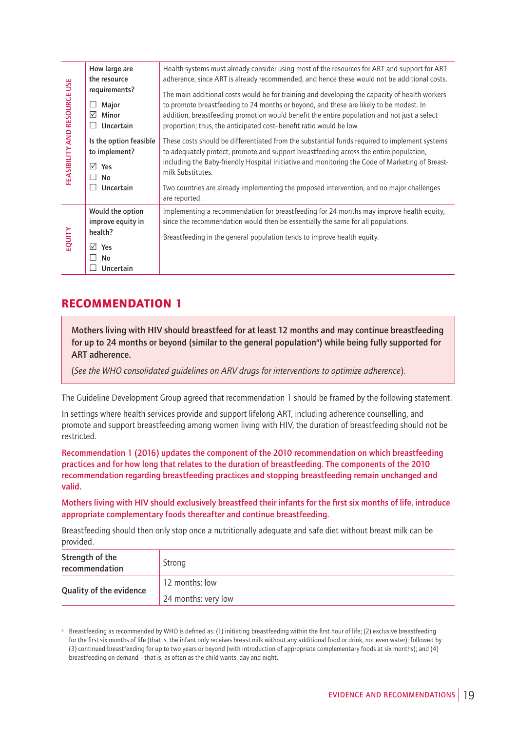| | | |
|---|---|---|
| FEASIBILITY AND RESOURCE USE | How large are the resource requirements?<br>☐ Major<br>☑ Minor<br>☐ Uncertain | Health systems must already consider using most of the resources for ART and support for ART adherence, since ART is already recommended, and hence these would not be additional costs.<br>The main additional costs would be for training and developing the capacity of health workers to promote breastfeeding to 24 months or beyond, and these are likely to be modest. In addition, breastfeeding promotion would benefit the entire population and not just a select proportion; thus, the anticipated cost–benefit ratio would be low. |
| | Is the option feasible to implement?<br>☑ Yes<br>☐ No<br>☐ Uncertain | These costs should be differentiated from the substantial funds required to implement systems to adequately protect, promote and support breastfeeding across the entire population, including the Baby-friendly Hospital Initiative and monitoring the Code of Marketing of Breast-milk Substitutes.<br>Two countries are already implementing the proposed intervention, and no major challenges are reported. |
| EQUITY | Would the option improve equity in health?<br>☑ Yes<br>☐ No<br>☐ Uncertain | Implementing a recommendation for breastfeeding for 24 months may improve health equity, since the recommendation would then be essentially the same for all populations.<br>Breastfeeding in the general population tends to improve health equity. |

## RECOMMENDATION 1

**Mothers living with HIV should breastfeed for at least 12 months and may continue breastfeeding for up to 24 months or beyond (similar to the general population[a]) while being fully supported for ART adherence.**

(*See the WHO consolidated guidelines on ARV drugs for interventions to optimize adherence*).

The Guideline Development Group agreed that recommendation 1 should be framed by the following statement.

In settings where health services provide and support lifelong ART, including adherence counselling, and promote and support breastfeeding among women living with HIV, the duration of breastfeeding should not be restricted.

**Recommendation 1 (2016) updates the component of the 2010 recommendation on which breastfeeding practices and for how long that relates to the duration of breastfeeding. The components of the 2010 recommendation regarding breastfeeding practices and stopping breastfeeding remain unchanged and valid.**

**Mothers living with HIV should exclusively breastfeed their infants for the first six months of life, introduce appropriate complementary foods thereafter and continue breastfeeding.**

Breastfeeding should then only stop once a nutritionally adequate and safe diet without breast milk can be provided.

| | |
|---|---|
| **Strength of the recommendation** | Strong |
| **Quality of the evidence** | 12 months: low<br>24 months: very low |

[a] Breastfeeding as recommended by WHO is defined as: (1) initiating breastfeeding within the first hour of life; (2) exclusive breastfeeding for the first six months of life (that is, the infant only receives breast milk without any additional food or drink, not even water); followed by (3) continued breastfeeding for up to two years or beyond (with introduction of appropriate complementary foods at six months); and (4) breastfeeding on demand – that is, as often as the child wants, day and night.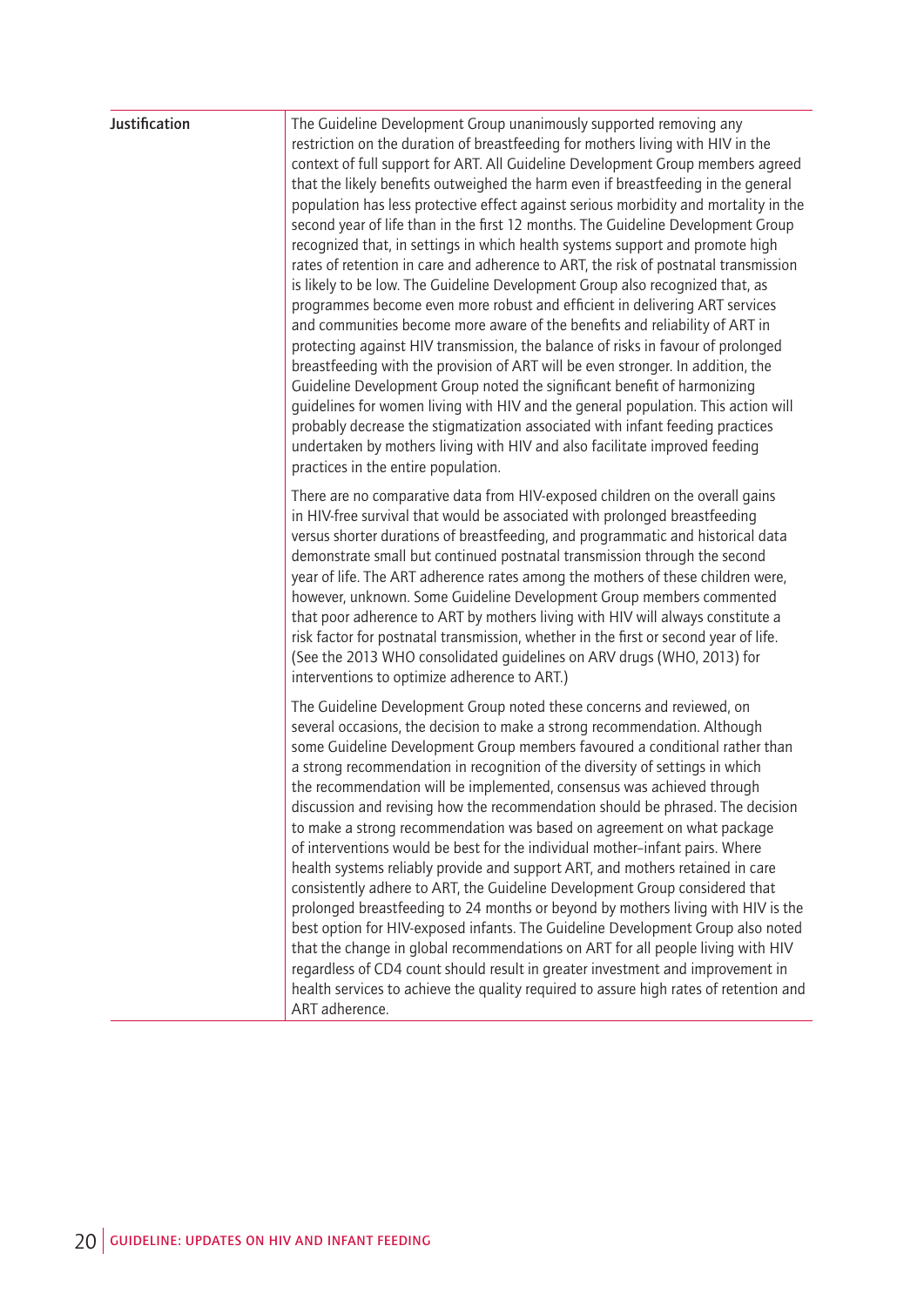| | |
|---|---|
| **Justification** | The Guideline Development Group unanimously supported removing any restriction on the duration of breastfeeding for mothers living with HIV in the context of full support for ART. All Guideline Development Group members agreed that the likely benefits outweighed the harm even if breastfeeding in the general population has less protective effect against serious morbidity and mortality in the second year of life than in the first 12 months. The Guideline Development Group recognized that, in settings in which health systems support and promote high rates of retention in care and adherence to ART, the risk of postnatal transmission is likely to be low. The Guideline Development Group also recognized that, as programmes become even more robust and efficient in delivering ART services and communities become more aware of the benefits and reliability of ART in protecting against HIV transmission, the balance of risks in favour of prolonged breastfeeding with the provision of ART will be even stronger. In addition, the Guideline Development Group noted the significant benefit of harmonizing guidelines for women living with HIV and the general population. This action will probably decrease the stigmatization associated with infant feeding practices undertaken by mothers living with HIV and also facilitate improved feeding practices in the entire population.<br><br>There are no comparative data from HIV-exposed children on the overall gains in HIV-free survival that would be associated with prolonged breastfeeding versus shorter durations of breastfeeding, and programmatic and historical data demonstrate small but continued postnatal transmission through the second year of life. The ART adherence rates among the mothers of these children were, however, unknown. Some Guideline Development Group members commented that poor adherence to ART by mothers living with HIV will always constitute a risk factor for postnatal transmission, whether in the first or second year of life. (See the 2013 WHO consolidated guidelines on ARV drugs (WHO, 2013) for interventions to optimize adherence to ART.)<br><br>The Guideline Development Group noted these concerns and reviewed, on several occasions, the decision to make a strong recommendation. Although some Guideline Development Group members favoured a conditional rather than a strong recommendation in recognition of the diversity of settings in which the recommendation will be implemented, consensus was achieved through discussion and revising how the recommendation should be phrased. The decision to make a strong recommendation was based on agreement on what package of interventions would be best for the individual mother–infant pairs. Where health systems reliably provide and support ART, and mothers retained in care consistently adhere to ART, the Guideline Development Group considered that prolonged breastfeeding to 24 months or beyond by mothers living with HIV is the best option for HIV-exposed infants. The Guideline Development Group also noted that the change in global recommendations on ART for all people living with HIV regardless of CD4 count should result in greater investment and improvement in health services to achieve the quality required to assure high rates of retention and ART adherence. |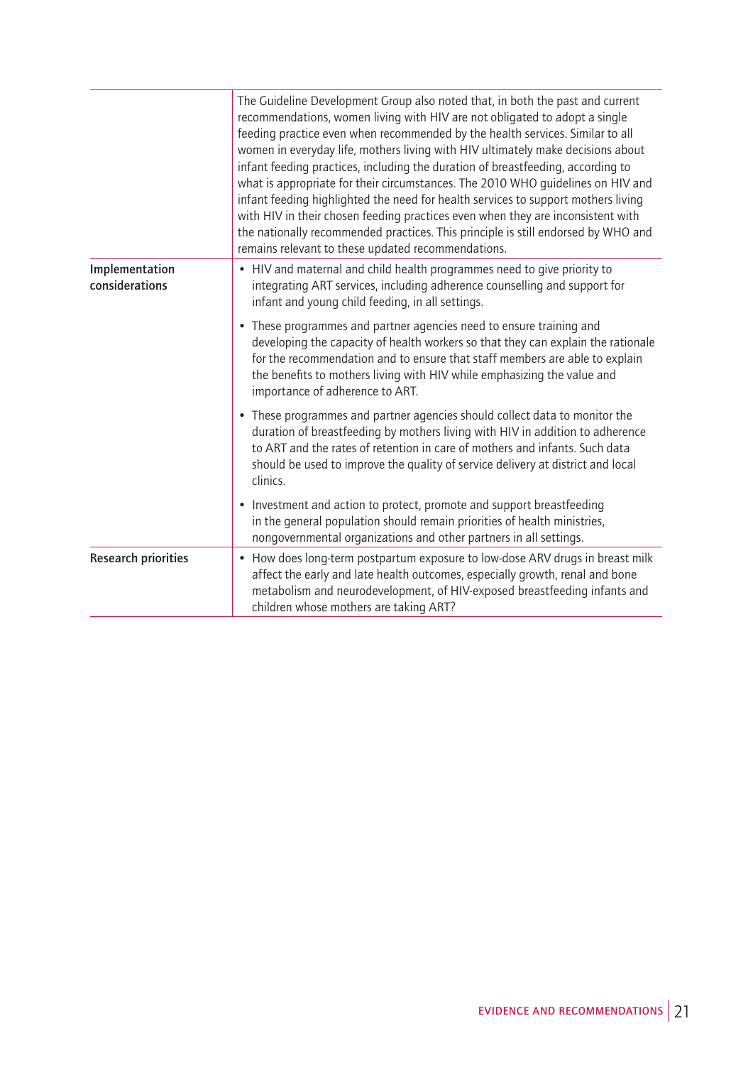| | |
|---|---|
| | The Guideline Development Group also noted that, in both the past and current recommendations, women living with HIV are not obligated to adopt a single feeding practice even when recommended by the health services. Similar to all women in everyday life, mothers living with HIV ultimately make decisions about infant feeding practices, including the duration of breastfeeding, according to what is appropriate for their circumstances. The 2010 WHO guidelines on HIV and infant feeding highlighted the need for health services to support mothers living with HIV in their chosen feeding practices even when they are inconsistent with the nationally recommended practices. This principle is still endorsed by WHO and remains relevant to these updated recommendations. |
| **Implementation considerations** | • HIV and maternal and child health programmes need to give priority to integrating ART services, including adherence counselling and support for infant and young child feeding, in all settings.<br><br>• These programmes and partner agencies need to ensure training and developing the capacity of health workers so that they can explain the rationale for the recommendation and to ensure that staff members are able to explain the benefits to mothers living with HIV while emphasizing the value and importance of adherence to ART.<br><br>• These programmes and partner agencies should collect data to monitor the duration of breastfeeding by mothers living with HIV in addition to adherence to ART and the rates of retention in care of mothers and infants. Such data should be used to improve the quality of service delivery at district and local clinics.<br><br>• Investment and action to protect, promote and support breastfeeding in the general population should remain priorities of health ministries, nongovernmental organizations and other partners in all settings. |
| **Research priorities** | • How does long-term postpartum exposure to low-dose ARV drugs in breast milk affect the early and late health outcomes, especially growth, renal and bone metabolism and neurodevelopment, of HIV-exposed breastfeeding infants and children whose mothers are taking ART? |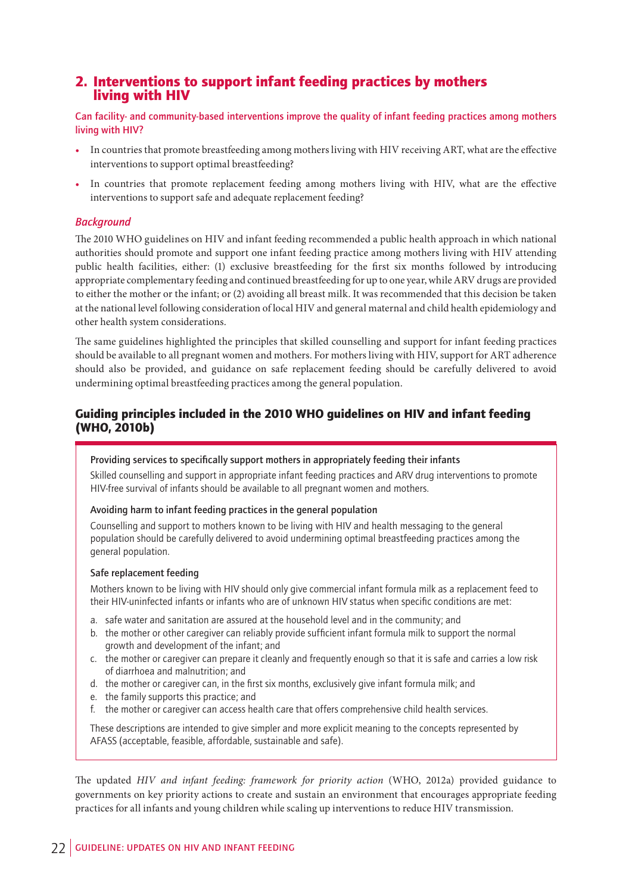## 2. Interventions to support infant feeding practices by mothers living with HIV

**Can facility- and community-based interventions improve the quality of infant feeding practices among mothers living with HIV?**

- In countries that promote breastfeeding among mothers living with HIV receiving ART, what are the effective interventions to support optimal breastfeeding?
- In countries that promote replacement feeding among mothers living with HIV, what are the effective interventions to support safe and adequate replacement feeding?

### *Background*

The 2010 WHO guidelines on HIV and infant feeding recommended a public health approach in which national authorities should promote and support one infant feeding practice among mothers living with HIV attending public health facilities, either: (1) exclusive breastfeeding for the first six months followed by introducing appropriate complementary feeding and continued breastfeeding for up to one year, while ARV drugs are provided to either the mother or the infant; or (2) avoiding all breast milk. It was recommended that this decision be taken at the national level following consideration of local HIV and general maternal and child health epidemiology and other health system considerations.

The same guidelines highlighted the principles that skilled counselling and support for infant feeding practices should be available to all pregnant women and mothers. For mothers living with HIV, support for ART adherence should also be provided, and guidance on safe replacement feeding should be carefully delivered to avoid undermining optimal breastfeeding practices among the general population.

### Guiding principles included in the 2010 WHO guidelines on HIV and infant feeding (WHO, 2010b)

**Providing services to specifically support mothers in appropriately feeding their infants**

Skilled counselling and support in appropriate infant feeding practices and ARV drug interventions to promote HIV-free survival of infants should be available to all pregnant women and mothers.

**Avoiding harm to infant feeding practices in the general population**

Counselling and support to mothers known to be living with HIV and health messaging to the general population should be carefully delivered to avoid undermining optimal breastfeeding practices among the general population.

**Safe replacement feeding**

Mothers known to be living with HIV should only give commercial infant formula milk as a replacement feed to their HIV-uninfected infants or infants who are of unknown HIV status when specific conditions are met:

a. safe water and sanitation are assured at the household level and in the community; and
b. the mother or other caregiver can reliably provide sufficient infant formula milk to support the normal growth and development of the infant; and
c. the mother or caregiver can prepare it cleanly and frequently enough so that it is safe and carries a low risk of diarrhoea and malnutrition; and
d. the mother or caregiver can, in the first six months, exclusively give infant formula milk; and
e. the family supports this practice; and
f. the mother or caregiver can access health care that offers comprehensive child health services.

These descriptions are intended to give simpler and more explicit meaning to the concepts represented by AFASS (acceptable, feasible, affordable, sustainable and safe).

The updated *HIV and infant feeding: framework for priority action* (WHO, 2012a) provided guidance to governments on key priority actions to create and sustain an environment that encourages appropriate feeding practices for all infants and young children while scaling up interventions to reduce HIV transmission.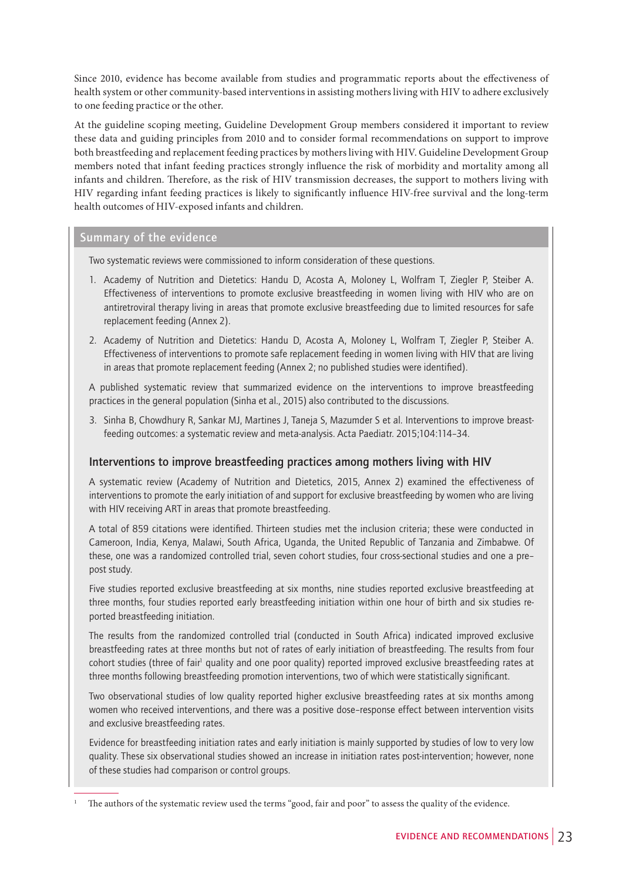Since 2010, evidence has become available from studies and programmatic reports about the effectiveness of health system or other community-based interventions in assisting mothers living with HIV to adhere exclusively to one feeding practice or the other.

At the guideline scoping meeting, Guideline Development Group members considered it important to review these data and guiding principles from 2010 and to consider formal recommendations on support to improve both breastfeeding and replacement feeding practices by mothers living with HIV. Guideline Development Group members noted that infant feeding practices strongly influence the risk of morbidity and mortality among all infants and children. Therefore, as the risk of HIV transmission decreases, the support to mothers living with HIV regarding infant feeding practices is likely to significantly influence HIV-free survival and the long-term health outcomes of HIV-exposed infants and children.

## Summary of the evidence

Two systematic reviews were commissioned to inform consideration of these questions.

1. Academy of Nutrition and Dietetics: Handu D, Acosta A, Moloney L, Wolfram T, Ziegler P, Steiber A. Effectiveness of interventions to promote exclusive breastfeeding in women living with HIV who are on antiretroviral therapy living in areas that promote exclusive breastfeeding due to limited resources for safe replacement feeding (Annex 2).
2. Academy of Nutrition and Dietetics: Handu D, Acosta A, Moloney L, Wolfram T, Ziegler P, Steiber A. Effectiveness of interventions to promote safe replacement feeding in women living with HIV that are living in areas that promote replacement feeding (Annex 2; no published studies were identified).

A published systematic review that summarized evidence on the interventions to improve breastfeeding practices in the general population (Sinha et al., 2015) also contributed to the discussions.

3. Sinha B, Chowdhury R, Sankar MJ, Martines J, Taneja S, Mazumder S et al. Interventions to improve breastfeeding outcomes: a systematic review and meta-analysis. Acta Paediatr. 2015;104:114–34.

### Interventions to improve breastfeeding practices among mothers living with HIV

A systematic review (Academy of Nutrition and Dietetics, 2015, Annex 2) examined the effectiveness of interventions to promote the early initiation of and support for exclusive breastfeeding by women who are living with HIV receiving ART in areas that promote breastfeeding.

A total of 859 citations were identified. Thirteen studies met the inclusion criteria; these were conducted in Cameroon, India, Kenya, Malawi, South Africa, Uganda, the United Republic of Tanzania and Zimbabwe. Of these, one was a randomized controlled trial, seven cohort studies, four cross-sectional studies and one a pre–post study.

Five studies reported exclusive breastfeeding at six months, nine studies reported exclusive breastfeeding at three months, four studies reported early breastfeeding initiation within one hour of birth and six studies reported breastfeeding initiation.

The results from the randomized controlled trial (conducted in South Africa) indicated improved exclusive breastfeeding rates at three months but not of rates of early initiation of breastfeeding. The results from four cohort studies (three of fair[1] quality and one poor quality) reported improved exclusive breastfeeding rates at three months following breastfeeding promotion interventions, two of which were statistically significant.

Two observational studies of low quality reported higher exclusive breastfeeding rates at six months among women who received interventions, and there was a positive dose–response effect between intervention visits and exclusive breastfeeding rates.

Evidence for breastfeeding initiation rates and early initiation is mainly supported by studies of low to very low quality. These six observational studies showed an increase in initiation rates post-intervention; however, none of these studies had comparison or control groups.

[1] The authors of the systematic review used the terms "good, fair and poor" to assess the quality of the evidence.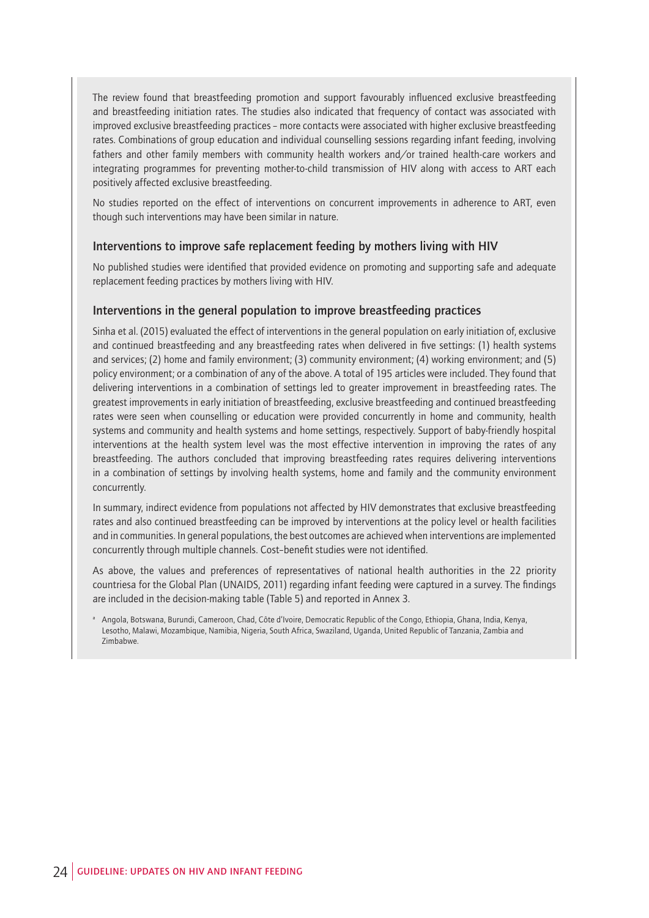The review found that breastfeeding promotion and support favourably influenced exclusive breastfeeding and breastfeeding initiation rates. The studies also indicated that frequency of contact was associated with improved exclusive breastfeeding practices – more contacts were associated with higher exclusive breastfeeding rates. Combinations of group education and individual counselling sessions regarding infant feeding, involving fathers and other family members with community health workers and/or trained health-care workers and integrating programmes for preventing mother-to-child transmission of HIV along with access to ART each positively affected exclusive breastfeeding.

No studies reported on the effect of interventions on concurrent improvements in adherence to ART, even though such interventions may have been similar in nature.

### Interventions to improve safe replacement feeding by mothers living with HIV

No published studies were identified that provided evidence on promoting and supporting safe and adequate replacement feeding practices by mothers living with HIV.

### Interventions in the general population to improve breastfeeding practices

Sinha et al. (2015) evaluated the effect of interventions in the general population on early initiation of, exclusive and continued breastfeeding and any breastfeeding rates when delivered in five settings: (1) health systems and services; (2) home and family environment; (3) community environment; (4) working environment; and (5) policy environment; or a combination of any of the above. A total of 195 articles were included. They found that delivering interventions in a combination of settings led to greater improvement in breastfeeding rates. The greatest improvements in early initiation of breastfeeding, exclusive breastfeeding and continued breastfeeding rates were seen when counselling or education were provided concurrently in home and community, health systems and community and health systems and home settings, respectively. Support of baby-friendly hospital interventions at the health system level was the most effective intervention in improving the rates of any breastfeeding. The authors concluded that improving breastfeeding rates requires delivering interventions in a combination of settings by involving health systems, home and family and the community environment concurrently.

In summary, indirect evidence from populations not affected by HIV demonstrates that exclusive breastfeeding rates and also continued breastfeeding can be improved by interventions at the policy level or health facilities and in communities. In general populations, the best outcomes are achieved when interventions are implemented concurrently through multiple channels. Cost–benefit studies were not identified.

As above, the values and preferences of representatives of national health authorities in the 22 priority countries[a] for the Global Plan (UNAIDS, 2011) regarding infant feeding were captured in a survey. The findings are included in the decision-making table (Table 5) and reported in Annex 3.

[a] Angola, Botswana, Burundi, Cameroon, Chad, Côte d'Ivoire, Democratic Republic of the Congo, Ethiopia, Ghana, India, Kenya, Lesotho, Malawi, Mozambique, Namibia, Nigeria, South Africa, Swaziland, Uganda, United Republic of Tanzania, Zambia and Zimbabwe.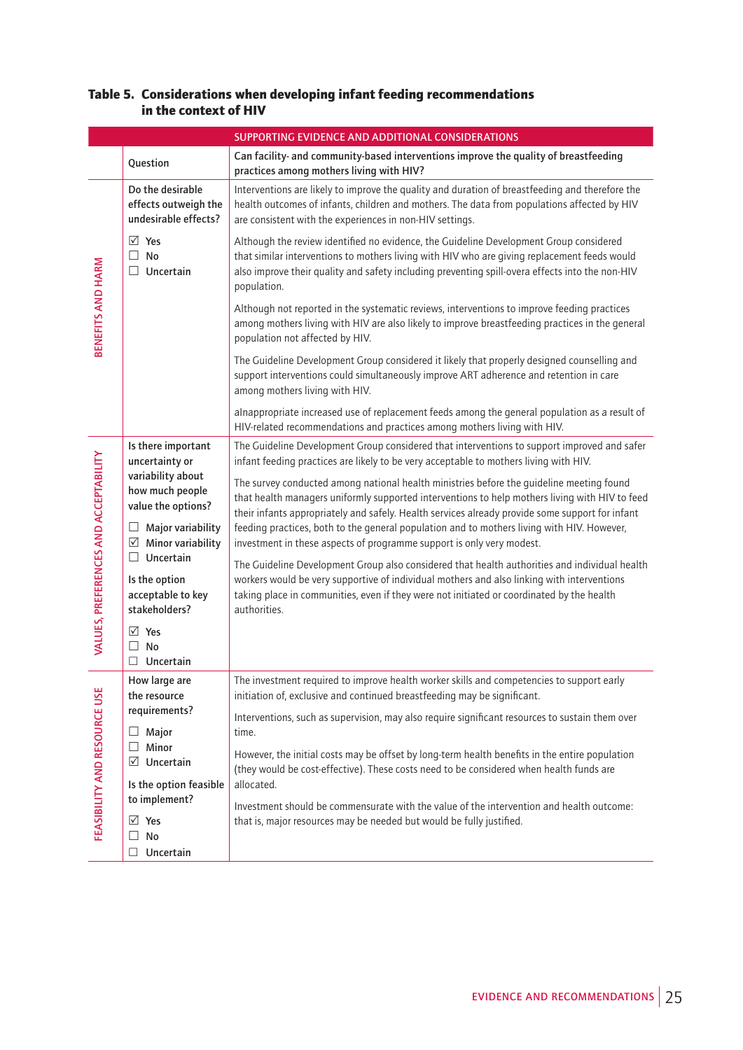**Table 5. Considerations when developing infant feeding recommendations in the context of HIV**

| | SUPPORTING EVIDENCE AND ADDITIONAL CONSIDERATIONS | |
|---|---|---|
| | Question | Can facility- and community-based interventions improve the quality of breastfeeding practices among mothers living with HIV? |
| BENEFITS AND HARM | Do the desirable effects outweigh the undesirable effects?<br><br>☑ Yes<br>☐ No<br>☐ Uncertain | Interventions are likely to improve the quality and duration of breastfeeding and therefore the health outcomes of infants, children and mothers. The data from populations affected by HIV are consistent with the experiences in non-HIV settings.<br><br>Although the review identified no evidence, the Guideline Development Group considered that similar interventions to mothers living with HIV who are giving replacement feeds would also improve their quality and safety including preventing spill-overa effects into the non-HIV population.<br><br>Although not reported in the systematic reviews, interventions to improve feeding practices among mothers living with HIV are also likely to improve breastfeeding practices in the general population not affected by HIV.<br><br>The Guideline Development Group considered it likely that properly designed counselling and support interventions could simultaneously improve ART adherence and retention in care among mothers living with HIV.<br><br>aInappropriate increased use of replacement feeds among the general population as a result of HIV-related recommendations and practices among mothers living with HIV. |
| VALUES, PREFERENCES AND ACCEPTABILITY | Is there important uncertainty or variability about how much people value the options?<br><br>☐ Major variability<br>☑ Minor variability<br>☐ Uncertain<br><br>Is the option acceptable to key stakeholders?<br><br>☑ Yes<br>☐ No<br>☐ Uncertain | The Guideline Development Group considered that interventions to support improved and safer infant feeding practices are likely to be very acceptable to mothers living with HIV.<br><br>The survey conducted among national health ministries before the guideline meeting found that health managers uniformly supported interventions to help mothers living with HIV to feed their infants appropriately and safely. Health services already provide some support for infant feeding practices, both to the general population and to mothers living with HIV. However, investment in these aspects of programme support is only very modest.<br><br>The Guideline Development Group also considered that health authorities and individual health workers would be very supportive of individual mothers and also linking with interventions taking place in communities, even if they were not initiated or coordinated by the health authorities. |
| FEASIBILITY AND RESOURCE USE | How large are the resource requirements?<br><br>☐ Major<br>☐ Minor<br>☑ Uncertain<br><br>Is the option feasible to implement?<br><br>☑ Yes<br>☐ No<br>☐ Uncertain | The investment required to improve health worker skills and competencies to support early initiation of, exclusive and continued breastfeeding may be significant.<br><br>Interventions, such as supervision, may also require significant resources to sustain them over time.<br><br>However, the initial costs may be offset by long-term health benefits in the entire population (they would be cost-effective). These costs need to be considered when health funds are allocated.<br><br>Investment should be commensurate with the value of the intervention and health outcome: that is, major resources may be needed but would be fully justified. |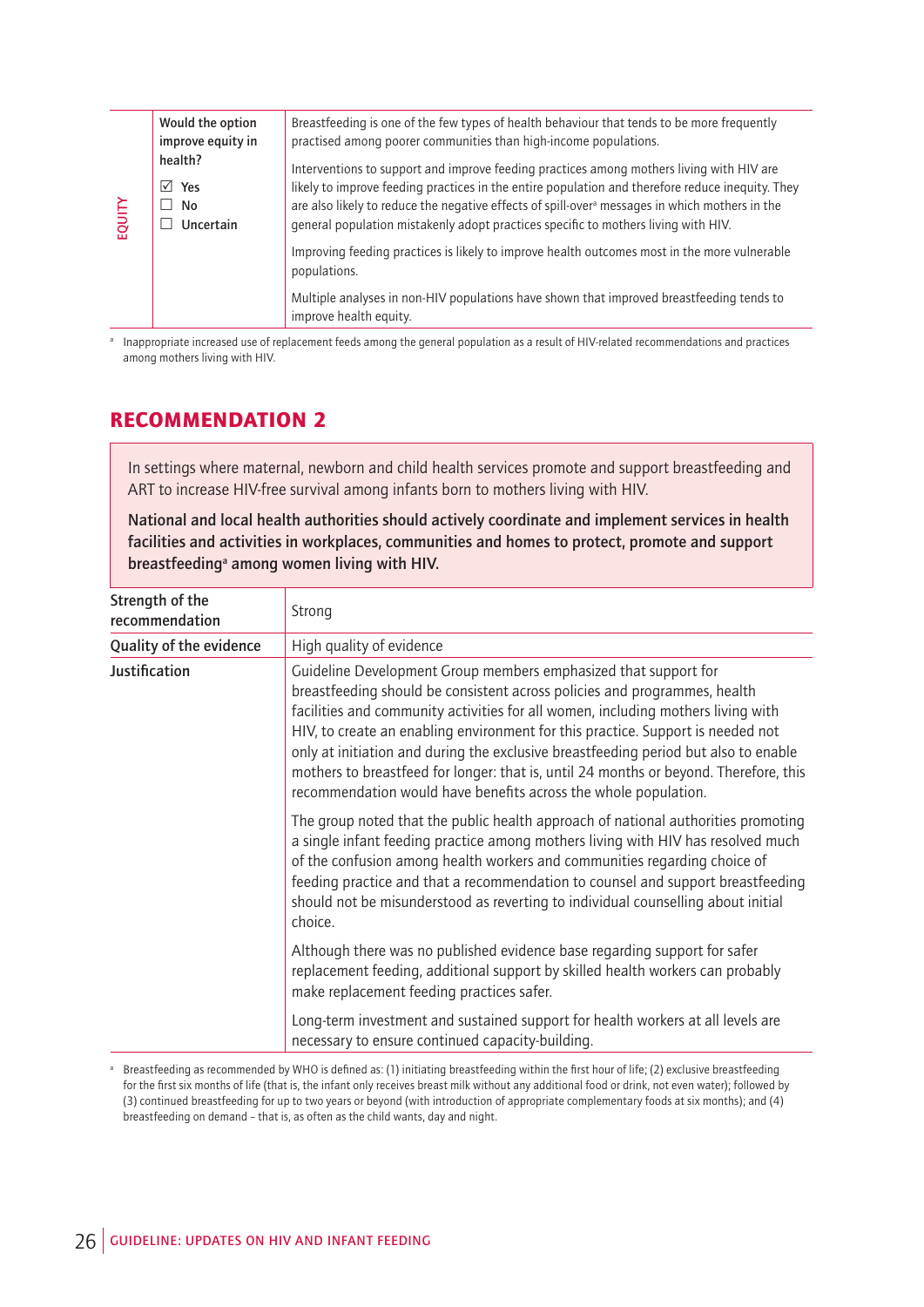| | | |
|---|---|---|
| EQUITY | Would the option improve equity in health?<br><br>☑ Yes<br>☐ No<br>☐ Uncertain | Breastfeeding is one of the few types of health behaviour that tends to be more frequently practised among poorer communities than high-income populations.<br><br>Interventions to support and improve feeding practices among mothers living with HIV are likely to improve feeding practices in the entire population and therefore reduce inequity. They are also likely to reduce the negative effects of spill-over[a] messages in which mothers in the general population mistakenly adopt practices specific to mothers living with HIV.<br><br>Improving feeding practices is likely to improve health outcomes most in the more vulnerable populations.<br><br>Multiple analyses in non-HIV populations have shown that improved breastfeeding tends to improve health equity. |

[a] Inappropriate increased use of replacement feeds among the general population as a result of HIV-related recommendations and practices among mothers living with HIV.

## RECOMMENDATION 2

In settings where maternal, newborn and child health services promote and support breastfeeding and ART to increase HIV-free survival among infants born to mothers living with HIV.

**National and local health authorities should actively coordinate and implement services in health facilities and activities in workplaces, communities and homes to protect, promote and support breastfeeding[a] among women living with HIV.**

| | |
|---|---|
| **Strength of the recommendation** | Strong |
| **Quality of the evidence** | High quality of evidence |
| **Justification** | Guideline Development Group members emphasized that support for breastfeeding should be consistent across policies and programmes, health facilities and community activities for all women, including mothers living with HIV, to create an enabling environment for this practice. Support is needed not only at initiation and during the exclusive breastfeeding period but also to enable mothers to breastfeed for longer: that is, until 24 months or beyond. Therefore, this recommendation would have benefits across the whole population.<br><br>The group noted that the public health approach of national authorities promoting a single infant feeding practice among mothers living with HIV has resolved much of the confusion among health workers and communities regarding choice of feeding practice and that a recommendation to counsel and support breastfeeding should not be misunderstood as reverting to individual counselling about initial choice.<br><br>Although there was no published evidence base regarding support for safer replacement feeding, additional support by skilled health workers can probably make replacement feeding practices safer.<br><br>Long-term investment and sustained support for health workers at all levels are necessary to ensure continued capacity-building. |

[a] Breastfeeding as recommended by WHO is defined as: (1) initiating breastfeeding within the first hour of life; (2) exclusive breastfeeding for the first six months of life (that is, the infant only receives breast milk without any additional food or drink, not even water); followed by (3) continued breastfeeding for up to two years or beyond (with introduction of appropriate complementary foods at six months); and (4) breastfeeding on demand – that is, as often as the child wants, day and night.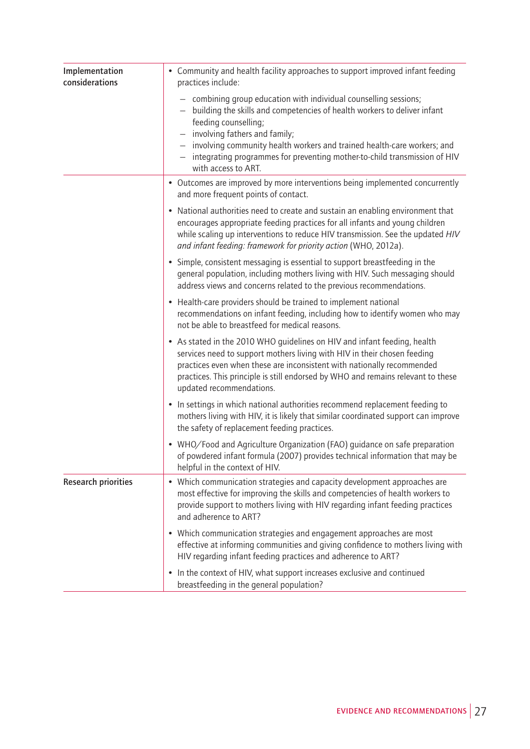| | |
|---|---|
| **Implementation considerations** | • Community and health facility approaches to support improved infant feeding practices include:<br>– combining group education with individual counselling sessions;<br>– building the skills and competencies of health workers to deliver infant feeding counselling;<br>– involving fathers and family;<br>– involving community health workers and trained health-care workers; and<br>– integrating programmes for preventing mother-to-child transmission of HIV with access to ART. |
| | • Outcomes are improved by more interventions being implemented concurrently and more frequent points of contact.<br>• National authorities need to create and sustain an enabling environment that encourages appropriate feeding practices for all infants and young children while scaling up interventions to reduce HIV transmission. See the updated *HIV and infant feeding: framework for priority action* (WHO, 2012a).<br>• Simple, consistent messaging is essential to support breastfeeding in the general population, including mothers living with HIV. Such messaging should address views and concerns related to the previous recommendations.<br>• Health-care providers should be trained to implement national recommendations on infant feeding, including how to identify women who may not be able to breastfeed for medical reasons.<br>• As stated in the 2010 WHO guidelines on HIV and infant feeding, health services need to support mothers living with HIV in their chosen feeding practices even when these are inconsistent with nationally recommended practices. This principle is still endorsed by WHO and remains relevant to these updated recommendations.<br>• In settings in which national authorities recommend replacement feeding to mothers living with HIV, it is likely that similar coordinated support can improve the safety of replacement feeding practices.<br>• WHO/Food and Agriculture Organization (FAO) guidance on safe preparation of powdered infant formula (2007) provides technical information that may be helpful in the context of HIV. |
| **Research priorities** | • Which communication strategies and capacity development approaches are most effective for improving the skills and competencies of health workers to provide support to mothers living with HIV regarding infant feeding practices and adherence to ART?<br>• Which communication strategies and engagement approaches are most effective at informing communities and giving confidence to mothers living with HIV regarding infant feeding practices and adherence to ART?<br>• In the context of HIV, what support increases exclusive and continued breastfeeding in the general population? |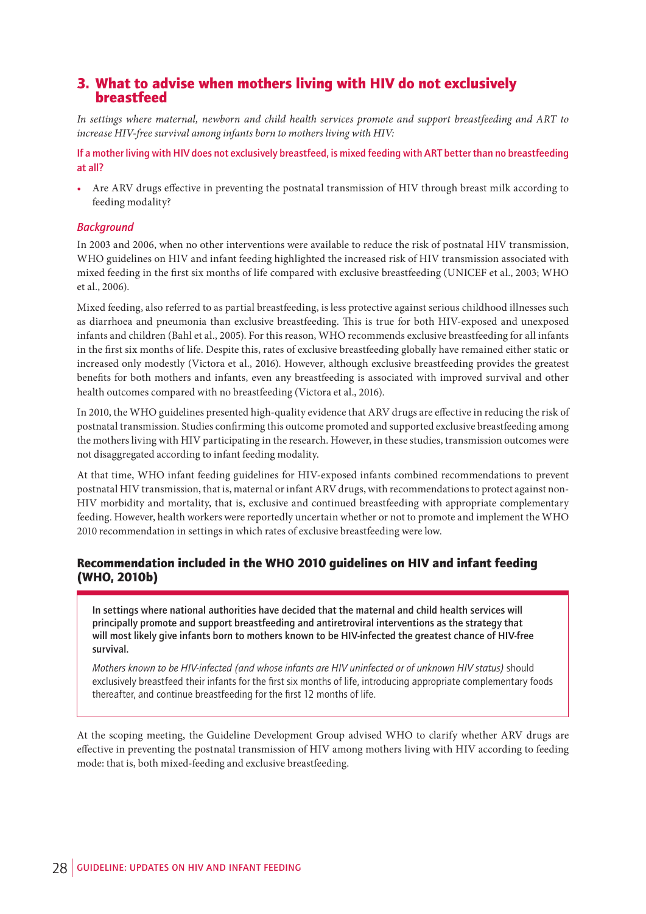## 3. What to advise when mothers living with HIV do not exclusively breastfeed

*In settings where maternal, newborn and child health services promote and support breastfeeding and ART to increase HIV-free survival among infants born to mothers living with HIV:*

**If a mother living with HIV does not exclusively breastfeed, is mixed feeding with ART better than no breastfeeding at all?**

- Are ARV drugs effective in preventing the postnatal transmission of HIV through breast milk according to feeding modality?

### *Background*

In 2003 and 2006, when no other interventions were available to reduce the risk of postnatal HIV transmission, WHO guidelines on HIV and infant feeding highlighted the increased risk of HIV transmission associated with mixed feeding in the first six months of life compared with exclusive breastfeeding (UNICEF et al., 2003; WHO et al., 2006).

Mixed feeding, also referred to as partial breastfeeding, is less protective against serious childhood illnesses such as diarrhoea and pneumonia than exclusive breastfeeding. This is true for both HIV-exposed and unexposed infants and children (Bahl et al., 2005). For this reason, WHO recommends exclusive breastfeeding for all infants in the first six months of life. Despite this, rates of exclusive breastfeeding globally have remained either static or increased only modestly (Victora et al., 2016). However, although exclusive breastfeeding provides the greatest benefits for both mothers and infants, even any breastfeeding is associated with improved survival and other health outcomes compared with no breastfeeding (Victora et al., 2016).

In 2010, the WHO guidelines presented high-quality evidence that ARV drugs are effective in reducing the risk of postnatal transmission. Studies confirming this outcome promoted and supported exclusive breastfeeding among the mothers living with HIV participating in the research. However, in these studies, transmission outcomes were not disaggregated according to infant feeding modality.

At that time, WHO infant feeding guidelines for HIV-exposed infants combined recommendations to prevent postnatal HIV transmission, that is, maternal or infant ARV drugs, with recommendations to protect against non-HIV morbidity and mortality, that is, exclusive and continued breastfeeding with appropriate complementary feeding. However, health workers were reportedly uncertain whether or not to promote and implement the WHO 2010 recommendation in settings in which rates of exclusive breastfeeding were low.

### Recommendation included in the WHO 2010 guidelines on HIV and infant feeding (WHO, 2010b)

**In settings where national authorities have decided that the maternal and child health services will principally promote and support breastfeeding and antiretroviral interventions as the strategy that will most likely give infants born to mothers known to be HIV-infected the greatest chance of HIV-free survival.**

*Mothers known to be HIV-infected (and whose infants are HIV uninfected or of unknown HIV status)* should exclusively breastfeed their infants for the first six months of life, introducing appropriate complementary foods thereafter, and continue breastfeeding for the first 12 months of life.

At the scoping meeting, the Guideline Development Group advised WHO to clarify whether ARV drugs are effective in preventing the postnatal transmission of HIV among mothers living with HIV according to feeding mode: that is, both mixed-feeding and exclusive breastfeeding.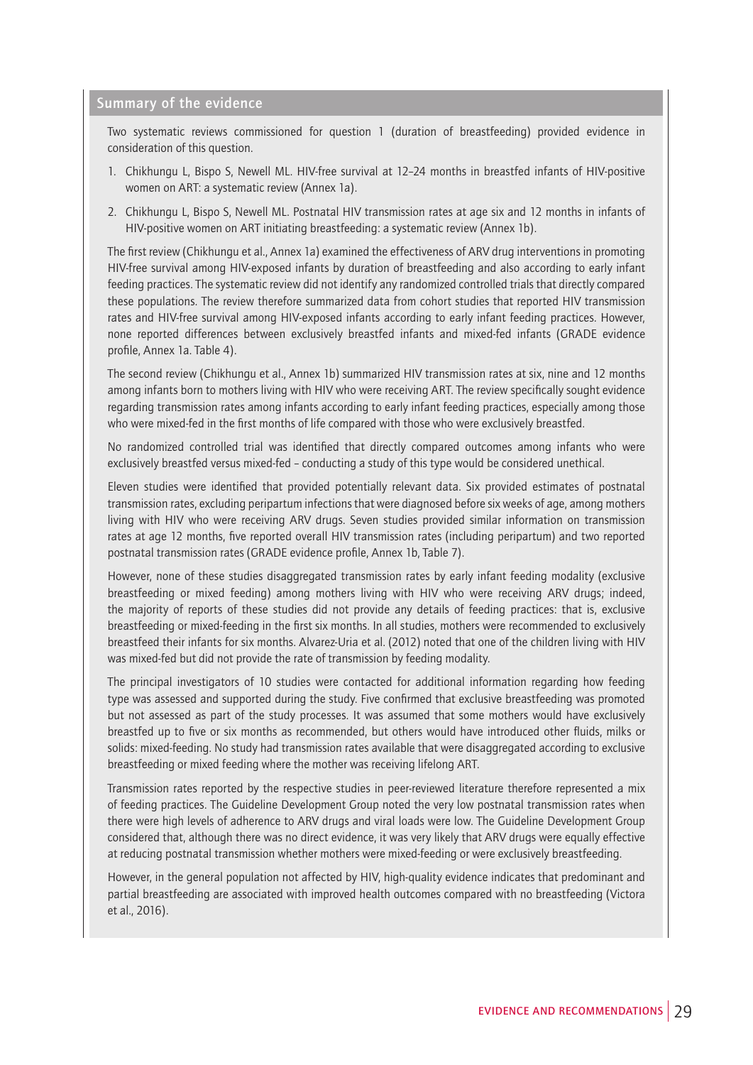## Summary of the evidence

Two systematic reviews commissioned for question 1 (duration of breastfeeding) provided evidence in consideration of this question.

1. Chikhungu L, Bispo S, Newell ML. HIV-free survival at 12–24 months in breastfed infants of HIV-positive women on ART: a systematic review (Annex 1a).
2. Chikhungu L, Bispo S, Newell ML. Postnatal HIV transmission rates at age six and 12 months in infants of HIV-positive women on ART initiating breastfeeding: a systematic review (Annex 1b).

The first review (Chikhungu et al., Annex 1a) examined the effectiveness of ARV drug interventions in promoting HIV-free survival among HIV-exposed infants by duration of breastfeeding and also according to early infant feeding practices. The systematic review did not identify any randomized controlled trials that directly compared these populations. The review therefore summarized data from cohort studies that reported HIV transmission rates and HIV-free survival among HIV-exposed infants according to early infant feeding practices. However, none reported differences between exclusively breastfed infants and mixed-fed infants (GRADE evidence profile, Annex 1a. Table 4).

The second review (Chikhungu et al., Annex 1b) summarized HIV transmission rates at six, nine and 12 months among infants born to mothers living with HIV who were receiving ART. The review specifically sought evidence regarding transmission rates among infants according to early infant feeding practices, especially among those who were mixed-fed in the first months of life compared with those who were exclusively breastfed.

No randomized controlled trial was identified that directly compared outcomes among infants who were exclusively breastfed versus mixed-fed – conducting a study of this type would be considered unethical.

Eleven studies were identified that provided potentially relevant data. Six provided estimates of postnatal transmission rates, excluding peripartum infections that were diagnosed before six weeks of age, among mothers living with HIV who were receiving ARV drugs. Seven studies provided similar information on transmission rates at age 12 months, five reported overall HIV transmission rates (including peripartum) and two reported postnatal transmission rates (GRADE evidence profile, Annex 1b, Table 7).

However, none of these studies disaggregated transmission rates by early infant feeding modality (exclusive breastfeeding or mixed feeding) among mothers living with HIV who were receiving ARV drugs; indeed, the majority of reports of these studies did not provide any details of feeding practices: that is, exclusive breastfeeding or mixed-feeding in the first six months. In all studies, mothers were recommended to exclusively breastfeed their infants for six months. Alvarez-Uria et al. (2012) noted that one of the children living with HIV was mixed-fed but did not provide the rate of transmission by feeding modality.

The principal investigators of 10 studies were contacted for additional information regarding how feeding type was assessed and supported during the study. Five confirmed that exclusive breastfeeding was promoted but not assessed as part of the study processes. It was assumed that some mothers would have exclusively breastfed up to five or six months as recommended, but others would have introduced other fluids, milks or solids: mixed-feeding. No study had transmission rates available that were disaggregated according to exclusive breastfeeding or mixed feeding where the mother was receiving lifelong ART.

Transmission rates reported by the respective studies in peer-reviewed literature therefore represented a mix of feeding practices. The Guideline Development Group noted the very low postnatal transmission rates when there were high levels of adherence to ARV drugs and viral loads were low. The Guideline Development Group considered that, although there was no direct evidence, it was very likely that ARV drugs were equally effective at reducing postnatal transmission whether mothers were mixed-feeding or were exclusively breastfeeding.

However, in the general population not affected by HIV, high-quality evidence indicates that predominant and partial breastfeeding are associated with improved health outcomes compared with no breastfeeding (Victora et al., 2016).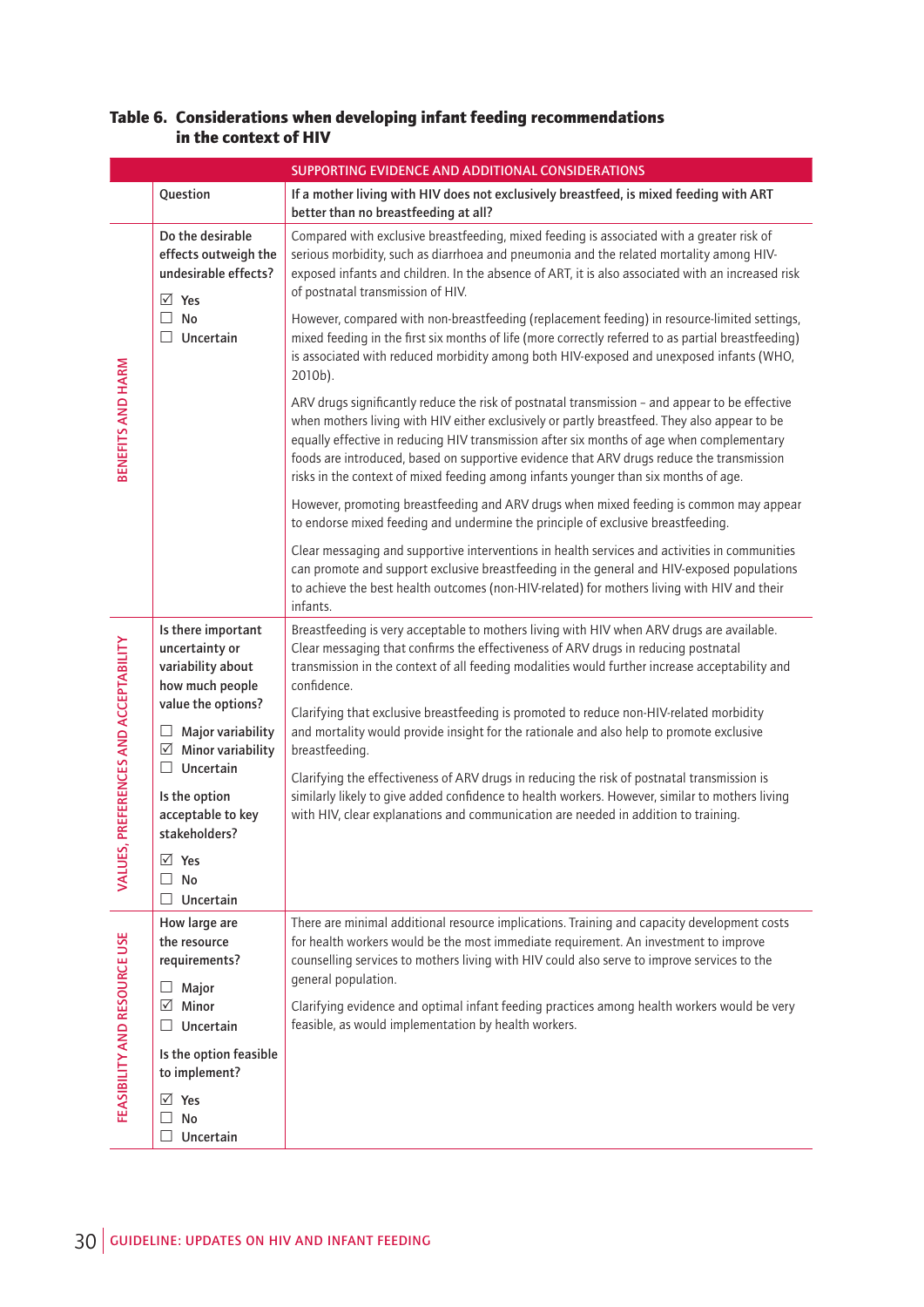### Table 6. Considerations when developing infant feeding recommendations in the context of HIV

| | SUPPORTING EVIDENCE AND ADDITIONAL CONSIDERATIONS | |
|---|---|---|
| | Question | If a mother living with HIV does not exclusively breastfeed, is mixed feeding with ART better than no breastfeeding at all? |
| BENEFITS AND HARM | Do the desirable effects outweigh the undesirable effects?<br><br>☑ Yes<br>☐ No<br>☐ Uncertain | Compared with exclusive breastfeeding, mixed feeding is associated with a greater risk of serious morbidity, such as diarrhoea and pneumonia and the related mortality among HIV-exposed infants and children. In the absence of ART, it is also associated with an increased risk of postnatal transmission of HIV.<br><br>However, compared with non-breastfeeding (replacement feeding) in resource-limited settings, mixed feeding in the first six months of life (more correctly referred to as partial breastfeeding) is associated with reduced morbidity among both HIV-exposed and unexposed infants (WHO, 2010b).<br><br>ARV drugs significantly reduce the risk of postnatal transmission – and appear to be effective when mothers living with HIV either exclusively or partly breastfeed. They also appear to be equally effective in reducing HIV transmission after six months of age when complementary foods are introduced, based on supportive evidence that ARV drugs reduce the transmission risks in the context of mixed feeding among infants younger than six months of age.<br><br>However, promoting breastfeeding and ARV drugs when mixed feeding is common may appear to endorse mixed feeding and undermine the principle of exclusive breastfeeding.<br><br>Clear messaging and supportive interventions in health services and activities in communities can promote and support exclusive breastfeeding in the general and HIV-exposed populations to achieve the best health outcomes (non-HIV-related) for mothers living with HIV and their infants. |
| VALUES, PREFERENCES AND ACCEPTABILITY | Is there important uncertainty or variability about how much people value the options?<br><br>☐ Major variability<br>☑ Minor variability<br>☐ Uncertain<br><br>Is the option acceptable to key stakeholders?<br><br>☑ Yes<br>☐ No<br>☐ Uncertain | Breastfeeding is very acceptable to mothers living with HIV when ARV drugs are available. Clear messaging that confirms the effectiveness of ARV drugs in reducing postnatal transmission in the context of all feeding modalities would further increase acceptability and confidence.<br><br>Clarifying that exclusive breastfeeding is promoted to reduce non-HIV-related morbidity and mortality would provide insight for the rationale and also help to promote exclusive breastfeeding.<br><br>Clarifying the effectiveness of ARV drugs in reducing the risk of postnatal transmission is similarly likely to give added confidence to health workers. However, similar to mothers living with HIV, clear explanations and communication are needed in addition to training. |
| FEASIBILITY AND RESOURCE USE | How large are the resource requirements?<br><br>☐ Major<br>☑ Minor<br>☐ Uncertain<br><br>Is the option feasible to implement?<br><br>☑ Yes<br>☐ No<br>☐ Uncertain | There are minimal additional resource implications. Training and capacity development costs for health workers would be the most immediate requirement. An investment to improve counselling services to mothers living with HIV could also serve to improve services to the general population.<br><br>Clarifying evidence and optimal infant feeding practices among health workers would be very feasible, as would implementation by health workers. |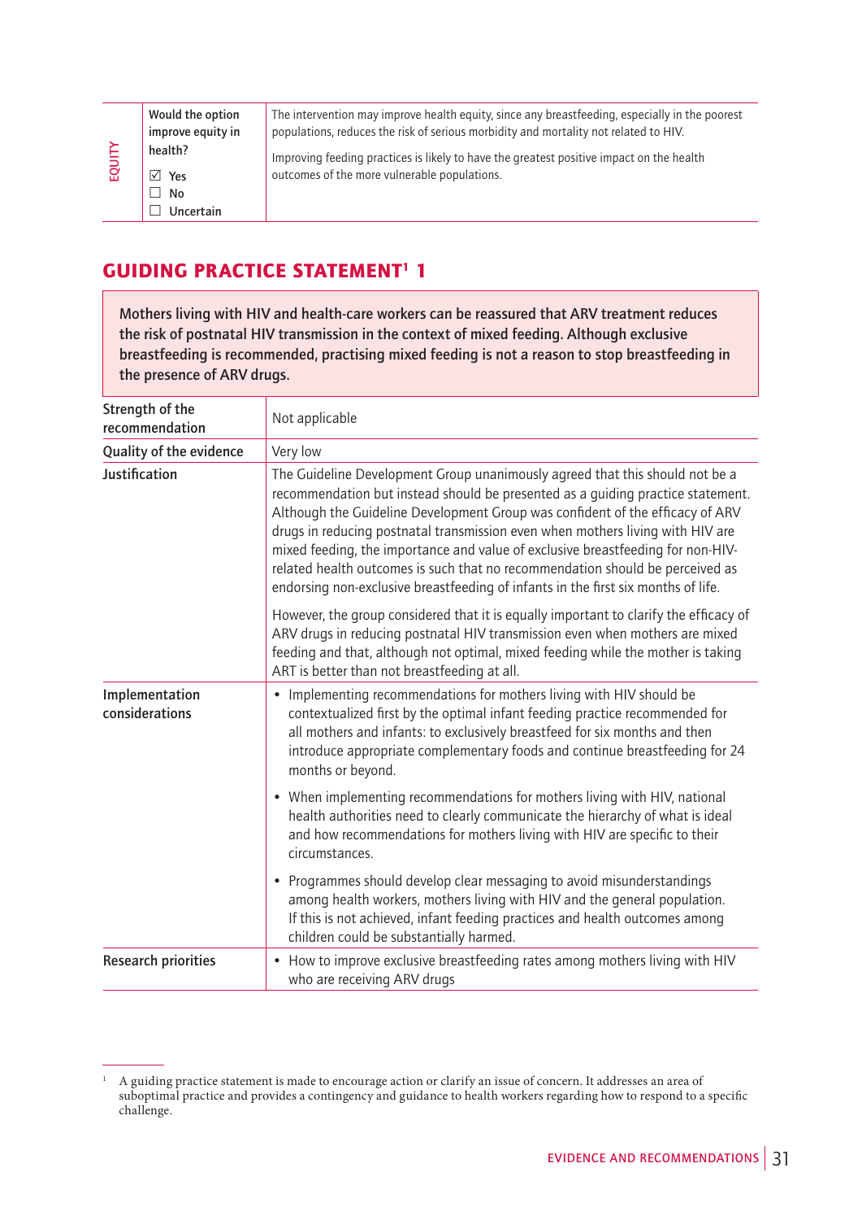| | | |
|---|---|---|
| EQUITY | Would the option improve equity in health?<br><br>☑ Yes<br>☐ No<br>☐ Uncertain | The intervention may improve health equity, since any breastfeeding, especially in the poorest populations, reduces the risk of serious morbidity and mortality not related to HIV.<br><br>Improving feeding practices is likely to have the greatest positive impact on the health outcomes of the more vulnerable populations. |

## GUIDING PRACTICE STATEMENT[1] 1

**Mothers living with HIV and health-care workers can be reassured that ARV treatment reduces the risk of postnatal HIV transmission in the context of mixed feeding. Although exclusive breastfeeding is recommended, practising mixed feeding is not a reason to stop breastfeeding in the presence of ARV drugs.**

| | |
|---|---|
| **Strength of the recommendation** | Not applicable |
| **Quality of the evidence** | Very low |
| **Justification** | The Guideline Development Group unanimously agreed that this should not be a recommendation but instead should be presented as a guiding practice statement. Although the Guideline Development Group was confident of the efficacy of ARV drugs in reducing postnatal transmission even when mothers living with HIV are mixed feeding, the importance and value of exclusive breastfeeding for non-HIV-related health outcomes is such that no recommendation should be perceived as endorsing non-exclusive breastfeeding of infants in the first six months of life.<br><br>However, the group considered that it is equally important to clarify the efficacy of ARV drugs in reducing postnatal HIV transmission even when mothers are mixed feeding and that, although not optimal, mixed feeding while the mother is taking ART is better than not breastfeeding at all. |
| **Implementation considerations** | • Implementing recommendations for mothers living with HIV should be contextualized first by the optimal infant feeding practice recommended for all mothers and infants: to exclusively breastfeed for six months and then introduce appropriate complementary foods and continue breastfeeding for 24 months or beyond.<br><br>• When implementing recommendations for mothers living with HIV, national health authorities need to clearly communicate the hierarchy of what is ideal and how recommendations for mothers living with HIV are specific to their circumstances.<br><br>• Programmes should develop clear messaging to avoid misunderstandings among health workers, mothers living with HIV and the general population. If this is not achieved, infant feeding practices and health outcomes among children could be substantially harmed. |
| **Research priorities** | • How to improve exclusive breastfeeding rates among mothers living with HIV who are receiving ARV drugs |

[1] A guiding practice statement is made to encourage action or clarify an issue of concern. It addresses an area of suboptimal practice and provides a contingency and guidance to health workers regarding how to respond to a specific challenge.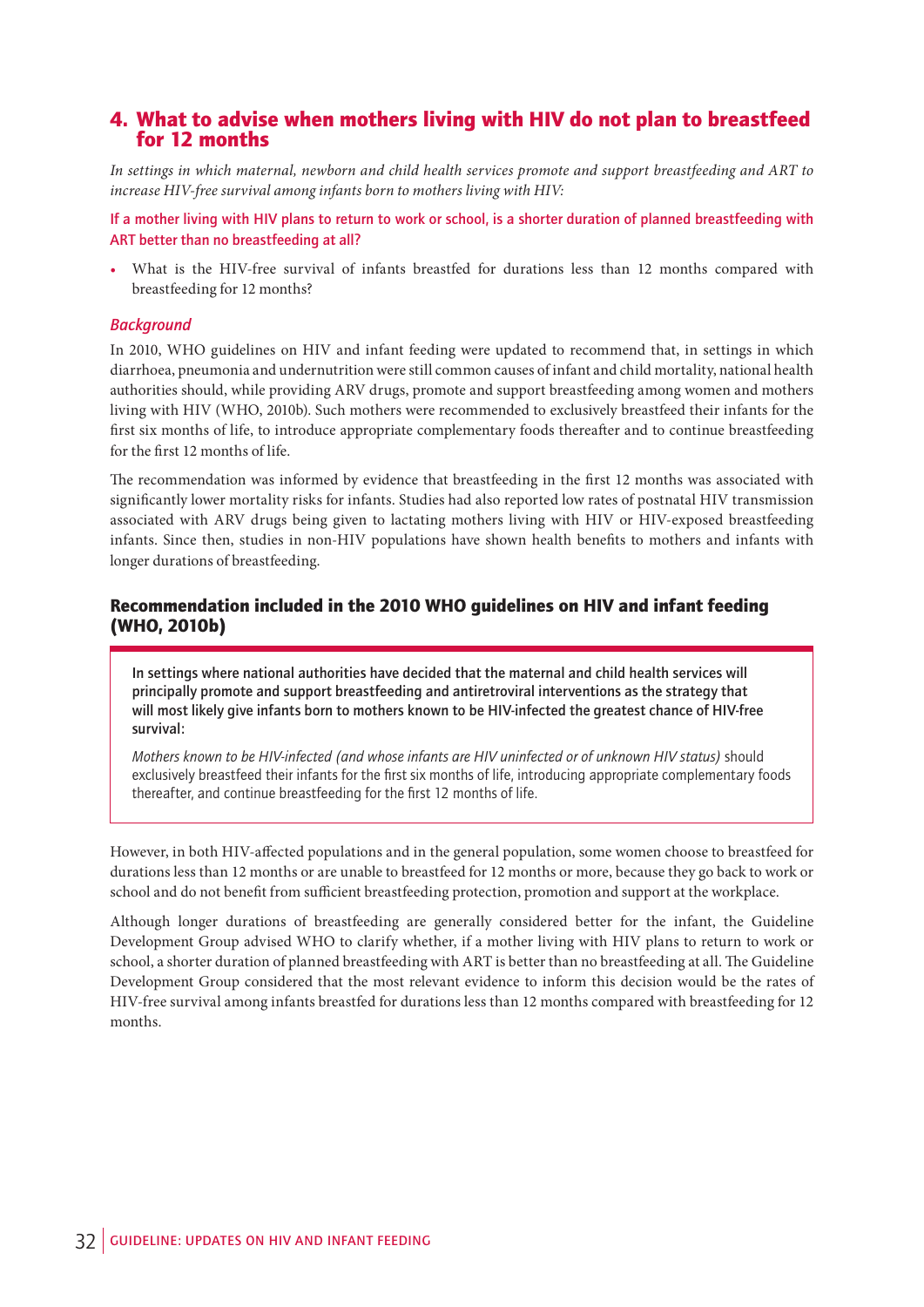## 4. What to advise when mothers living with HIV do not plan to breastfeed for 12 months

*In settings in which maternal, newborn and child health services promote and support breastfeeding and ART to increase HIV-free survival among infants born to mothers living with HIV:*

**If a mother living with HIV plans to return to work or school, is a shorter duration of planned breastfeeding with ART better than no breastfeeding at all?**

- What is the HIV-free survival of infants breastfed for durations less than 12 months compared with breastfeeding for 12 months?

### *Background*

In 2010, WHO guidelines on HIV and infant feeding were updated to recommend that, in settings in which diarrhoea, pneumonia and undernutrition were still common causes of infant and child mortality, national health authorities should, while providing ARV drugs, promote and support breastfeeding among women and mothers living with HIV (WHO, 2010b). Such mothers were recommended to exclusively breastfeed their infants for the first six months of life, to introduce appropriate complementary foods thereafter and to continue breastfeeding for the first 12 months of life.

The recommendation was informed by evidence that breastfeeding in the first 12 months was associated with significantly lower mortality risks for infants. Studies had also reported low rates of postnatal HIV transmission associated with ARV drugs being given to lactating mothers living with HIV or HIV-exposed breastfeeding infants. Since then, studies in non-HIV populations have shown health benefits to mothers and infants with longer durations of breastfeeding.

### Recommendation included in the 2010 WHO guidelines on HIV and infant feeding (WHO, 2010b)

**In settings where national authorities have decided that the maternal and child health services will principally promote and support breastfeeding and antiretroviral interventions as the strategy that will most likely give infants born to mothers known to be HIV-infected the greatest chance of HIV-free survival:**

*Mothers known to be HIV-infected (and whose infants are HIV uninfected or of unknown HIV status)* should exclusively breastfeed their infants for the first six months of life, introducing appropriate complementary foods thereafter, and continue breastfeeding for the first 12 months of life.

However, in both HIV-affected populations and in the general population, some women choose to breastfeed for durations less than 12 months or are unable to breastfeed for 12 months or more, because they go back to work or school and do not benefit from sufficient breastfeeding protection, promotion and support at the workplace.

Although longer durations of breastfeeding are generally considered better for the infant, the Guideline Development Group advised WHO to clarify whether, if a mother living with HIV plans to return to work or school, a shorter duration of planned breastfeeding with ART is better than no breastfeeding at all. The Guideline Development Group considered that the most relevant evidence to inform this decision would be the rates of HIV-free survival among infants breastfed for durations less than 12 months compared with breastfeeding for 12 months.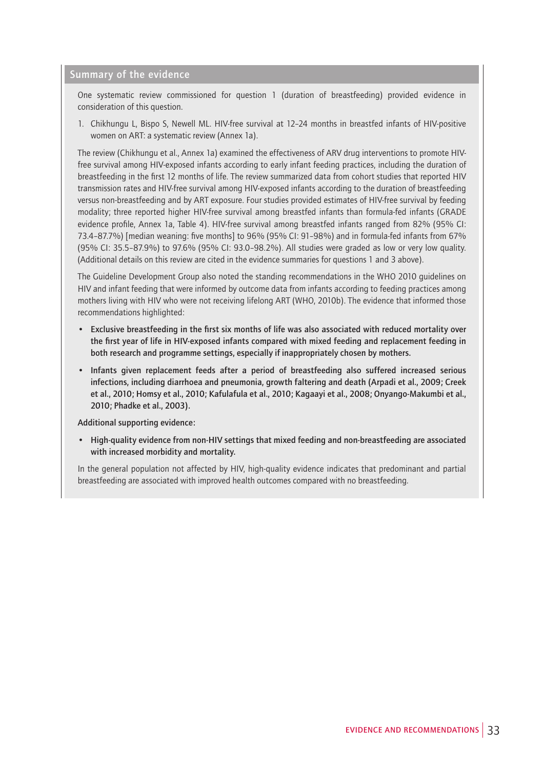## Summary of the evidence

One systematic review commissioned for question 1 (duration of breastfeeding) provided evidence in consideration of this question.

1. Chikhungu L, Bispo S, Newell ML. HIV-free survival at 12–24 months in breastfed infants of HIV-positive women on ART: a systematic review (Annex 1a).

The review (Chikhungu et al., Annex 1a) examined the effectiveness of ARV drug interventions to promote HIV-free survival among HIV-exposed infants according to early infant feeding practices, including the duration of breastfeeding in the first 12 months of life. The review summarized data from cohort studies that reported HIV transmission rates and HIV-free survival among HIV-exposed infants according to the duration of breastfeeding versus non-breastfeeding and by ART exposure. Four studies provided estimates of HIV-free survival by feeding modality; three reported higher HIV-free survival among breastfed infants than formula-fed infants (GRADE evidence profile, Annex 1a, Table 4). HIV-free survival among breastfed infants ranged from 82% (95% CI: 73.4–87.7%) [median weaning: five months] to 96% (95% CI: 91–98%) and in formula-fed infants from 67% (95% CI: 35.5–87.9%) to 97.6% (95% CI: 93.0–98.2%). All studies were graded as low or very low quality. (Additional details on this review are cited in the evidence summaries for questions 1 and 3 above).

The Guideline Development Group also noted the standing recommendations in the WHO 2010 guidelines on HIV and infant feeding that were informed by outcome data from infants according to feeding practices among mothers living with HIV who were not receiving lifelong ART (WHO, 2010b). The evidence that informed those recommendations highlighted:

- **Exclusive breastfeeding in the first six months of life was also associated with reduced mortality over the first year of life in HIV-exposed infants compared with mixed feeding and replacement feeding in both research and programme settings, especially if inappropriately chosen by mothers.**
- **Infants given replacement feeds after a period of breastfeeding also suffered increased serious infections, including diarrhoea and pneumonia, growth faltering and death (Arpadi et al., 2009; Creek et al., 2010; Homsy et al., 2010; Kafulafula et al., 2010; Kagaayi et al., 2008; Onyango-Makumbi et al., 2010; Phadke et al., 2003).**

**Additional supporting evidence:**

- **High-quality evidence from non-HIV settings that mixed feeding and non-breastfeeding are associated with increased morbidity and mortality.**

In the general population not affected by HIV, high-quality evidence indicates that predominant and partial breastfeeding are associated with improved health outcomes compared with no breastfeeding.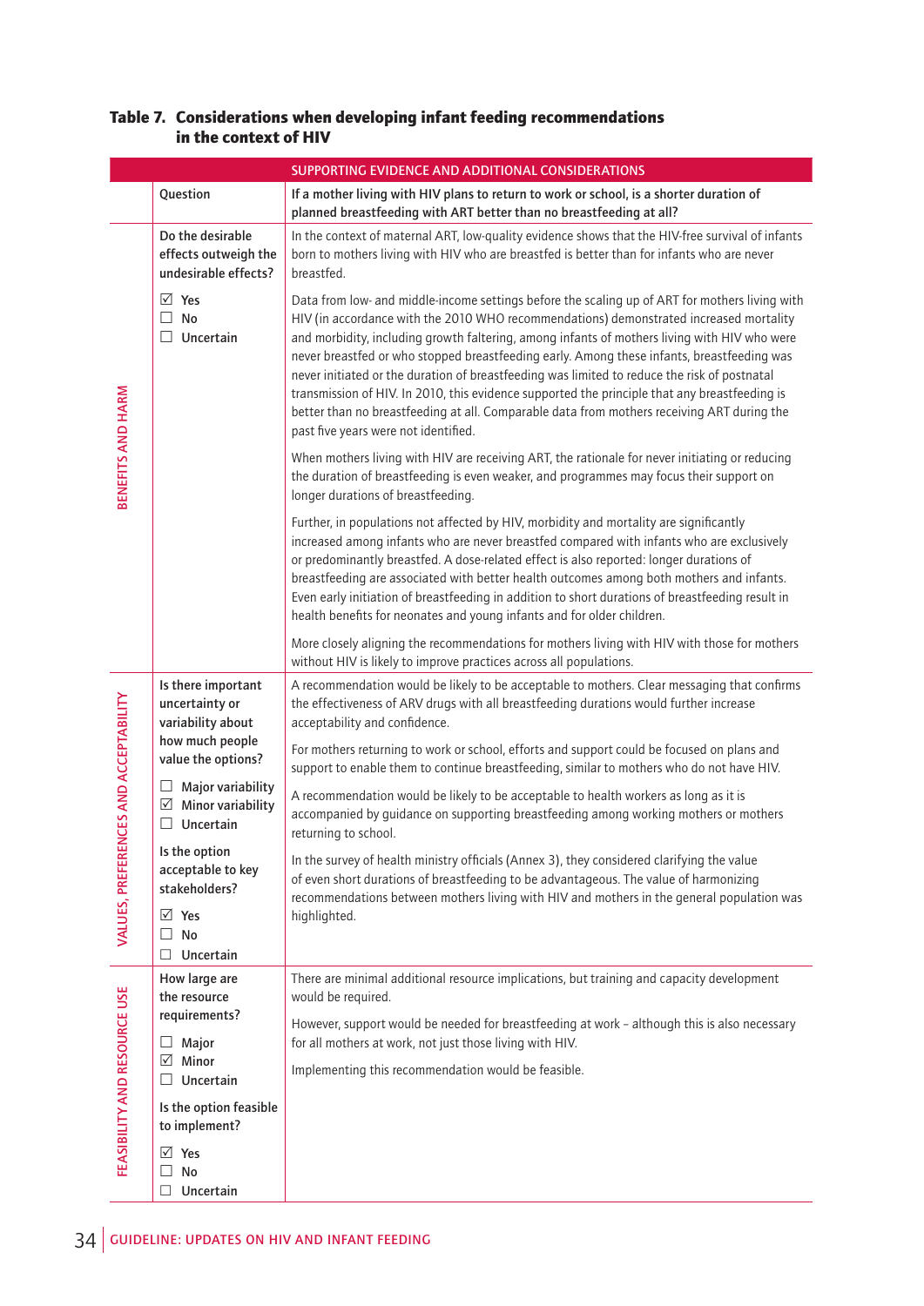## Table 7. Considerations when developing infant feeding recommendations in the context of HIV

| | | SUPPORTING EVIDENCE AND ADDITIONAL CONSIDERATIONS |
|---|---|---|
| | Question | **If a mother living with HIV plans to return to work or school, is a shorter duration of planned breastfeeding with ART better than no breastfeeding at all?** |
| BENEFITS AND HARM | Do the desirable effects outweigh the undesirable effects?<br><br>☑ Yes<br>☐ No<br>☐ Uncertain | In the context of maternal ART, low-quality evidence shows that the HIV-free survival of infants born to mothers living with HIV who are breastfed is better than for infants who are never breastfed.<br><br>Data from low- and middle-income settings before the scaling up of ART for mothers living with HIV (in accordance with the 2010 WHO recommendations) demonstrated increased mortality and morbidity, including growth faltering, among infants of mothers living with HIV who were never breastfed or who stopped breastfeeding early. Among these infants, breastfeeding was never initiated or the duration of breastfeeding was limited to reduce the risk of postnatal transmission of HIV. In 2010, this evidence supported the principle that any breastfeeding is better than no breastfeeding at all. Comparable data from mothers receiving ART during the past five years were not identified.<br><br>When mothers living with HIV are receiving ART, the rationale for never initiating or reducing the duration of breastfeeding is even weaker, and programmes may focus their support on longer durations of breastfeeding.<br><br>Further, in populations not affected by HIV, morbidity and mortality are significantly increased among infants who are never breastfed compared with infants who are exclusively or predominantly breastfed. A dose-related effect is also reported: longer durations of breastfeeding are associated with better health outcomes among both mothers and infants. Even early initiation of breastfeeding in addition to short durations of breastfeeding result in health benefits for neonates and young infants and for older children.<br><br>More closely aligning the recommendations for mothers living with HIV with those for mothers without HIV is likely to improve practices across all populations. |
| VALUES, PREFERENCES AND ACCEPTABILITY | Is there important uncertainty or variability about how much people value the options?<br><br>☐ Major variability<br>☑ Minor variability<br>☐ Uncertain<br><br>Is the option acceptable to key stakeholders?<br><br>☑ Yes<br>☐ No<br>☐ Uncertain | A recommendation would be likely to be acceptable to mothers. Clear messaging that confirms the effectiveness of ARV drugs with all breastfeeding durations would further increase acceptability and confidence.<br><br>For mothers returning to work or school, efforts and support could be focused on plans and support to enable them to continue breastfeeding, similar to mothers who do not have HIV.<br><br>A recommendation would be likely to be acceptable to health workers as long as it is accompanied by guidance on supporting breastfeeding among working mothers or mothers returning to school.<br><br>In the survey of health ministry officials (Annex 3), they considered clarifying the value of even short durations of breastfeeding to be advantageous. The value of harmonizing recommendations between mothers living with HIV and mothers in the general population was highlighted. |
| FEASIBILITY AND RESOURCE USE | How large are the resource requirements?<br><br>☐ Major<br>☑ Minor<br>☐ Uncertain<br><br>Is the option feasible to implement?<br><br>☑ Yes<br>☐ No<br>☐ Uncertain | There are minimal additional resource implications, but training and capacity development would be required.<br><br>However, support would be needed for breastfeeding at work – although this is also necessary for all mothers at work, not just those living with HIV.<br><br>Implementing this recommendation would be feasible. |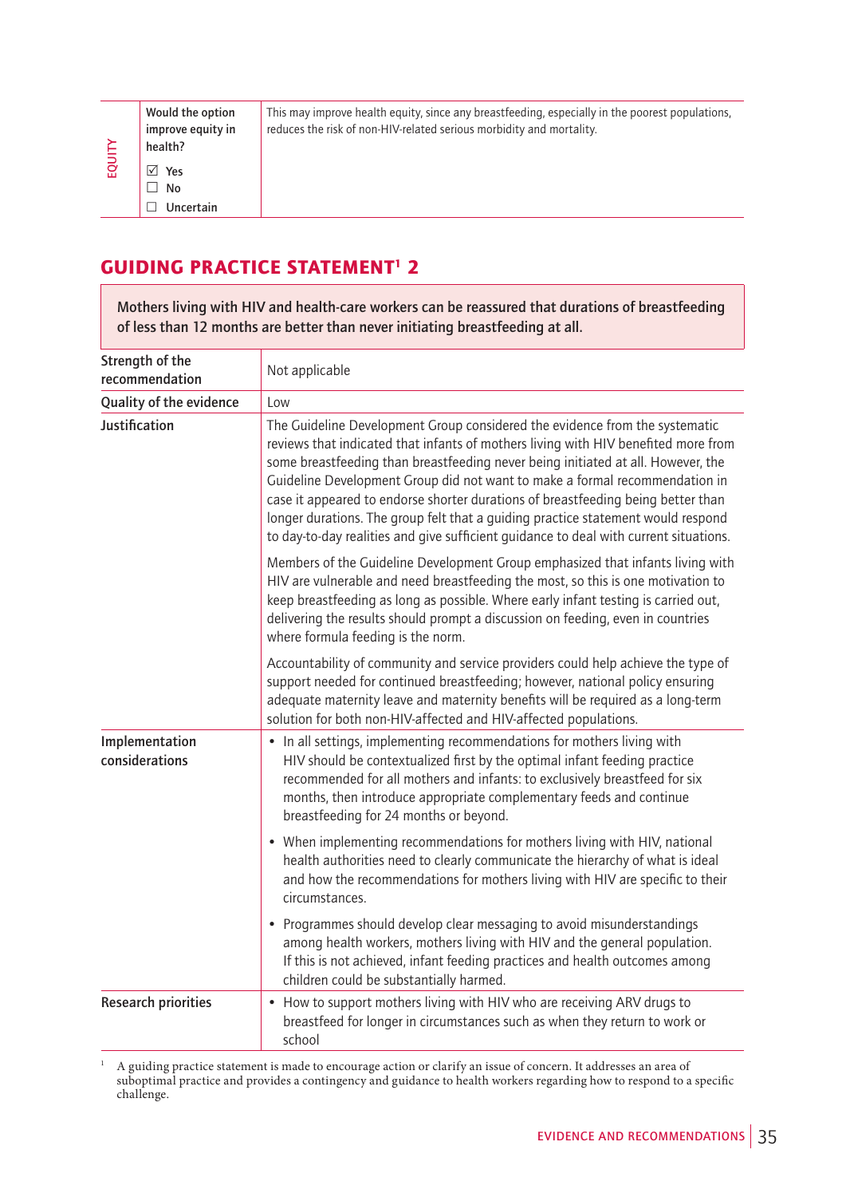| EQUITY | Would the option improve equity in health?<br>☑ Yes<br>☐ No<br>☐ Uncertain | This may improve health equity, since any breastfeeding, especially in the poorest populations, reduces the risk of non-HIV-related serious morbidity and mortality. |
|---|---|---|

## GUIDING PRACTICE STATEMENT[1] 2

**Mothers living with HIV and health-care workers can be reassured that durations of breastfeeding of less than 12 months are better than never initiating breastfeeding at all.**

| | |
|---|---|
| **Strength of the recommendation** | Not applicable |
| **Quality of the evidence** | Low |
| **Justification** | The Guideline Development Group considered the evidence from the systematic reviews that indicated that infants of mothers living with HIV benefited more from some breastfeeding than breastfeeding never being initiated at all. However, the Guideline Development Group did not want to make a formal recommendation in case it appeared to endorse shorter durations of breastfeeding being better than longer durations. The group felt that a guiding practice statement would respond to day-to-day realities and give sufficient guidance to deal with current situations.<br><br>Members of the Guideline Development Group emphasized that infants living with HIV are vulnerable and need breastfeeding the most, so this is one motivation to keep breastfeeding as long as possible. Where early infant testing is carried out, delivering the results should prompt a discussion on feeding, even in countries where formula feeding is the norm.<br><br>Accountability of community and service providers could help achieve the type of support needed for continued breastfeeding; however, national policy ensuring adequate maternity leave and maternity benefits will be required as a long-term solution for both non-HIV-affected and HIV-affected populations. |
| **Implementation considerations** | • In all settings, implementing recommendations for mothers living with HIV should be contextualized first by the optimal infant feeding practice recommended for all mothers and infants: to exclusively breastfeed for six months, then introduce appropriate complementary feeds and continue breastfeeding for 24 months or beyond.<br><br>• When implementing recommendations for mothers living with HIV, national health authorities need to clearly communicate the hierarchy of what is ideal and how the recommendations for mothers living with HIV are specific to their circumstances.<br><br>• Programmes should develop clear messaging to avoid misunderstandings among health workers, mothers living with HIV and the general population. If this is not achieved, infant feeding practices and health outcomes among children could be substantially harmed. |
| **Research priorities** | • How to support mothers living with HIV who are receiving ARV drugs to breastfeed for longer in circumstances such as when they return to work or school |

[1] A guiding practice statement is made to encourage action or clarify an issue of concern. It addresses an area of suboptimal practice and provides a contingency and guidance to health workers regarding how to respond to a specific challenge.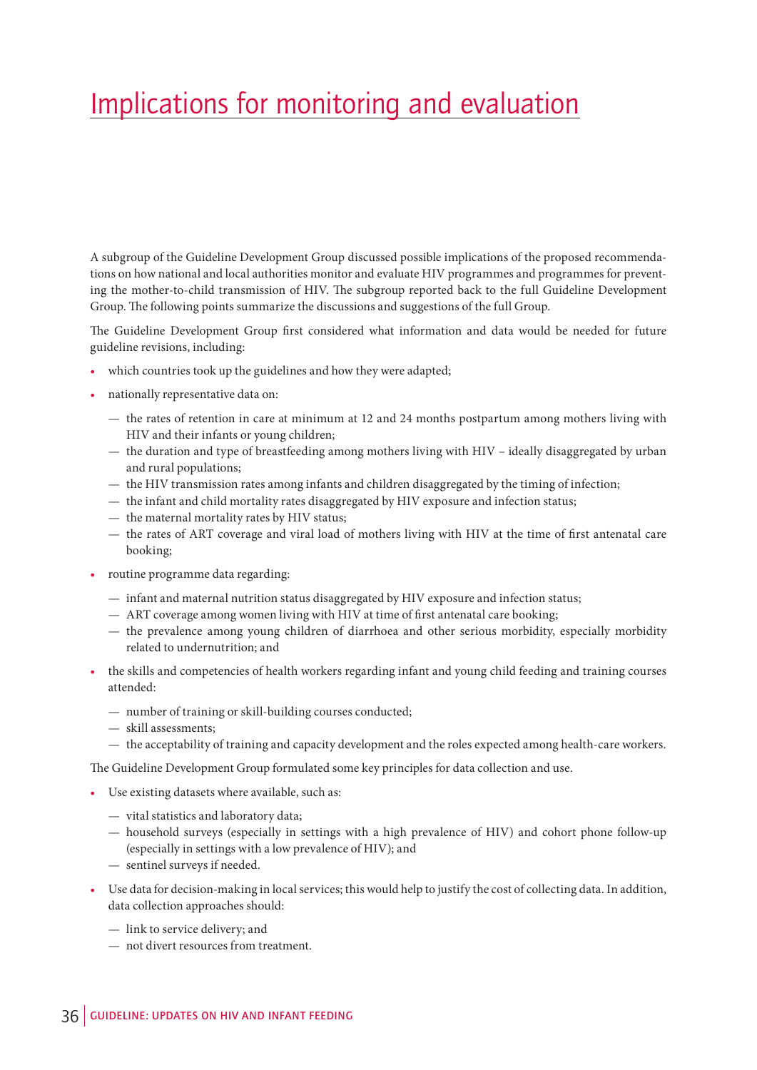# Implications for monitoring and evaluation

A subgroup of the Guideline Development Group discussed possible implications of the proposed recommendations on how national and local authorities monitor and evaluate HIV programmes and programmes for preventing the mother-to-child transmission of HIV. The subgroup reported back to the full Guideline Development Group. The following points summarize the discussions and suggestions of the full Group.

The Guideline Development Group first considered what information and data would be needed for future guideline revisions, including:

- which countries took up the guidelines and how they were adapted;
- nationally representative data on:
  - the rates of retention in care at minimum at 12 and 24 months postpartum among mothers living with HIV and their infants or young children;
  - the duration and type of breastfeeding among mothers living with HIV – ideally disaggregated by urban and rural populations;
  - the HIV transmission rates among infants and children disaggregated by the timing of infection;
  - the infant and child mortality rates disaggregated by HIV exposure and infection status;
  - the maternal mortality rates by HIV status;
  - the rates of ART coverage and viral load of mothers living with HIV at the time of first antenatal care booking;
- routine programme data regarding:
  - infant and maternal nutrition status disaggregated by HIV exposure and infection status;
  - ART coverage among women living with HIV at time of first antenatal care booking;
  - the prevalence among young children of diarrhoea and other serious morbidity, especially morbidity related to undernutrition; and
- the skills and competencies of health workers regarding infant and young child feeding and training courses attended:
  - number of training or skill-building courses conducted;
  - skill assessments;
  - the acceptability of training and capacity development and the roles expected among health-care workers.

The Guideline Development Group formulated some key principles for data collection and use.

- Use existing datasets where available, such as:
  - vital statistics and laboratory data;
  - household surveys (especially in settings with a high prevalence of HIV) and cohort phone follow-up (especially in settings with a low prevalence of HIV); and
  - sentinel surveys if needed.
- Use data for decision-making in local services; this would help to justify the cost of collecting data. In addition, data collection approaches should:
  - link to service delivery; and
  - not divert resources from treatment.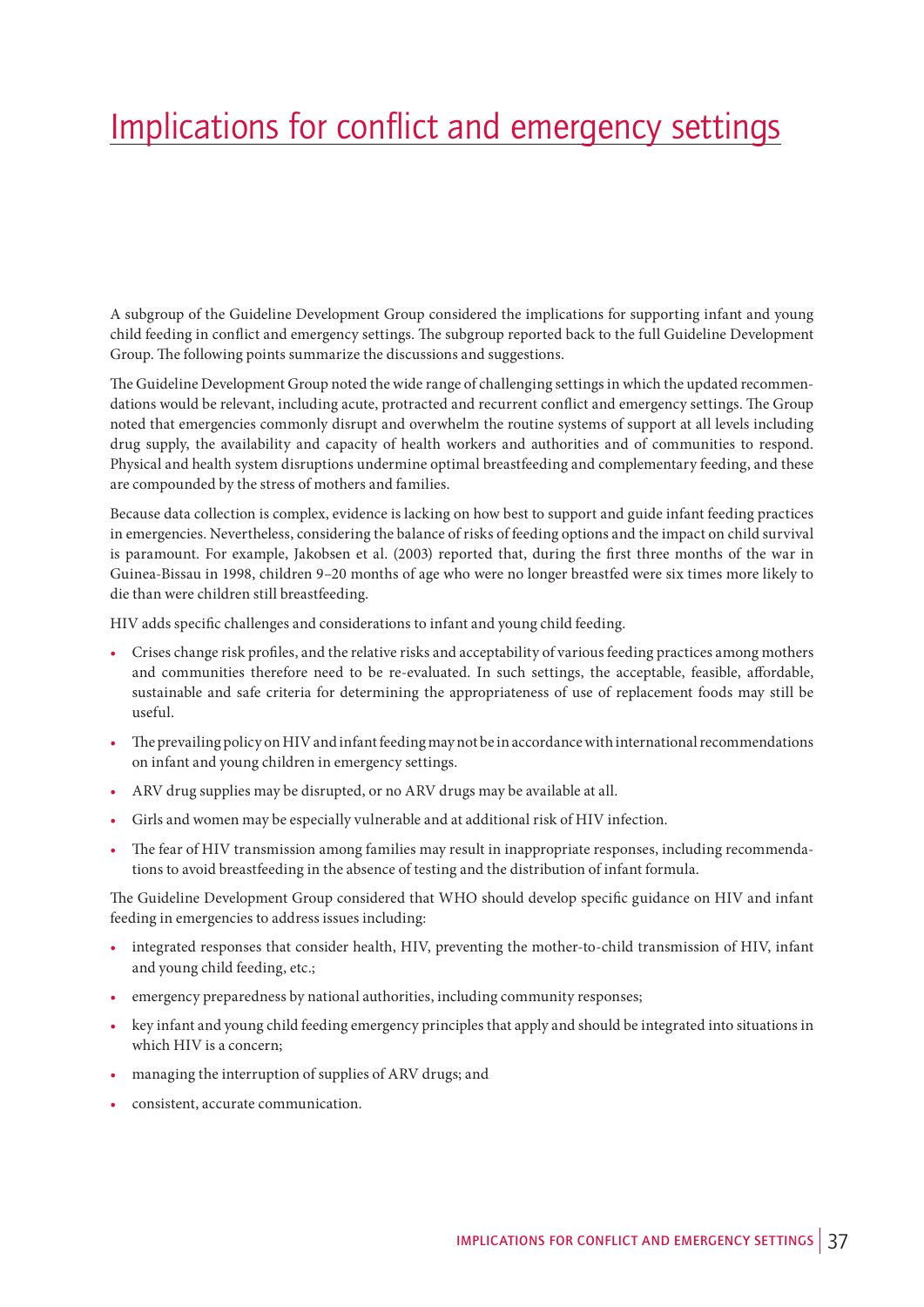# Implications for conflict and emergency settings

A subgroup of the Guideline Development Group considered the implications for supporting infant and young child feeding in conflict and emergency settings. The subgroup reported back to the full Guideline Development Group. The following points summarize the discussions and suggestions.

The Guideline Development Group noted the wide range of challenging settings in which the updated recommendations would be relevant, including acute, protracted and recurrent conflict and emergency settings. The Group noted that emergencies commonly disrupt and overwhelm the routine systems of support at all levels including drug supply, the availability and capacity of health workers and authorities and of communities to respond. Physical and health system disruptions undermine optimal breastfeeding and complementary feeding, and these are compounded by the stress of mothers and families.

Because data collection is complex, evidence is lacking on how best to support and guide infant feeding practices in emergencies. Nevertheless, considering the balance of risks of feeding options and the impact on child survival is paramount. For example, Jakobsen et al. (2003) reported that, during the first three months of the war in Guinea-Bissau in 1998, children 9–20 months of age who were no longer breastfed were six times more likely to die than were children still breastfeeding.

HIV adds specific challenges and considerations to infant and young child feeding.

- Crises change risk profiles, and the relative risks and acceptability of various feeding practices among mothers and communities therefore need to be re-evaluated. In such settings, the acceptable, feasible, affordable, sustainable and safe criteria for determining the appropriateness of use of replacement foods may still be useful.
- The prevailing policy on HIV and infant feeding may not be in accordance with international recommendations on infant and young children in emergency settings.
- ARV drug supplies may be disrupted, or no ARV drugs may be available at all.
- Girls and women may be especially vulnerable and at additional risk of HIV infection.
- The fear of HIV transmission among families may result in inappropriate responses, including recommendations to avoid breastfeeding in the absence of testing and the distribution of infant formula.

The Guideline Development Group considered that WHO should develop specific guidance on HIV and infant feeding in emergencies to address issues including:

- integrated responses that consider health, HIV, preventing the mother-to-child transmission of HIV, infant and young child feeding, etc.;
- emergency preparedness by national authorities, including community responses;
- key infant and young child feeding emergency principles that apply and should be integrated into situations in which HIV is a concern;
- managing the interruption of supplies of ARV drugs; and
- consistent, accurate communication.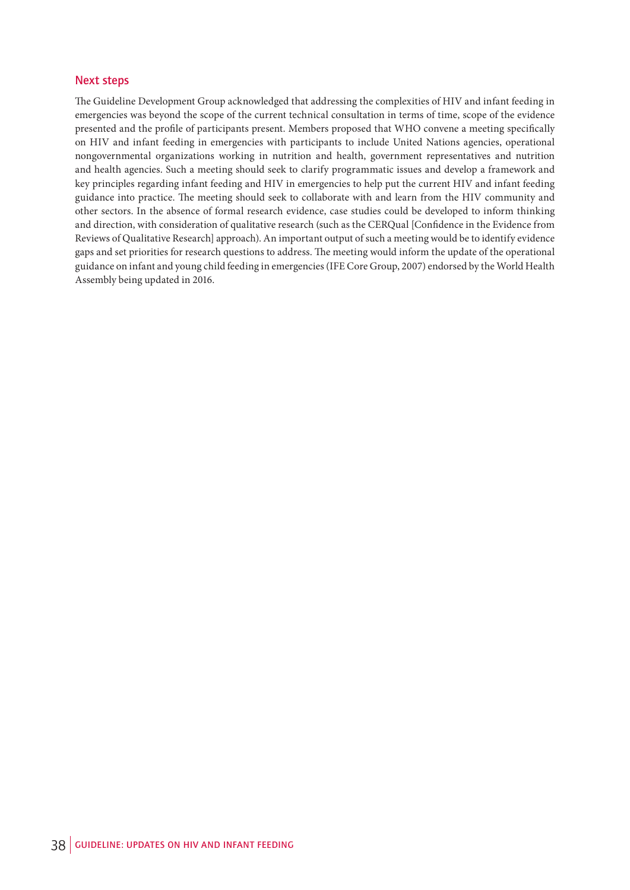## Next steps

The Guideline Development Group acknowledged that addressing the complexities of HIV and infant feeding in emergencies was beyond the scope of the current technical consultation in terms of time, scope of the evidence presented and the profile of participants present. Members proposed that WHO convene a meeting specifically on HIV and infant feeding in emergencies with participants to include United Nations agencies, operational nongovernmental organizations working in nutrition and health, government representatives and nutrition and health agencies. Such a meeting should seek to clarify programmatic issues and develop a framework and key principles regarding infant feeding and HIV in emergencies to help put the current HIV and infant feeding guidance into practice. The meeting should seek to collaborate with and learn from the HIV community and other sectors. In the absence of formal research evidence, case studies could be developed to inform thinking and direction, with consideration of qualitative research (such as the CERQual [Confidence in the Evidence from Reviews of Qualitative Research] approach). An important output of such a meeting would be to identify evidence gaps and set priorities for research questions to address. The meeting would inform the update of the operational guidance on infant and young child feeding in emergencies (IFE Core Group, 2007) endorsed by the World Health Assembly being updated in 2016.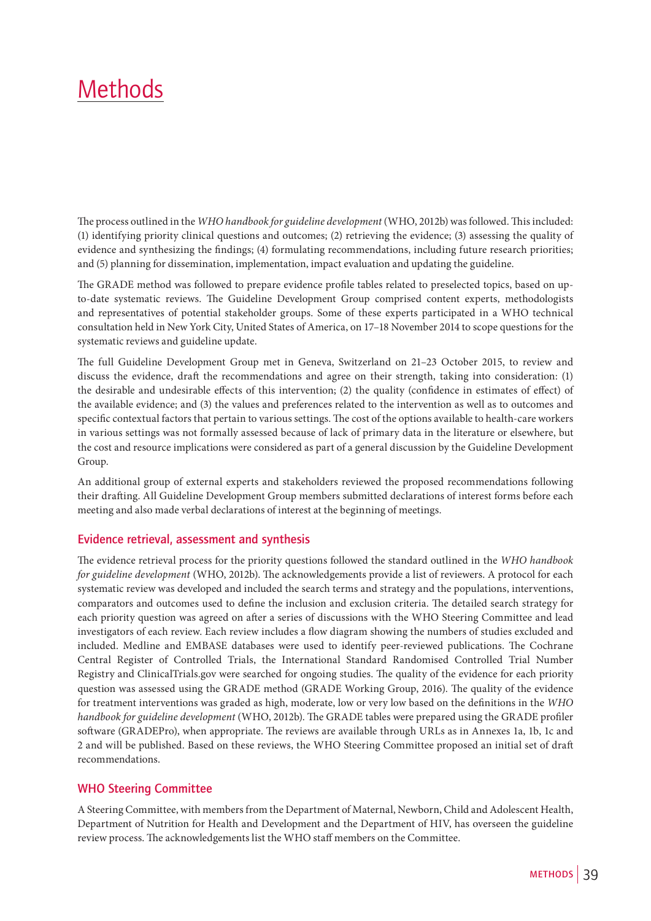# Methods

The process outlined in the *WHO handbook for guideline development* (WHO, 2012b) was followed. This included: (1) identifying priority clinical questions and outcomes; (2) retrieving the evidence; (3) assessing the quality of evidence and synthesizing the findings; (4) formulating recommendations, including future research priorities; and (5) planning for dissemination, implementation, impact evaluation and updating the guideline.

The GRADE method was followed to prepare evidence profile tables related to preselected topics, based on up-to-date systematic reviews. The Guideline Development Group comprised content experts, methodologists and representatives of potential stakeholder groups. Some of these experts participated in a WHO technical consultation held in New York City, United States of America, on 17–18 November 2014 to scope questions for the systematic reviews and guideline update.

The full Guideline Development Group met in Geneva, Switzerland on 21–23 October 2015, to review and discuss the evidence, draft the recommendations and agree on their strength, taking into consideration: (1) the desirable and undesirable effects of this intervention; (2) the quality (confidence in estimates of effect) of the available evidence; and (3) the values and preferences related to the intervention as well as to outcomes and specific contextual factors that pertain to various settings. The cost of the options available to health-care workers in various settings was not formally assessed because of lack of primary data in the literature or elsewhere, but the cost and resource implications were considered as part of a general discussion by the Guideline Development Group.

An additional group of external experts and stakeholders reviewed the proposed recommendations following their drafting. All Guideline Development Group members submitted declarations of interest forms before each meeting and also made verbal declarations of interest at the beginning of meetings.

## Evidence retrieval, assessment and synthesis

The evidence retrieval process for the priority questions followed the standard outlined in the *WHO handbook for guideline development* (WHO, 2012b). The acknowledgements provide a list of reviewers. A protocol for each systematic review was developed and included the search terms and strategy and the populations, interventions, comparators and outcomes used to define the inclusion and exclusion criteria. The detailed search strategy for each priority question was agreed on after a series of discussions with the WHO Steering Committee and lead investigators of each review. Each review includes a flow diagram showing the numbers of studies excluded and included. Medline and EMBASE databases were used to identify peer-reviewed publications. The Cochrane Central Register of Controlled Trials, the International Standard Randomised Controlled Trial Number Registry and ClinicalTrials.gov were searched for ongoing studies. The quality of the evidence for each priority question was assessed using the GRADE method (GRADE Working Group, 2016). The quality of the evidence for treatment interventions was graded as high, moderate, low or very low based on the definitions in the *WHO handbook for guideline development* (WHO, 2012b). The GRADE tables were prepared using the GRADE profiler software (GRADEPro), when appropriate. The reviews are available through URLs as in Annexes 1a, 1b, 1c and 2 and will be published. Based on these reviews, the WHO Steering Committee proposed an initial set of draft recommendations.

## WHO Steering Committee

A Steering Committee, with members from the Department of Maternal, Newborn, Child and Adolescent Health, Department of Nutrition for Health and Development and the Department of HIV, has overseen the guideline review process. The acknowledgements list the WHO staff members on the Committee.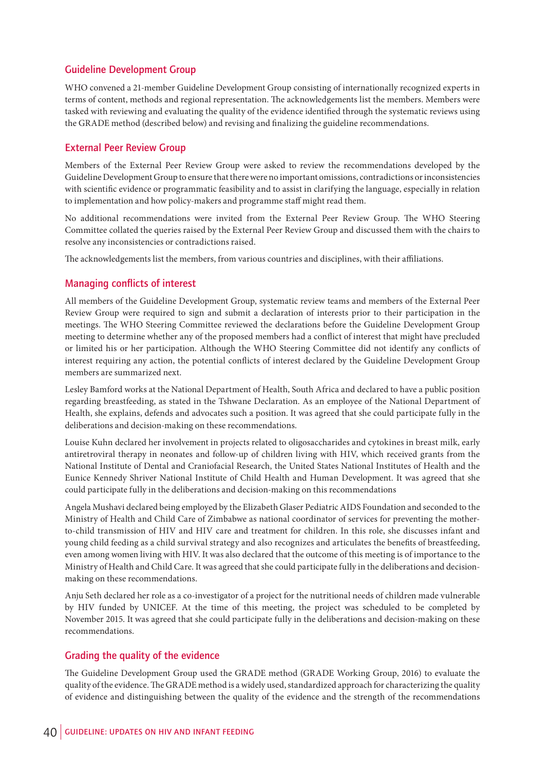## Guideline Development Group

WHO convened a 21-member Guideline Development Group consisting of internationally recognized experts in terms of content, methods and regional representation. The acknowledgements list the members. Members were tasked with reviewing and evaluating the quality of the evidence identified through the systematic reviews using the GRADE method (described below) and revising and finalizing the guideline recommendations.

## External Peer Review Group

Members of the External Peer Review Group were asked to review the recommendations developed by the Guideline Development Group to ensure that there were no important omissions, contradictions or inconsistencies with scientific evidence or programmatic feasibility and to assist in clarifying the language, especially in relation to implementation and how policy-makers and programme staff might read them.

No additional recommendations were invited from the External Peer Review Group. The WHO Steering Committee collated the queries raised by the External Peer Review Group and discussed them with the chairs to resolve any inconsistencies or contradictions raised.

The acknowledgements list the members, from various countries and disciplines, with their affiliations.

## Managing conflicts of interest

All members of the Guideline Development Group, systematic review teams and members of the External Peer Review Group were required to sign and submit a declaration of interests prior to their participation in the meetings. The WHO Steering Committee reviewed the declarations before the Guideline Development Group meeting to determine whether any of the proposed members had a conflict of interest that might have precluded or limited his or her participation. Although the WHO Steering Committee did not identify any conflicts of interest requiring any action, the potential conflicts of interest declared by the Guideline Development Group members are summarized next.

Lesley Bamford works at the National Department of Health, South Africa and declared to have a public position regarding breastfeeding, as stated in the Tshwane Declaration. As an employee of the National Department of Health, she explains, defends and advocates such a position. It was agreed that she could participate fully in the deliberations and decision-making on these recommendations.

Louise Kuhn declared her involvement in projects related to oligosaccharides and cytokines in breast milk, early antiretroviral therapy in neonates and follow-up of children living with HIV, which received grants from the National Institute of Dental and Craniofacial Research, the United States National Institutes of Health and the Eunice Kennedy Shriver National Institute of Child Health and Human Development. It was agreed that she could participate fully in the deliberations and decision-making on this recommendations

Angela Mushavi declared being employed by the Elizabeth Glaser Pediatric AIDS Foundation and seconded to the Ministry of Health and Child Care of Zimbabwe as national coordinator of services for preventing the mother-to-child transmission of HIV and HIV care and treatment for children. In this role, she discusses infant and young child feeding as a child survival strategy and also recognizes and articulates the benefits of breastfeeding, even among women living with HIV. It was also declared that the outcome of this meeting is of importance to the Ministry of Health and Child Care. It was agreed that she could participate fully in the deliberations and decision-making on these recommendations.

Anju Seth declared her role as a co-investigator of a project for the nutritional needs of children made vulnerable by HIV funded by UNICEF. At the time of this meeting, the project was scheduled to be completed by November 2015. It was agreed that she could participate fully in the deliberations and decision-making on these recommendations.

## Grading the quality of the evidence

The Guideline Development Group used the GRADE method (GRADE Working Group, 2016) to evaluate the quality of the evidence. The GRADE method is a widely used, standardized approach for characterizing the quality of evidence and distinguishing between the quality of the evidence and the strength of the recommendations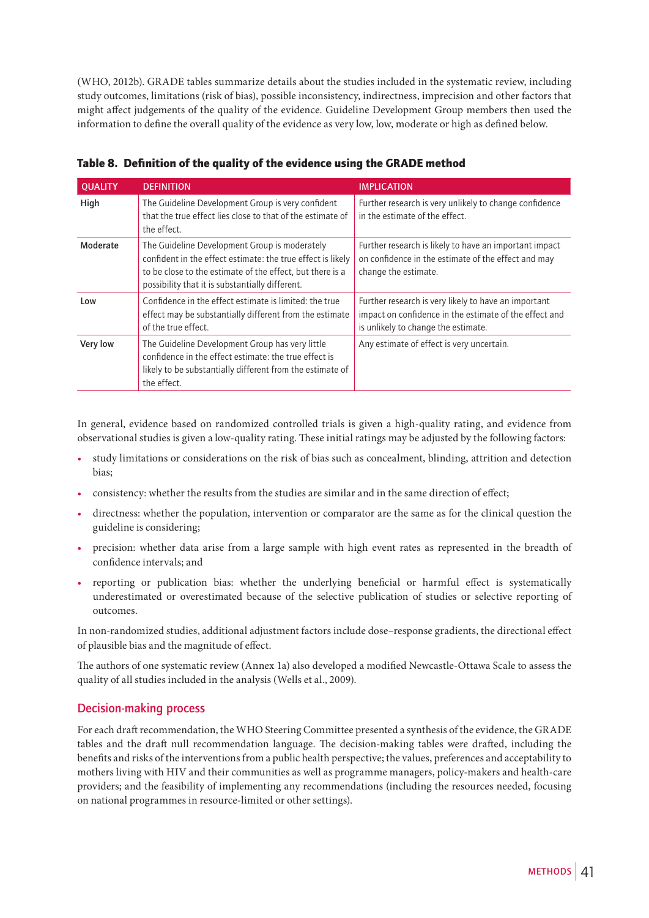(WHO, 2012b). GRADE tables summarize details about the studies included in the systematic review, including study outcomes, limitations (risk of bias), possible inconsistency, indirectness, imprecision and other factors that might affect judgements of the quality of the evidence. Guideline Development Group members then used the information to define the overall quality of the evidence as very low, low, moderate or high as defined below.

**Table 8. Definition of the quality of the evidence using the GRADE method**

| QUALITY | DEFINITION | IMPLICATION |
|---|---|---|
| **High** | The Guideline Development Group is very confident that the true effect lies close to that of the estimate of the effect. | Further research is very unlikely to change confidence in the estimate of the effect. |
| **Moderate** | The Guideline Development Group is moderately confident in the effect estimate: the true effect is likely to be close to the estimate of the effect, but there is a possibility that it is substantially different. | Further research is likely to have an important impact on confidence in the estimate of the effect and may change the estimate. |
| **Low** | Confidence in the effect estimate is limited: the true effect may be substantially different from the estimate of the true effect. | Further research is very likely to have an important impact on confidence in the estimate of the effect and is unlikely to change the estimate. |
| **Very low** | The Guideline Development Group has very little confidence in the effect estimate: the true effect is likely to be substantially different from the estimate of the effect. | Any estimate of effect is very uncertain. |

In general, evidence based on randomized controlled trials is given a high-quality rating, and evidence from observational studies is given a low-quality rating. These initial ratings may be adjusted by the following factors:

- study limitations or considerations on the risk of bias such as concealment, blinding, attrition and detection bias;
- consistency: whether the results from the studies are similar and in the same direction of effect;
- directness: whether the population, intervention or comparator are the same as for the clinical question the guideline is considering;
- precision: whether data arise from a large sample with high event rates as represented in the breadth of confidence intervals; and
- reporting or publication bias: whether the underlying beneficial or harmful effect is systematically underestimated or overestimated because of the selective publication of studies or selective reporting of outcomes.

In non-randomized studies, additional adjustment factors include dose–response gradients, the directional effect of plausible bias and the magnitude of effect.

The authors of one systematic review (Annex 1a) also developed a modified Newcastle-Ottawa Scale to assess the quality of all studies included in the analysis (Wells et al., 2009).

## Decision-making process

For each draft recommendation, the WHO Steering Committee presented a synthesis of the evidence, the GRADE tables and the draft null recommendation language. The decision-making tables were drafted, including the benefits and risks of the interventions from a public health perspective; the values, preferences and acceptability to mothers living with HIV and their communities as well as programme managers, policy-makers and health-care providers; and the feasibility of implementing any recommendations (including the resources needed, focusing on national programmes in resource-limited or other settings).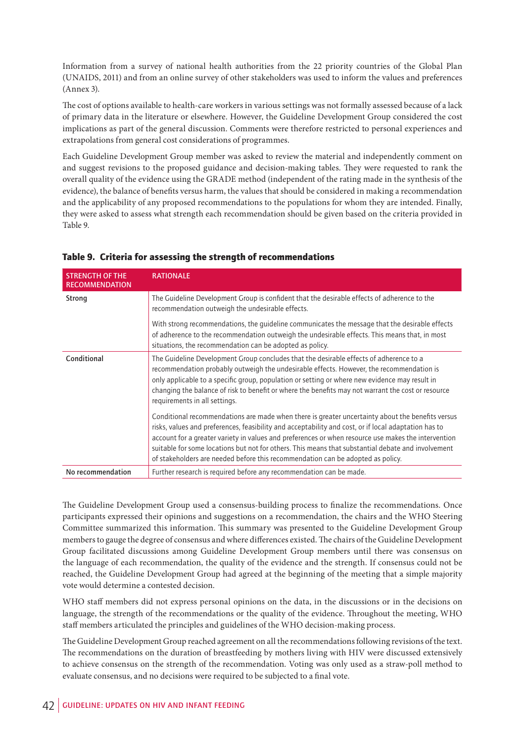Information from a survey of national health authorities from the 22 priority countries of the Global Plan (UNAIDS, 2011) and from an online survey of other stakeholders was used to inform the values and preferences (Annex 3).

The cost of options available to health-care workers in various settings was not formally assessed because of a lack of primary data in the literature or elsewhere. However, the Guideline Development Group considered the cost implications as part of the general discussion. Comments were therefore restricted to personal experiences and extrapolations from general cost considerations of programmes.

Each Guideline Development Group member was asked to review the material and independently comment on and suggest revisions to the proposed guidance and decision-making tables. They were requested to rank the overall quality of the evidence using the GRADE method (independent of the rating made in the synthesis of the evidence), the balance of benefits versus harm, the values that should be considered in making a recommendation and the applicability of any proposed recommendations to the populations for whom they are intended. Finally, they were asked to assess what strength each recommendation should be given based on the criteria provided in Table 9.

**Table 9. Criteria for assessing the strength of recommendations**

| STRENGTH OF THE RECOMMENDATION | RATIONALE |
|---|---|
| Strong | The Guideline Development Group is confident that the desirable effects of adherence to the recommendation outweigh the undesirable effects.<br><br>With strong recommendations, the guideline communicates the message that the desirable effects of adherence to the recommendation outweigh the undesirable effects. This means that, in most situations, the recommendation can be adopted as policy. |
| Conditional | The Guideline Development Group concludes that the desirable effects of adherence to a recommendation probably outweigh the undesirable effects. However, the recommendation is only applicable to a specific group, population or setting or where new evidence may result in changing the balance of risk to benefit or where the benefits may not warrant the cost or resource requirements in all settings.<br><br>Conditional recommendations are made when there is greater uncertainty about the benefits versus risks, values and preferences, feasibility and acceptability and cost, or if local adaptation has to account for a greater variety in values and preferences or when resource use makes the intervention suitable for some locations but not for others. This means that substantial debate and involvement of stakeholders are needed before this recommendation can be adopted as policy. |
| No recommendation | Further research is required before any recommendation can be made. |

The Guideline Development Group used a consensus-building process to finalize the recommendations. Once participants expressed their opinions and suggestions on a recommendation, the chairs and the WHO Steering Committee summarized this information. This summary was presented to the Guideline Development Group members to gauge the degree of consensus and where differences existed. The chairs of the Guideline Development Group facilitated discussions among Guideline Development Group members until there was consensus on the language of each recommendation, the quality of the evidence and the strength. If consensus could not be reached, the Guideline Development Group had agreed at the beginning of the meeting that a simple majority vote would determine a contested decision.

WHO staff members did not express personal opinions on the data, in the discussions or in the decisions on language, the strength of the recommendations or the quality of the evidence. Throughout the meeting, WHO staff members articulated the principles and guidelines of the WHO decision-making process.

The Guideline Development Group reached agreement on all the recommendations following revisions of the text. The recommendations on the duration of breastfeeding by mothers living with HIV were discussed extensively to achieve consensus on the strength of the recommendation. Voting was only used as a straw-poll method to evaluate consensus, and no decisions were required to be subjected to a final vote.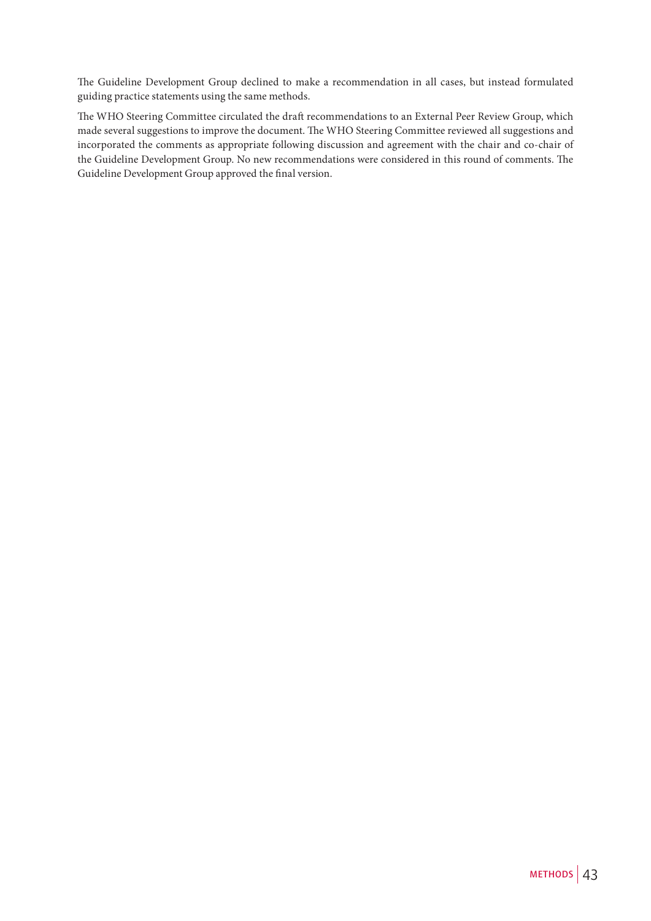The Guideline Development Group declined to make a recommendation in all cases, but instead formulated guiding practice statements using the same methods.

The WHO Steering Committee circulated the draft recommendations to an External Peer Review Group, which made several suggestions to improve the document. The WHO Steering Committee reviewed all suggestions and incorporated the comments as appropriate following discussion and agreement with the chair and co-chair of the Guideline Development Group. No new recommendations were considered in this round of comments. The Guideline Development Group approved the final version.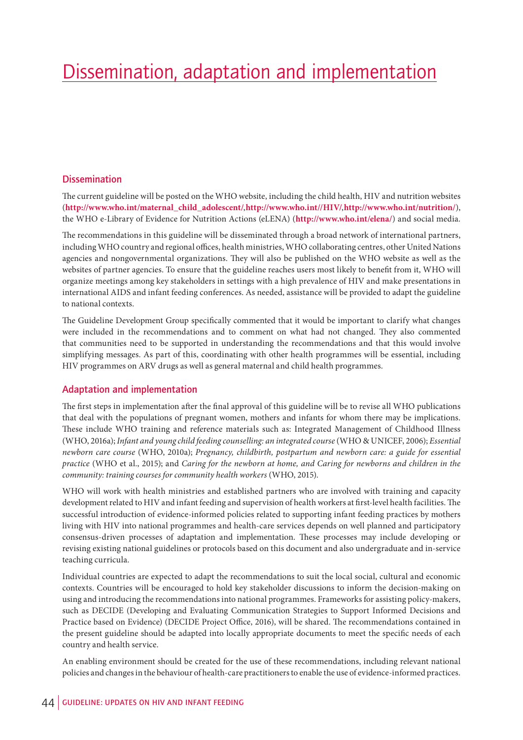# Dissemination, adaptation and implementation

## Dissemination

The current guideline will be posted on the WHO website, including the child health, HIV and nutrition websites (**http://www.who.int/maternal_child_adolescent/**,**http://www.who.int//HIV/**,**http://www.who.int/nutrition/**), the WHO e-Library of Evidence for Nutrition Actions (eLENA) (**http://www.who.int/elena/**) and social media.

The recommendations in this guideline will be disseminated through a broad network of international partners, including WHO country and regional offices, health ministries, WHO collaborating centres, other United Nations agencies and nongovernmental organizations. They will also be published on the WHO website as well as the websites of partner agencies. To ensure that the guideline reaches users most likely to benefit from it, WHO will organize meetings among key stakeholders in settings with a high prevalence of HIV and make presentations in international AIDS and infant feeding conferences. As needed, assistance will be provided to adapt the guideline to national contexts.

The Guideline Development Group specifically commented that it would be important to clarify what changes were included in the recommendations and to comment on what had not changed. They also commented that communities need to be supported in understanding the recommendations and that this would involve simplifying messages. As part of this, coordinating with other health programmes will be essential, including HIV programmes on ARV drugs as well as general maternal and child health programmes.

## Adaptation and implementation

The first steps in implementation after the final approval of this guideline will be to revise all WHO publications that deal with the populations of pregnant women, mothers and infants for whom there may be implications. These include WHO training and reference materials such as: Integrated Management of Childhood Illness (WHO, 2016a); *Infant and young child feeding counselling: an integrated course* (WHO & UNICEF, 2006); *Essential newborn care course* (WHO, 2010a); *Pregnancy, childbirth, postpartum and newborn care: a guide for essential practice* (WHO et al., 2015); and *Caring for the newborn at home, and Caring for newborns and children in the community: training courses for community health workers* (WHO, 2015).

WHO will work with health ministries and established partners who are involved with training and capacity development related to HIV and infant feeding and supervision of health workers at first-level health facilities. The successful introduction of evidence-informed policies related to supporting infant feeding practices by mothers living with HIV into national programmes and health-care services depends on well planned and participatory consensus-driven processes of adaptation and implementation. These processes may include developing or revising existing national guidelines or protocols based on this document and also undergraduate and in-service teaching curricula.

Individual countries are expected to adapt the recommendations to suit the local social, cultural and economic contexts. Countries will be encouraged to hold key stakeholder discussions to inform the decision-making on using and introducing the recommendations into national programmes. Frameworks for assisting policy-makers, such as DECIDE (Developing and Evaluating Communication Strategies to Support Informed Decisions and Practice based on Evidence) (DECIDE Project Office, 2016), will be shared. The recommendations contained in the present guideline should be adapted into locally appropriate documents to meet the specific needs of each country and health service.

An enabling environment should be created for the use of these recommendations, including relevant national policies and changes in the behaviour of health-care practitioners to enable the use of evidence-informed practices.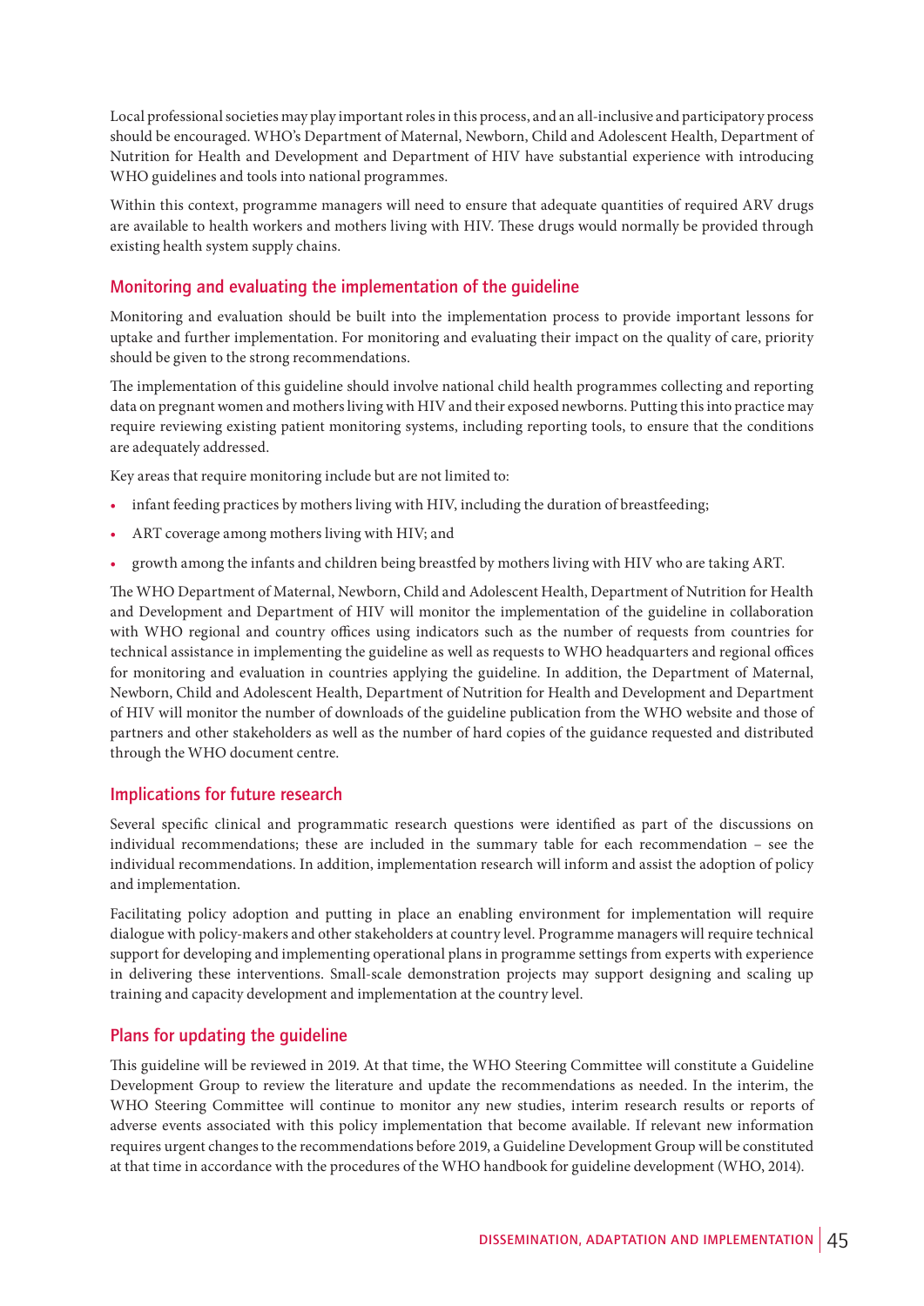Local professional societies may play important roles in this process, and an all-inclusive and participatory process should be encouraged. WHO's Department of Maternal, Newborn, Child and Adolescent Health, Department of Nutrition for Health and Development and Department of HIV have substantial experience with introducing WHO guidelines and tools into national programmes.

Within this context, programme managers will need to ensure that adequate quantities of required ARV drugs are available to health workers and mothers living with HIV. These drugs would normally be provided through existing health system supply chains.

## Monitoring and evaluating the implementation of the guideline

Monitoring and evaluation should be built into the implementation process to provide important lessons for uptake and further implementation. For monitoring and evaluating their impact on the quality of care, priority should be given to the strong recommendations.

The implementation of this guideline should involve national child health programmes collecting and reporting data on pregnant women and mothers living with HIV and their exposed newborns. Putting this into practice may require reviewing existing patient monitoring systems, including reporting tools, to ensure that the conditions are adequately addressed.

Key areas that require monitoring include but are not limited to:

- infant feeding practices by mothers living with HIV, including the duration of breastfeeding;
- ART coverage among mothers living with HIV; and
- growth among the infants and children being breastfed by mothers living with HIV who are taking ART.

The WHO Department of Maternal, Newborn, Child and Adolescent Health, Department of Nutrition for Health and Development and Department of HIV will monitor the implementation of the guideline in collaboration with WHO regional and country offices using indicators such as the number of requests from countries for technical assistance in implementing the guideline as well as requests to WHO headquarters and regional offices for monitoring and evaluation in countries applying the guideline. In addition, the Department of Maternal, Newborn, Child and Adolescent Health, Department of Nutrition for Health and Development and Department of HIV will monitor the number of downloads of the guideline publication from the WHO website and those of partners and other stakeholders as well as the number of hard copies of the guidance requested and distributed through the WHO document centre.

## Implications for future research

Several specific clinical and programmatic research questions were identified as part of the discussions on individual recommendations; these are included in the summary table for each recommendation – see the individual recommendations. In addition, implementation research will inform and assist the adoption of policy and implementation.

Facilitating policy adoption and putting in place an enabling environment for implementation will require dialogue with policy-makers and other stakeholders at country level. Programme managers will require technical support for developing and implementing operational plans in programme settings from experts with experience in delivering these interventions. Small-scale demonstration projects may support designing and scaling up training and capacity development and implementation at the country level.

## Plans for updating the guideline

This guideline will be reviewed in 2019. At that time, the WHO Steering Committee will constitute a Guideline Development Group to review the literature and update the recommendations as needed. In the interim, the WHO Steering Committee will continue to monitor any new studies, interim research results or reports of adverse events associated with this policy implementation that become available. If relevant new information requires urgent changes to the recommendations before 2019, a Guideline Development Group will be constituted at that time in accordance with the procedures of the WHO handbook for guideline development (WHO, 2014).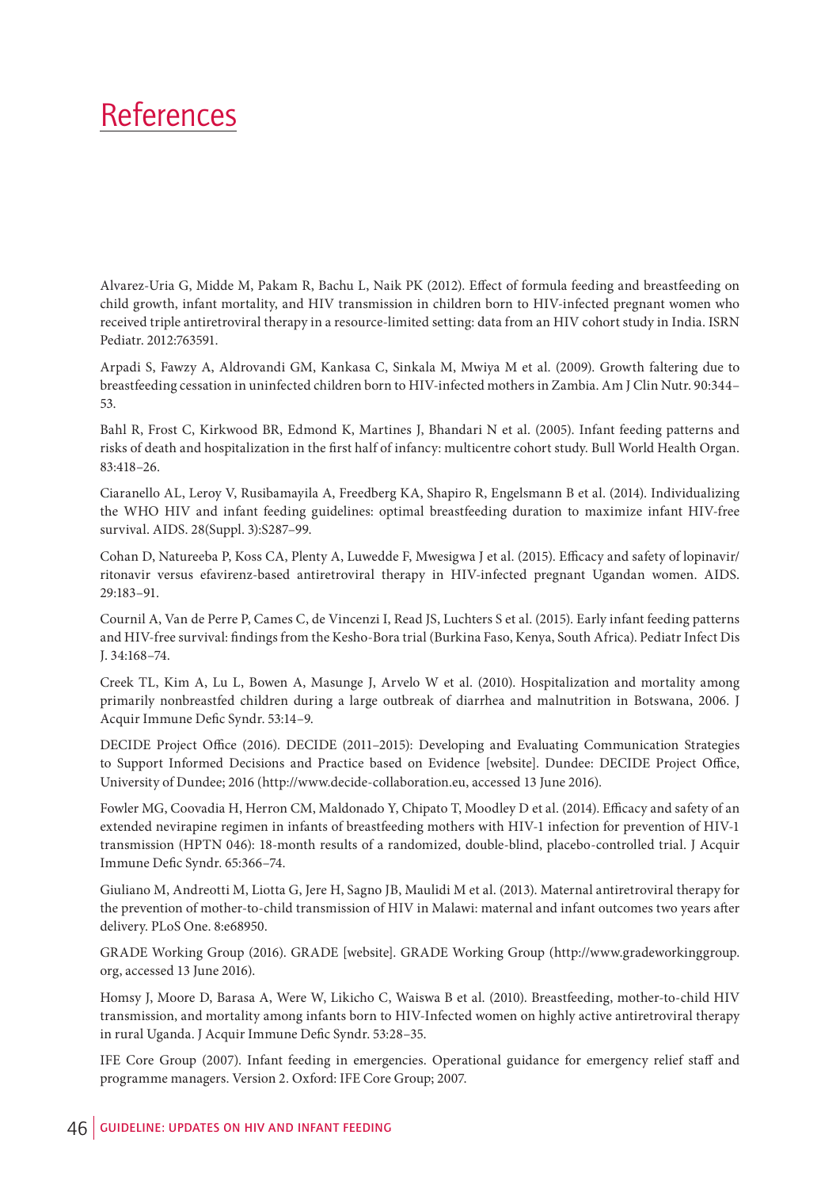# References

Alvarez-Uria G, Midde M, Pakam R, Bachu L, Naik PK (2012). Effect of formula feeding and breastfeeding on child growth, infant mortality, and HIV transmission in children born to HIV-infected pregnant women who received triple antiretroviral therapy in a resource-limited setting: data from an HIV cohort study in India. ISRN Pediatr. 2012:763591.

Arpadi S, Fawzy A, Aldrovandi GM, Kankasa C, Sinkala M, Mwiya M et al. (2009). Growth faltering due to breastfeeding cessation in uninfected children born to HIV-infected mothers in Zambia. Am J Clin Nutr. 90:344–53.

Bahl R, Frost C, Kirkwood BR, Edmond K, Martines J, Bhandari N et al. (2005). Infant feeding patterns and risks of death and hospitalization in the first half of infancy: multicentre cohort study. Bull World Health Organ. 83:418–26.

Ciaranello AL, Leroy V, Rusibamayila A, Freedberg KA, Shapiro R, Engelsmann B et al. (2014). Individualizing the WHO HIV and infant feeding guidelines: optimal breastfeeding duration to maximize infant HIV-free survival. AIDS. 28(Suppl. 3):S287–99.

Cohan D, Natureeba P, Koss CA, Plenty A, Luwedde F, Mwesigwa J et al. (2015). Efficacy and safety of lopinavir/ritonavir versus efavirenz-based antiretroviral therapy in HIV-infected pregnant Ugandan women. AIDS. 29:183–91.

Cournil A, Van de Perre P, Cames C, de Vincenzi I, Read JS, Luchters S et al. (2015). Early infant feeding patterns and HIV-free survival: findings from the Kesho-Bora trial (Burkina Faso, Kenya, South Africa). Pediatr Infect Dis J. 34:168–74.

Creek TL, Kim A, Lu L, Bowen A, Masunge J, Arvelo W et al. (2010). Hospitalization and mortality among primarily nonbreastfed children during a large outbreak of diarrhea and malnutrition in Botswana, 2006. J Acquir Immune Defic Syndr. 53:14–9.

DECIDE Project Office (2016). DECIDE (2011–2015): Developing and Evaluating Communication Strategies to Support Informed Decisions and Practice based on Evidence [website]. Dundee: DECIDE Project Office, University of Dundee; 2016 (http://www.decide-collaboration.eu, accessed 13 June 2016).

Fowler MG, Coovadia H, Herron CM, Maldonado Y, Chipato T, Moodley D et al. (2014). Efficacy and safety of an extended nevirapine regimen in infants of breastfeeding mothers with HIV-1 infection for prevention of HIV-1 transmission (HPTN 046): 18-month results of a randomized, double-blind, placebo-controlled trial. J Acquir Immune Defic Syndr. 65:366–74.

Giuliano M, Andreotti M, Liotta G, Jere H, Sagno JB, Maulidi M et al. (2013). Maternal antiretroviral therapy for the prevention of mother-to-child transmission of HIV in Malawi: maternal and infant outcomes two years after delivery. PLoS One. 8:e68950.

GRADE Working Group (2016). GRADE [website]. GRADE Working Group (http://www.gradeworkinggroup.org, accessed 13 June 2016).

Homsy J, Moore D, Barasa A, Were W, Likicho C, Waiswa B et al. (2010). Breastfeeding, mother-to-child HIV transmission, and mortality among infants born to HIV-Infected women on highly active antiretroviral therapy in rural Uganda. J Acquir Immune Defic Syndr. 53:28–35.

IFE Core Group (2007). Infant feeding in emergencies. Operational guidance for emergency relief staff and programme managers. Version 2. Oxford: IFE Core Group; 2007.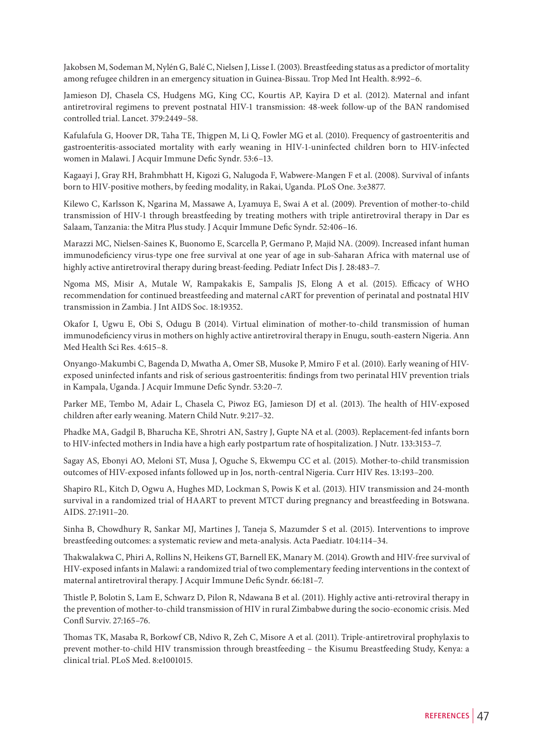Jakobsen M, Sodeman M, Nylén G, Balé C, Nielsen J, Lisse I. (2003). Breastfeeding status as a predictor of mortality among refugee children in an emergency situation in Guinea-Bissau. Trop Med Int Health. 8:992–6.

Jamieson DJ, Chasela CS, Hudgens MG, King CC, Kourtis AP, Kayira D et al. (2012). Maternal and infant antiretroviral regimens to prevent postnatal HIV-1 transmission: 48-week follow-up of the BAN randomised controlled trial. Lancet. 379:2449–58.

Kafulafula G, Hoover DR, Taha TE, Thigpen M, Li Q, Fowler MG et al. (2010). Frequency of gastroenteritis and gastroenteritis-associated mortality with early weaning in HIV-1-uninfected children born to HIV-infected women in Malawi. J Acquir Immune Defic Syndr. 53:6–13.

Kagaayi J, Gray RH, Brahmbhatt H, Kigozi G, Nalugoda F, Wabwere-Mangen F et al. (2008). Survival of infants born to HIV-positive mothers, by feeding modality, in Rakai, Uganda. PLoS One. 3:e3877.

Kilewo C, Karlsson K, Ngarina M, Massawe A, Lyamuya E, Swai A et al. (2009). Prevention of mother-to-child transmission of HIV-1 through breastfeeding by treating mothers with triple antiretroviral therapy in Dar es Salaam, Tanzania: the Mitra Plus study. J Acquir Immune Defic Syndr. 52:406–16.

Marazzi MC, Nielsen-Saines K, Buonomo E, Scarcella P, Germano P, Majid NA. (2009). Increased infant human immunodeficiency virus-type one free survival at one year of age in sub-Saharan Africa with maternal use of highly active antiretroviral therapy during breast-feeding. Pediatr Infect Dis J. 28:483–7.

Ngoma MS, Misir A, Mutale W, Rampakakis E, Sampalis JS, Elong A et al. (2015). Efficacy of WHO recommendation for continued breastfeeding and maternal cART for prevention of perinatal and postnatal HIV transmission in Zambia. J Int AIDS Soc. 18:19352.

Okafor I, Ugwu E, Obi S, Odugu B (2014). Virtual elimination of mother-to-child transmission of human immunodeficiency virus in mothers on highly active antiretroviral therapy in Enugu, south-eastern Nigeria. Ann Med Health Sci Res. 4:615–8.

Onyango-Makumbi C, Bagenda D, Mwatha A, Omer SB, Musoke P, Mmiro F et al. (2010). Early weaning of HIV-exposed uninfected infants and risk of serious gastroenteritis: findings from two perinatal HIV prevention trials in Kampala, Uganda. J Acquir Immune Defic Syndr. 53:20–7.

Parker ME, Tembo M, Adair L, Chasela C, Piwoz EG, Jamieson DJ et al. (2013). The health of HIV-exposed children after early weaning. Matern Child Nutr. 9:217–32.

Phadke MA, Gadgil B, Bharucha KE, Shrotri AN, Sastry J, Gupte NA et al. (2003). Replacement-fed infants born to HIV-infected mothers in India have a high early postpartum rate of hospitalization. J Nutr. 133:3153–7.

Sagay AS, Ebonyi AO, Meloni ST, Musa J, Oguche S, Ekwempu CC et al. (2015). Mother-to-child transmission outcomes of HIV-exposed infants followed up in Jos, north-central Nigeria. Curr HIV Res. 13:193–200.

Shapiro RL, Kitch D, Ogwu A, Hughes MD, Lockman S, Powis K et al. (2013). HIV transmission and 24-month survival in a randomized trial of HAART to prevent MTCT during pregnancy and breastfeeding in Botswana. AIDS. 27:1911–20.

Sinha B, Chowdhury R, Sankar MJ, Martines J, Taneja S, Mazumder S et al. (2015). Interventions to improve breastfeeding outcomes: a systematic review and meta-analysis. Acta Paediatr. 104:114–34.

Thakwalakwa C, Phiri A, Rollins N, Heikens GT, Barnell EK, Manary M. (2014). Growth and HIV-free survival of HIV-exposed infants in Malawi: a randomized trial of two complementary feeding interventions in the context of maternal antiretroviral therapy. J Acquir Immune Defic Syndr. 66:181–7.

Thistle P, Bolotin S, Lam E, Schwarz D, Pilon R, Ndawana B et al. (2011). Highly active anti-retroviral therapy in the prevention of mother-to-child transmission of HIV in rural Zimbabwe during the socio-economic crisis. Med Confl Surviv. 27:165–76.

Thomas TK, Masaba R, Borkowf CB, Ndivo R, Zeh C, Misore A et al. (2011). Triple-antiretroviral prophylaxis to prevent mother-to-child HIV transmission through breastfeeding – the Kisumu Breastfeeding Study, Kenya: a clinical trial. PLoS Med. 8:e1001015.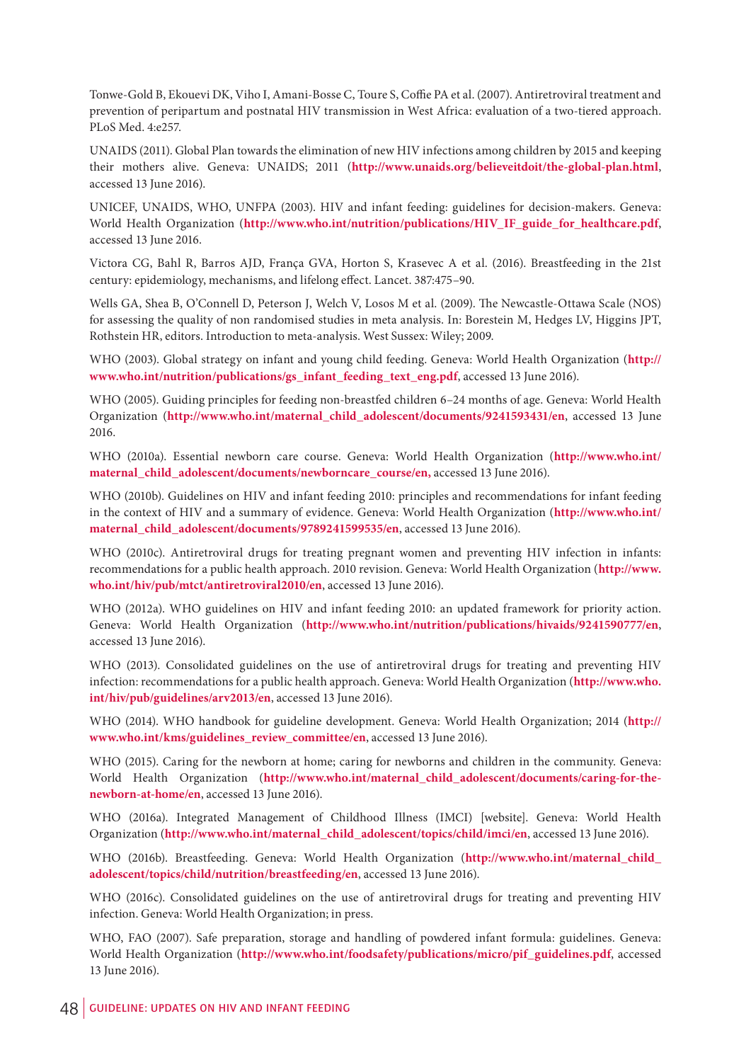Tonwe-Gold B, Ekouevi DK, Viho I, Amani-Bosse C, Toure S, Coffie PA et al. (2007). Antiretroviral treatment and prevention of peripartum and postnatal HIV transmission in West Africa: evaluation of a two-tiered approach. PLoS Med. 4:e257.

UNAIDS (2011). Global Plan towards the elimination of new HIV infections among children by 2015 and keeping their mothers alive. Geneva: UNAIDS; 2011 (**http://www.unaids.org/believeitdoit/the-global-plan.html**, accessed 13 June 2016).

UNICEF, UNAIDS, WHO, UNFPA (2003). HIV and infant feeding: guidelines for decision-makers. Geneva: World Health Organization (**http://www.who.int/nutrition/publications/HIV_IF_guide_for_healthcare.pdf**, accessed 13 June 2016.

Victora CG, Bahl R, Barros AJD, França GVA, Horton S, Krasevec A et al. (2016). Breastfeeding in the 21st century: epidemiology, mechanisms, and lifelong effect. Lancet. 387:475–90.

Wells GA, Shea B, O'Connell D, Peterson J, Welch V, Losos M et al. (2009). The Newcastle-Ottawa Scale (NOS) for assessing the quality of non randomised studies in meta analysis. In: Borestein M, Hedges LV, Higgins JPT, Rothstein HR, editors. Introduction to meta-analysis. West Sussex: Wiley; 2009.

WHO (2003). Global strategy on infant and young child feeding. Geneva: World Health Organization (**http://www.who.int/nutrition/publications/gs_infant_feeding_text_eng.pdf**, accessed 13 June 2016).

WHO (2005). Guiding principles for feeding non-breastfed children 6–24 months of age. Geneva: World Health Organization (**http://www.who.int/maternal_child_adolescent/documents/9241593431/en**, accessed 13 June 2016.

WHO (2010a). Essential newborn care course. Geneva: World Health Organization (**http://www.who.int/maternal_child_adolescent/documents/newborncare_course/en,** accessed 13 June 2016).

WHO (2010b). Guidelines on HIV and infant feeding 2010: principles and recommendations for infant feeding in the context of HIV and a summary of evidence. Geneva: World Health Organization (**http://www.who.int/maternal_child_adolescent/documents/9789241599535/en**, accessed 13 June 2016).

WHO (2010c). Antiretroviral drugs for treating pregnant women and preventing HIV infection in infants: recommendations for a public health approach. 2010 revision. Geneva: World Health Organization (**http://www.who.int/hiv/pub/mtct/antiretroviral2010/en**, accessed 13 June 2016).

WHO (2012a). WHO guidelines on HIV and infant feeding 2010: an updated framework for priority action. Geneva: World Health Organization (**http://www.who.int/nutrition/publications/hivaids/9241590777/en**, accessed 13 June 2016).

WHO (2013). Consolidated guidelines on the use of antiretroviral drugs for treating and preventing HIV infection: recommendations for a public health approach. Geneva: World Health Organization (**http://www.who.int/hiv/pub/guidelines/arv2013/en**, accessed 13 June 2016).

WHO (2014). WHO handbook for guideline development. Geneva: World Health Organization; 2014 (**http://www.who.int/kms/guidelines_review_committee/en**, accessed 13 June 2016).

WHO (2015). Caring for the newborn at home; caring for newborns and children in the community. Geneva: World Health Organization (**http://www.who.int/maternal_child_adolescent/documents/caring-for-the-newborn-at-home/en**, accessed 13 June 2016).

WHO (2016a). Integrated Management of Childhood Illness (IMCI) [website]. Geneva: World Health Organization (**http://www.who.int/maternal_child_adolescent/topics/child/imci/en**, accessed 13 June 2016).

WHO (2016b). Breastfeeding. Geneva: World Health Organization (**http://www.who.int/maternal_child_adolescent/topics/child/nutrition/breastfeeding/en**, accessed 13 June 2016).

WHO (2016c). Consolidated guidelines on the use of antiretroviral drugs for treating and preventing HIV infection. Geneva: World Health Organization; in press.

WHO, FAO (2007). Safe preparation, storage and handling of powdered infant formula: guidelines. Geneva: World Health Organization (**http://www.who.int/foodsafety/publications/micro/pif_guidelines.pdf**, accessed 13 June 2016).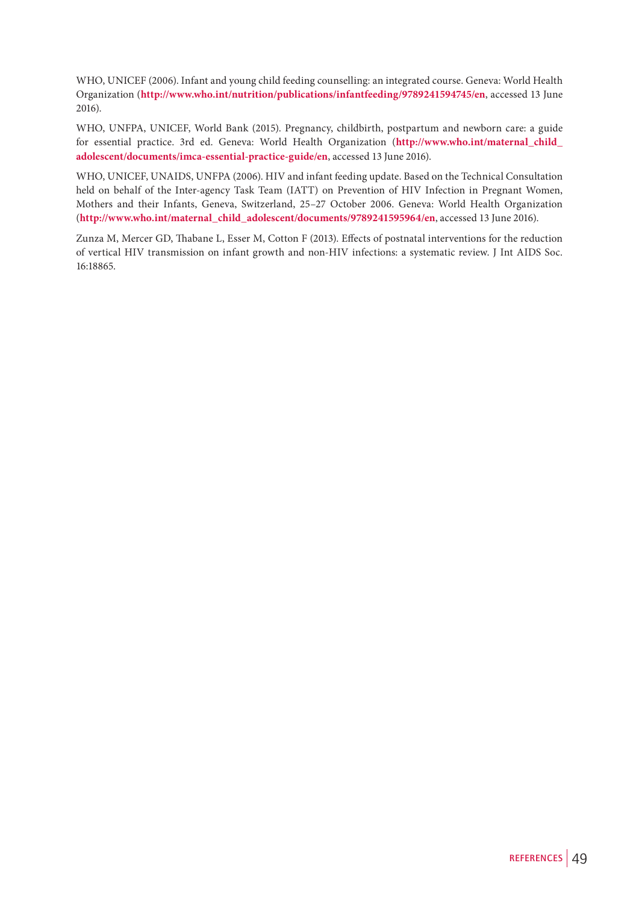WHO, UNICEF (2006). Infant and young child feeding counselling: an integrated course. Geneva: World Health Organization (**http://www.who.int/nutrition/publications/infantfeeding/9789241594745/en**, accessed 13 June 2016).

WHO, UNFPA, UNICEF, World Bank (2015). Pregnancy, childbirth, postpartum and newborn care: a guide for essential practice. 3rd ed. Geneva: World Health Organization (**http://www.who.int/maternal_child_adolescent/documents/imca-essential-practice-guide/en**, accessed 13 June 2016).

WHO, UNICEF, UNAIDS, UNFPA (2006). HIV and infant feeding update. Based on the Technical Consultation held on behalf of the Inter-agency Task Team (IATT) on Prevention of HIV Infection in Pregnant Women, Mothers and their Infants, Geneva, Switzerland, 25–27 October 2006. Geneva: World Health Organization (**http://www.who.int/maternal_child_adolescent/documents/9789241595964/en**, accessed 13 June 2016).

Zunza M, Mercer GD, Thabane L, Esser M, Cotton F (2013). Effects of postnatal interventions for the reduction of vertical HIV transmission on infant growth and non-HIV infections: a systematic review. J Int AIDS Soc. 16:18865.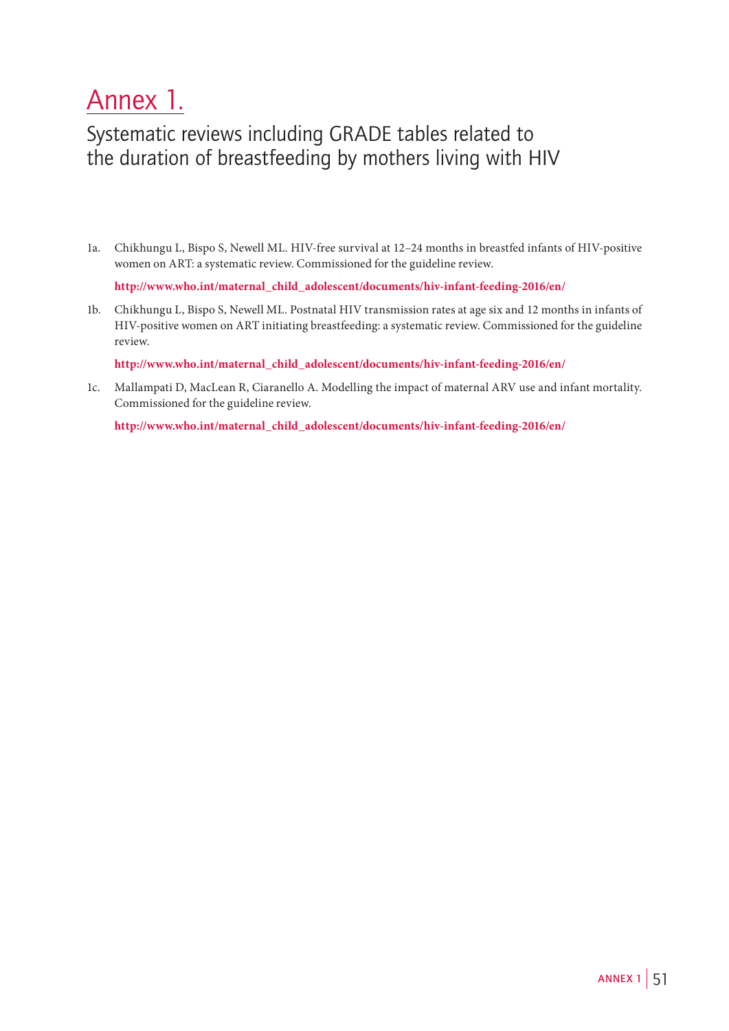# Annex 1.

## Systematic reviews including GRADE tables related to the duration of breastfeeding by mothers living with HIV

1a. Chikhungu L, Bispo S, Newell ML. HIV-free survival at 12–24 months in breastfed infants of HIV-positive women on ART: a systematic review. Commissioned for the guideline review.

**http://www.who.int/maternal_child_adolescent/documents/hiv-infant-feeding-2016/en/**

1b. Chikhungu L, Bispo S, Newell ML. Postnatal HIV transmission rates at age six and 12 months in infants of HIV-positive women on ART initiating breastfeeding: a systematic review. Commissioned for the guideline review.

**http://www.who.int/maternal_child_adolescent/documents/hiv-infant-feeding-2016/en/**

1c. Mallampati D, MacLean R, Ciaranello A. Modelling the impact of maternal ARV use and infant mortality. Commissioned for the guideline review.

**http://www.who.int/maternal_child_adolescent/documents/hiv-infant-feeding-2016/en/**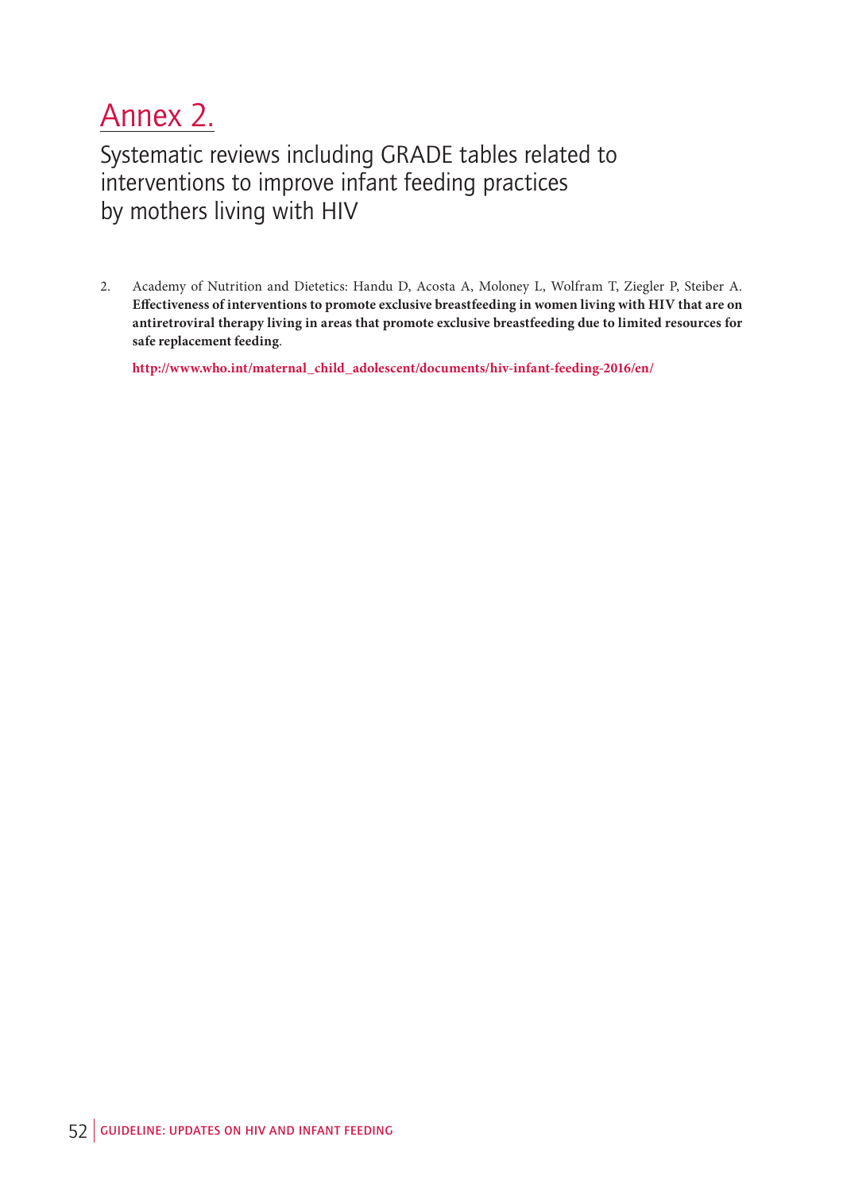# Annex 2.

## Systematic reviews including GRADE tables related to interventions to improve infant feeding practices by mothers living with HIV

2. Academy of Nutrition and Dietetics: Handu D, Acosta A, Moloney L, Wolfram T, Ziegler P, Steiber A. **Effectiveness of interventions to promote exclusive breastfeeding in women living with HIV that are on antiretroviral therapy living in areas that promote exclusive breastfeeding due to limited resources for safe replacement feeding**.

   **http://www.who.int/maternal_child_adolescent/documents/hiv-infant-feeding-2016/en/**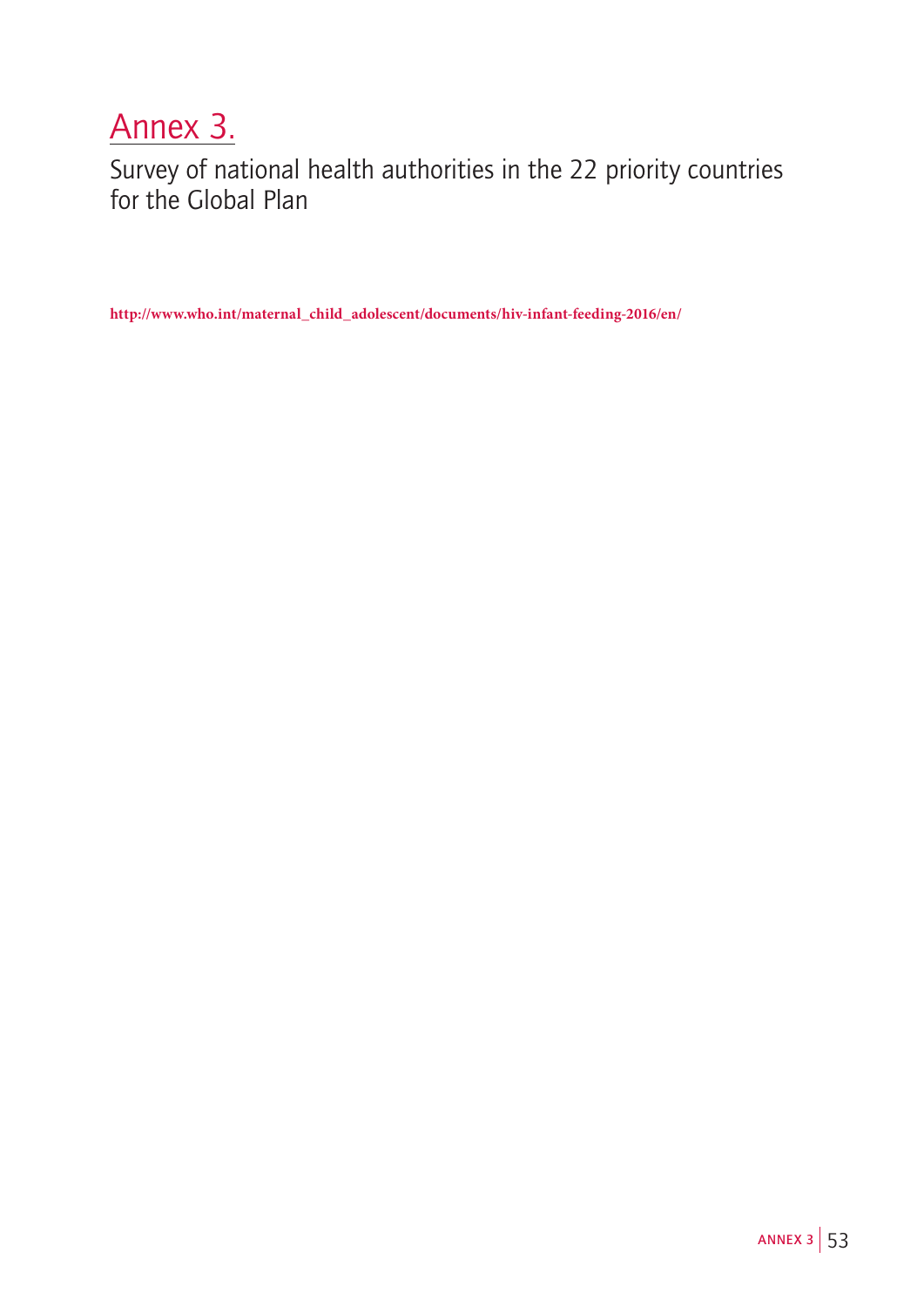# Annex 3.

Survey of national health authorities in the 22 priority countries for the Global Plan

http://www.who.int/maternal_child_adolescent/documents/hiv-infant-feeding-2016/en/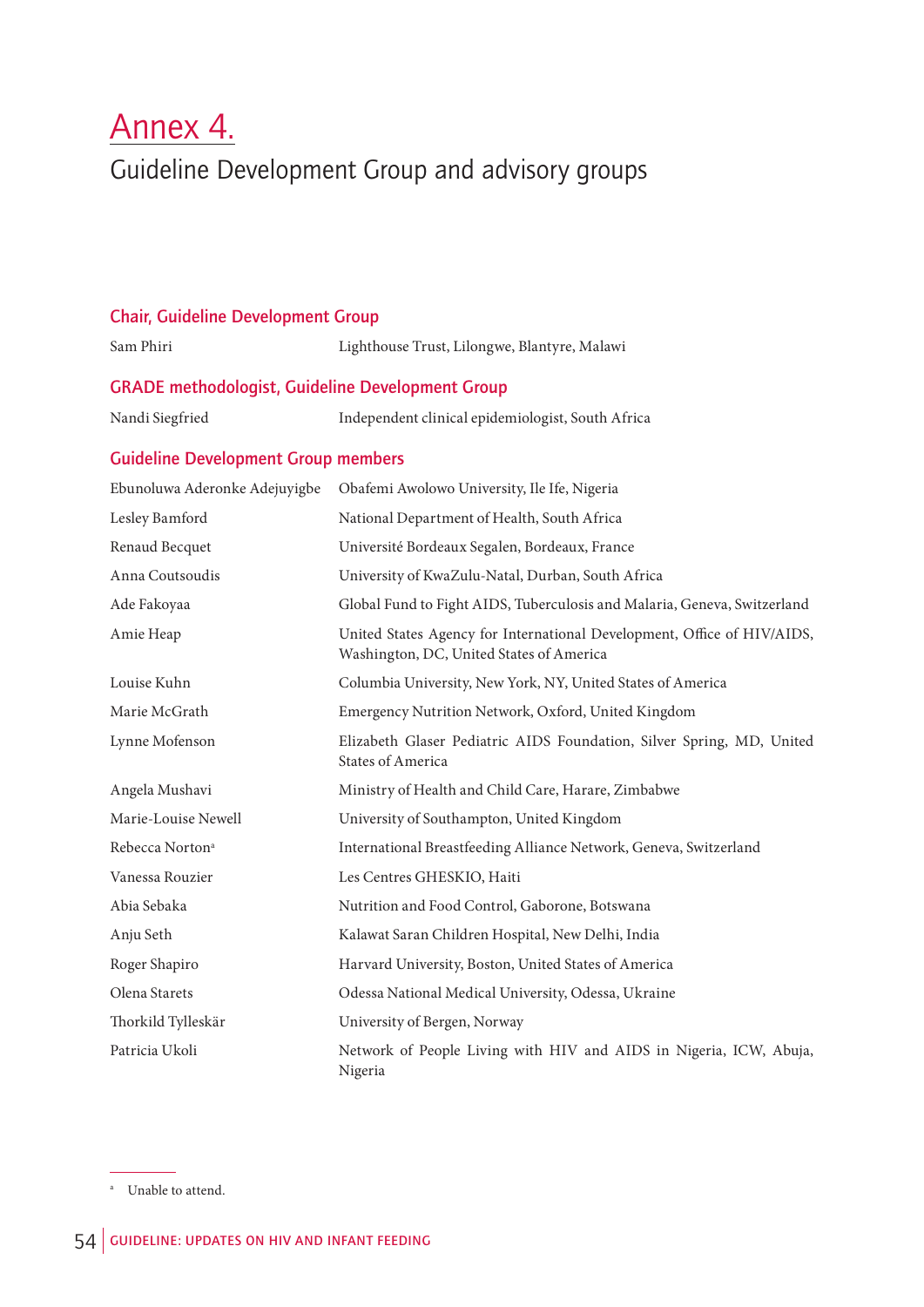# Annex 4.

## Guideline Development Group and advisory groups

### Chair, Guideline Development Group

| | |
|---|---|
| Sam Phiri | Lighthouse Trust, Lilongwe, Blantyre, Malawi |

### GRADE methodologist, Guideline Development Group

| | |
|---|---|
| Nandi Siegfried | Independent clinical epidemiologist, South Africa |

### Guideline Development Group members

| | |
|---|---|
| Ebunoluwa Aderonke Adejuyigbe | Obafemi Awolowo University, Ile Ife, Nigeria |
| Lesley Bamford | National Department of Health, South Africa |
| Renaud Becquet | Université Bordeaux Segalen, Bordeaux, France |
| Anna Coutsoudis | University of KwaZulu-Natal, Durban, South Africa |
| Ade Fakoyaa | Global Fund to Fight AIDS, Tuberculosis and Malaria, Geneva, Switzerland |
| Amie Heap | United States Agency for International Development, Office of HIV/AIDS, Washington, DC, United States of America |
| Louise Kuhn | Columbia University, New York, NY, United States of America |
| Marie McGrath | Emergency Nutrition Network, Oxford, United Kingdom |
| Lynne Mofenson | Elizabeth Glaser Pediatric AIDS Foundation, Silver Spring, MD, United States of America |
| Angela Mushavi | Ministry of Health and Child Care, Harare, Zimbabwe |
| Marie-Louise Newell | University of Southampton, United Kingdom |
| Rebecca Norton[a] | International Breastfeeding Alliance Network, Geneva, Switzerland |
| Vanessa Rouzier | Les Centres GHESKIO, Haiti |
| Abia Sebaka | Nutrition and Food Control, Gaborone, Botswana |
| Anju Seth | Kalawat Saran Children Hospital, New Delhi, India |
| Roger Shapiro | Harvard University, Boston, United States of America |
| Olena Starets | Odessa National Medical University, Odessa, Ukraine |
| Thorkild Tylleskär | University of Bergen, Norway |
| Patricia Ukoli | Network of People Living with HIV and AIDS in Nigeria, ICW, Abuja, Nigeria |

[a] Unable to attend.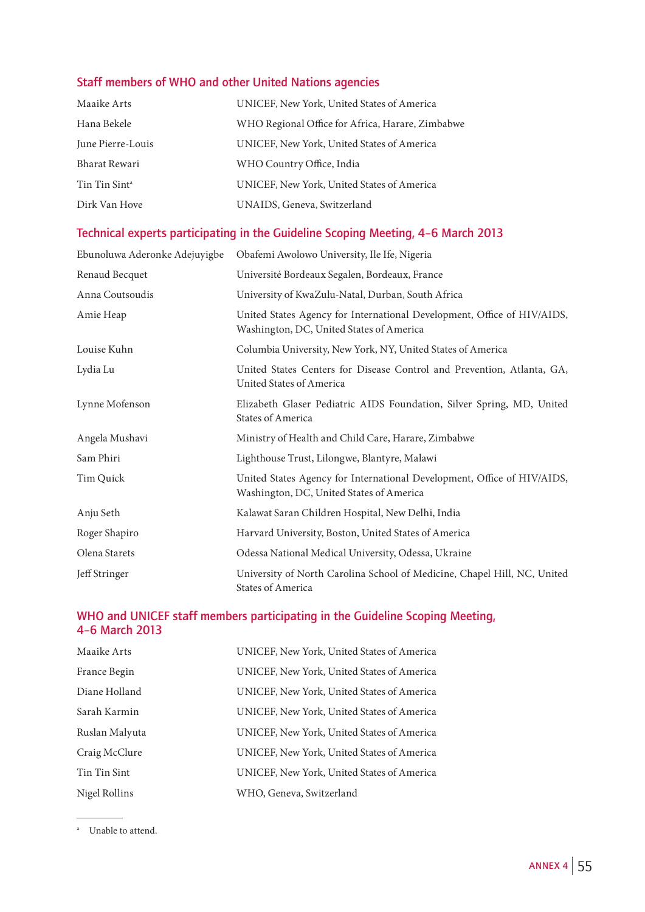## Staff members of WHO and other United Nations agencies

| | |
|---|---|
| Maaike Arts | UNICEF, New York, United States of America |
| Hana Bekele | WHO Regional Office for Africa, Harare, Zimbabwe |
| June Pierre-Louis | UNICEF, New York, United States of America |
| Bharat Rewari | WHO Country Office, India |
| Tin Tin Sint[a] | UNICEF, New York, United States of America |
| Dirk Van Hove | UNAIDS, Geneva, Switzerland |

## Technical experts participating in the Guideline Scoping Meeting, 4–6 March 2013

| | |
|---|---|
| Ebunoluwa Aderonke Adejuyigbe | Obafemi Awolowo University, Ile Ife, Nigeria |
| Renaud Becquet | Université Bordeaux Segalen, Bordeaux, France |
| Anna Coutsoudis | University of KwaZulu-Natal, Durban, South Africa |
| Amie Heap | United States Agency for International Development, Office of HIV/AIDS, Washington, DC, United States of America |
| Louise Kuhn | Columbia University, New York, NY, United States of America |
| Lydia Lu | United States Centers for Disease Control and Prevention, Atlanta, GA, United States of America |
| Lynne Mofenson | Elizabeth Glaser Pediatric AIDS Foundation, Silver Spring, MD, United States of America |
| Angela Mushavi | Ministry of Health and Child Care, Harare, Zimbabwe |
| Sam Phiri | Lighthouse Trust, Lilongwe, Blantyre, Malawi |
| Tim Quick | United States Agency for International Development, Office of HIV/AIDS, Washington, DC, United States of America |
| Anju Seth | Kalawat Saran Children Hospital, New Delhi, India |
| Roger Shapiro | Harvard University, Boston, United States of America |
| Olena Starets | Odessa National Medical University, Odessa, Ukraine |
| Jeff Stringer | University of North Carolina School of Medicine, Chapel Hill, NC, United States of America |

## WHO and UNICEF staff members participating in the Guideline Scoping Meeting, 4–6 March 2013

| | |
|---|---|
| Maaike Arts | UNICEF, New York, United States of America |
| France Begin | UNICEF, New York, United States of America |
| Diane Holland | UNICEF, New York, United States of America |
| Sarah Karmin | UNICEF, New York, United States of America |
| Ruslan Malyuta | UNICEF, New York, United States of America |
| Craig McClure | UNICEF, New York, United States of America |
| Tin Tin Sint | UNICEF, New York, United States of America |
| Nigel Rollins | WHO, Geneva, Switzerland |

[a] Unable to attend.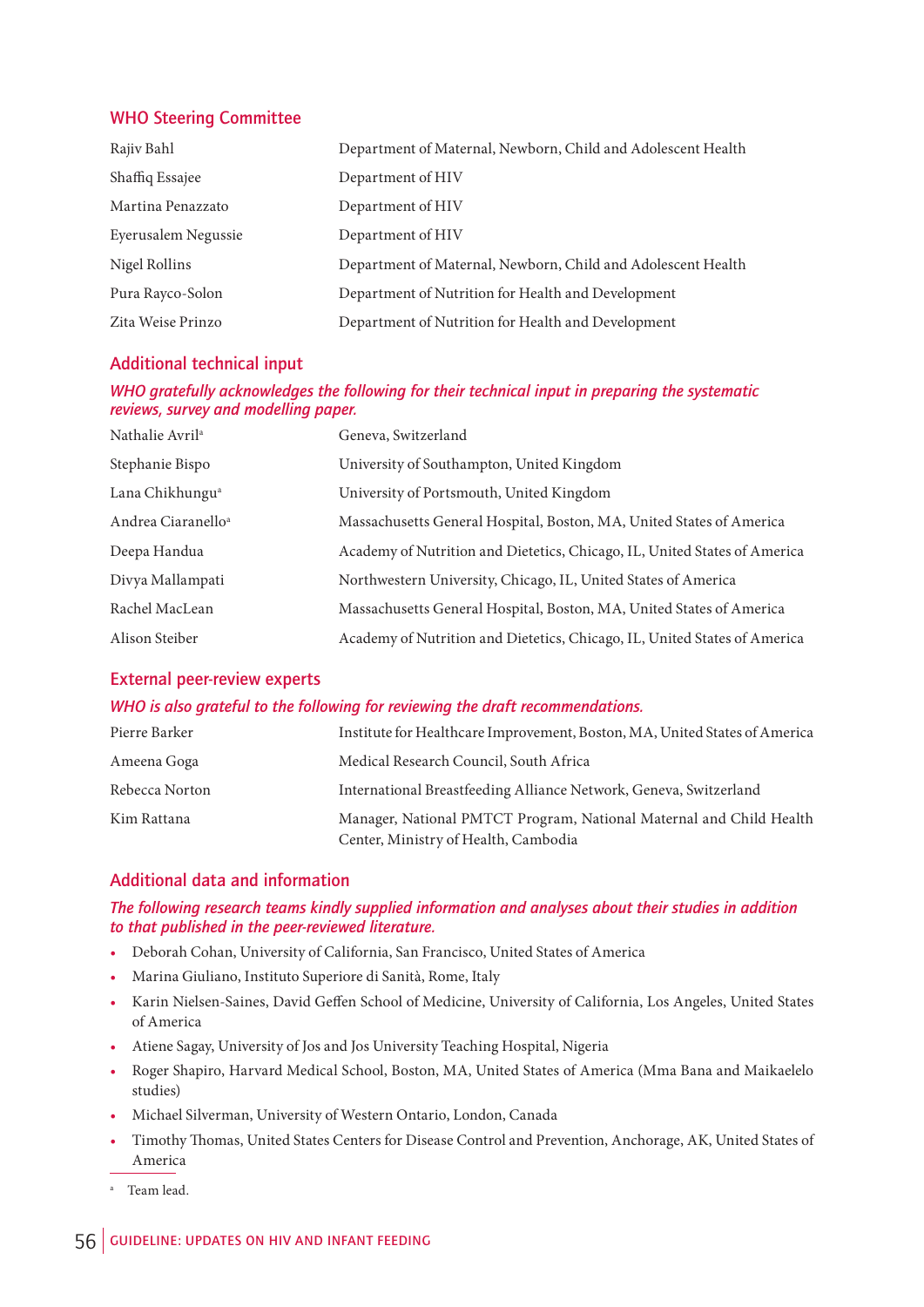## WHO Steering Committee

| | |
|---|---|
| Rajiv Bahl | Department of Maternal, Newborn, Child and Adolescent Health |
| Shaffiq Essajee | Department of HIV |
| Martina Penazzato | Department of HIV |
| Eyerusalem Negussie | Department of HIV |
| Nigel Rollins | Department of Maternal, Newborn, Child and Adolescent Health |
| Pura Rayco-Solon | Department of Nutrition for Health and Development |
| Zita Weise Prinzo | Department of Nutrition for Health and Development |

## Additional technical input

***WHO gratefully acknowledges the following for their technical input in preparing the systematic reviews, survey and modelling paper.***

| | |
|---|---|
| Nathalie Avril[a] | Geneva, Switzerland |
| Stephanie Bispo | University of Southampton, United Kingdom |
| Lana Chikhungu[a] | University of Portsmouth, United Kingdom |
| Andrea Ciaranello[a] | Massachusetts General Hospital, Boston, MA, United States of America |
| Deepa Handua | Academy of Nutrition and Dietetics, Chicago, IL, United States of America |
| Divya Mallampati | Northwestern University, Chicago, IL, United States of America |
| Rachel MacLean | Massachusetts General Hospital, Boston, MA, United States of America |
| Alison Steiber | Academy of Nutrition and Dietetics, Chicago, IL, United States of America |

## External peer-review experts

***WHO is also grateful to the following for reviewing the draft recommendations.***

| | |
|---|---|
| Pierre Barker | Institute for Healthcare Improvement, Boston, MA, United States of America |
| Ameena Goga | Medical Research Council, South Africa |
| Rebecca Norton | International Breastfeeding Alliance Network, Geneva, Switzerland |
| Kim Rattana | Manager, National PMTCT Program, National Maternal and Child Health Center, Ministry of Health, Cambodia |

## Additional data and information

***The following research teams kindly supplied information and analyses about their studies in addition to that published in the peer-reviewed literature.***

- Deborah Cohan, University of California, San Francisco, United States of America
- Marina Giuliano, Instituto Superiore di Sanità, Rome, Italy
- Karin Nielsen-Saines, David Geffen School of Medicine, University of California, Los Angeles, United States of America
- Atiene Sagay, University of Jos and Jos University Teaching Hospital, Nigeria
- Roger Shapiro, Harvard Medical School, Boston, MA, United States of America (Mma Bana and Maikaelelo studies)
- Michael Silverman, University of Western Ontario, London, Canada
- Timothy Thomas, United States Centers for Disease Control and Prevention, Anchorage, AK, United States of America

[a] Team lead.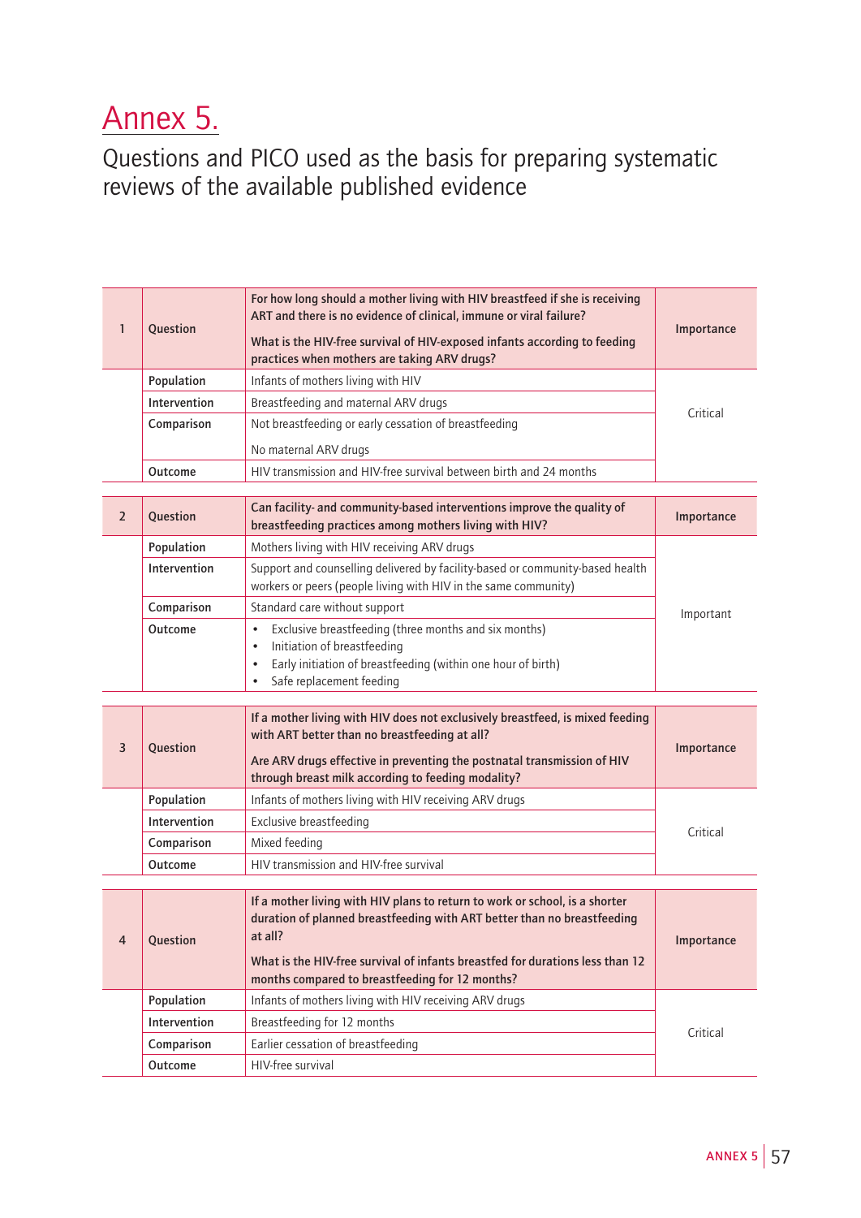# Annex 5.

## Questions and PICO used as the basis for preparing systematic reviews of the available published evidence

| 1 | Question | **For how long should a mother living with HIV breastfeed if she is receiving ART and there is no evidence of clinical, immune or viral failure?** <br><br> **What is the HIV-free survival of HIV-exposed infants according to feeding practices when mothers are taking ARV drugs?** | Importance |
|---|---|---|---|
| | Population | Infants of mothers living with HIV | Critical |
| | Intervention | Breastfeeding and maternal ARV drugs | |
| | Comparison | Not breastfeeding or early cessation of breastfeeding <br><br> No maternal ARV drugs | |
| | Outcome | HIV transmission and HIV-free survival between birth and 24 months | |

| 2 | Question | **Can facility- and community-based interventions improve the quality of breastfeeding practices among mothers living with HIV?** | Importance |
|---|---|---|---|
| | Population | Mothers living with HIV receiving ARV drugs | Important |
| | Intervention | Support and counselling delivered by facility-based or community-based health workers or peers (people living with HIV in the same community) | |
| | Comparison | Standard care without support | |
| | Outcome | • Exclusive breastfeeding (three months and six months) <br> • Initiation of breastfeeding <br> • Early initiation of breastfeeding (within one hour of birth) <br> • Safe replacement feeding | |

| 3 | Question | **If a mother living with HIV does not exclusively breastfeed, is mixed feeding with ART better than no breastfeeding at all?** <br><br> **Are ARV drugs effective in preventing the postnatal transmission of HIV through breast milk according to feeding modality?** | Importance |
|---|---|---|---|
| | Population | Infants of mothers living with HIV receiving ARV drugs | Critical |
| | Intervention | Exclusive breastfeeding | |
| | Comparison | Mixed feeding | |
| | Outcome | HIV transmission and HIV-free survival | |

| 4 | Question | **If a mother living with HIV plans to return to work or school, is a shorter duration of planned breastfeeding with ART better than no breastfeeding at all?** <br><br> **What is the HIV-free survival of infants breastfed for durations less than 12 months compared to breastfeeding for 12 months?** | Importance |
|---|---|---|---|
| | Population | Infants of mothers living with HIV receiving ARV drugs | Critical |
| | Intervention | Breastfeeding for 12 months | |
| | Comparison | Earlier cessation of breastfeeding | |
| | Outcome | HIV-free survival | |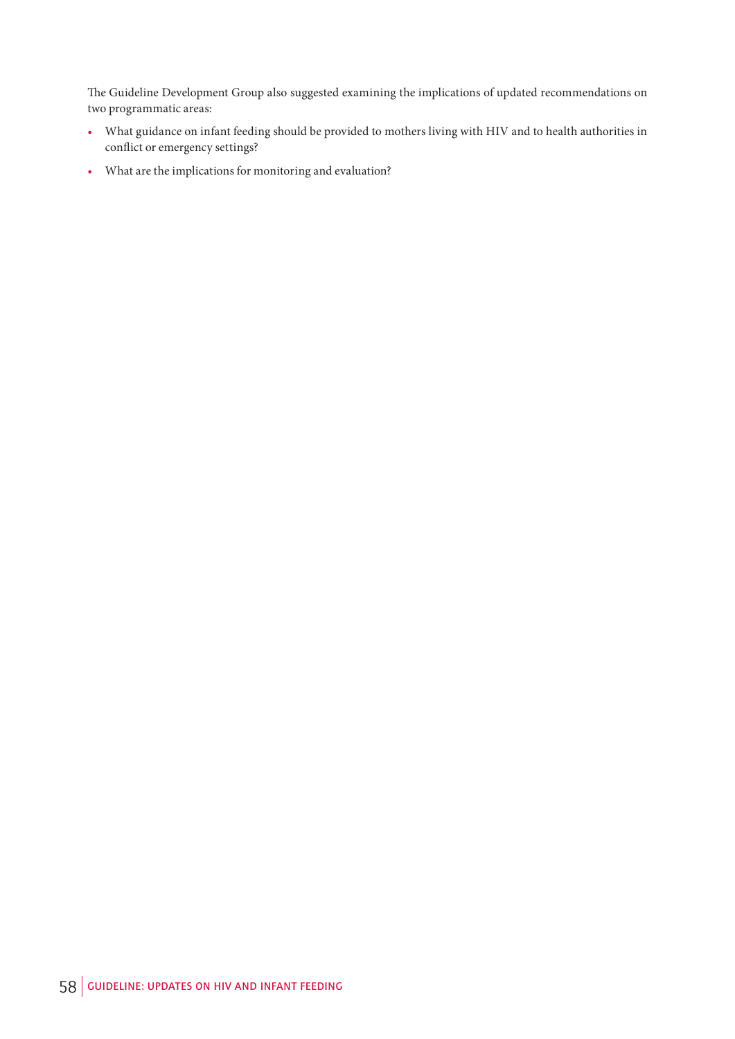The Guideline Development Group also suggested examining the implications of updated recommendations on two programmatic areas:

- What guidance on infant feeding should be provided to mothers living with HIV and to health authorities in conflict or emergency settings?
- What are the implications for monitoring and evaluation?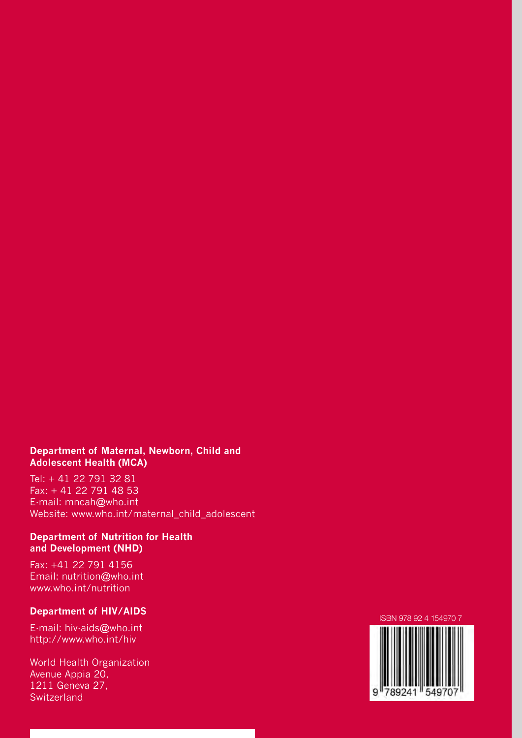**Department of Maternal, Newborn, Child and Adolescent Health (MCA)**

Tel: + 41 22 791 32 81
Fax: + 41 22 791 48 53
E-mail: mncah@who.int
Website: www.who.int/maternal_child_adolescent

**Department of Nutrition for Health and Development (NHD)**

Fax: +41 22 791 4156
Email: nutrition@who.int
www.who.int/nutrition

**Department of HIV/AIDS**

E-mail: hiv-aids@who.int
http://www.who.int/hiv

World Health Organization
Avenue Appia 20,
1211 Geneva 27,
Switzerland

ISBN 978 92 4 154970 7

9 789241 549707